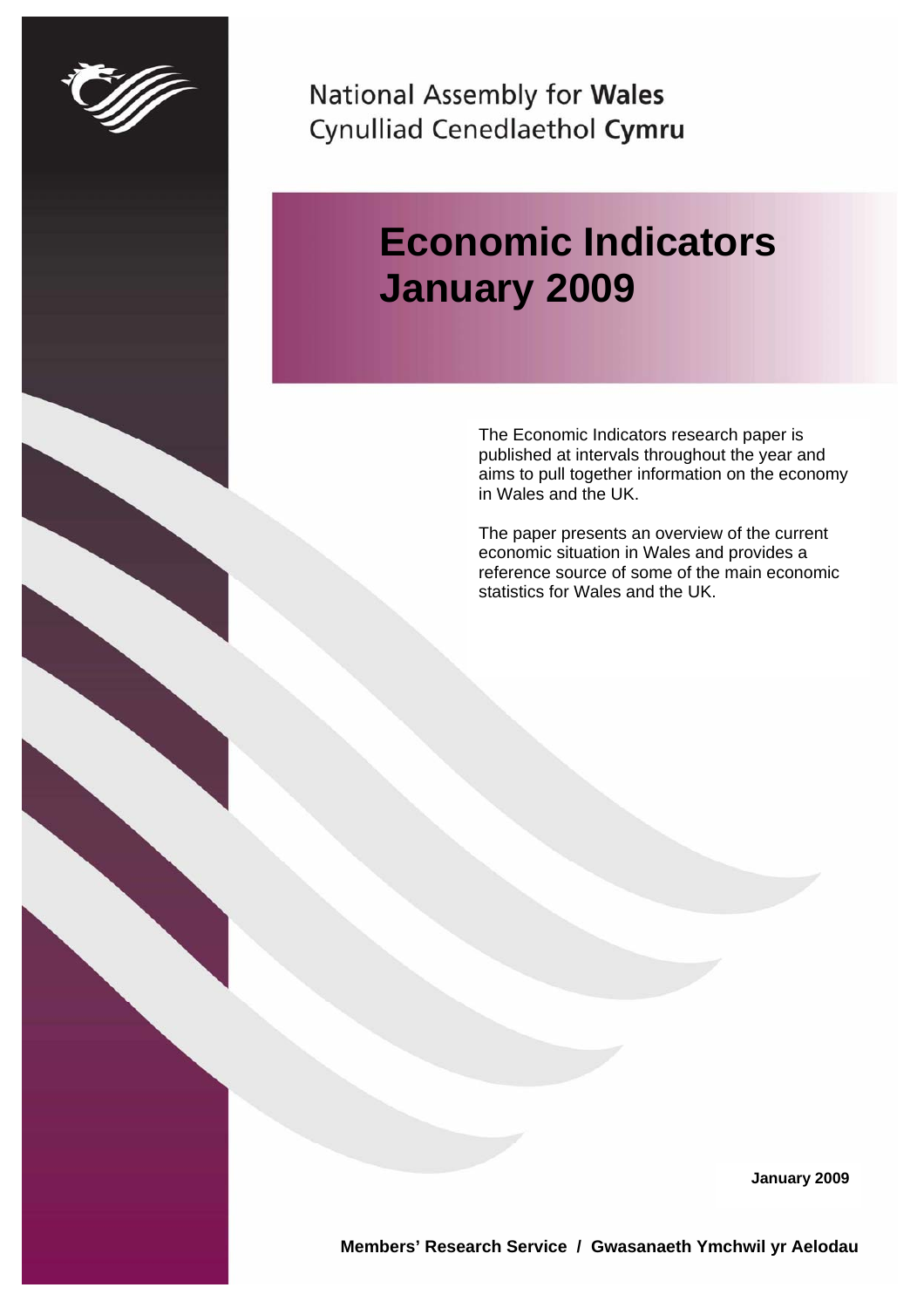National Assembly for **Wales**
Cynulliad Cenedlaethol **Cymru**

# Economic Indicators January 2009

The Economic Indicators research paper is published at intervals throughout the year and aims to pull together information on the economy in Wales and the UK.

The paper presents an overview of the current economic situation in Wales and provides a reference source of some of the main economic statistics for Wales and the UK.

**January 2009**

**Members' Research Service / Gwasanaeth Ymchwil yr Aelodau**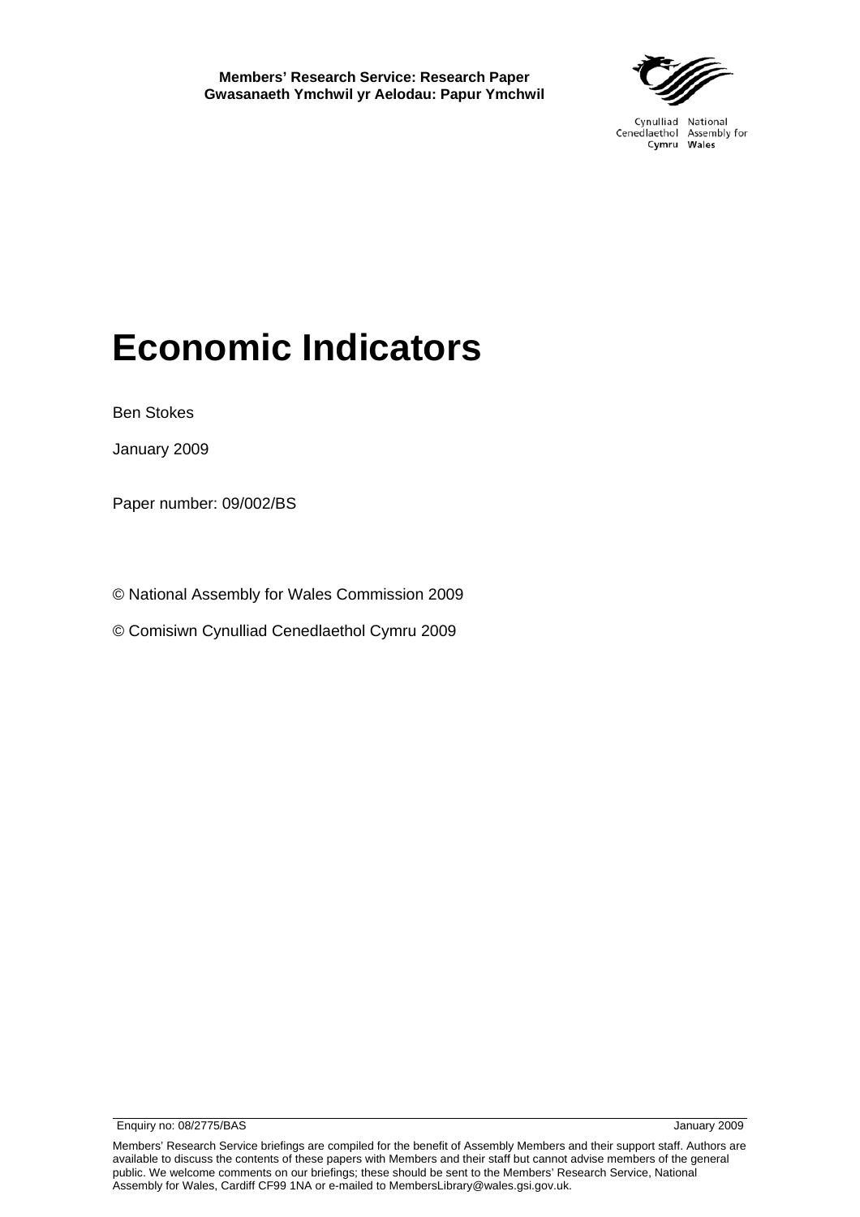**Members' Research Service: Research Paper**
**Gwasanaeth Ymchwil yr Aelodau: Papur Ymchwil**

Cynulliad Cenedlaethol Cymru
National Assembly for Wales

# Economic Indicators

Ben Stokes

January 2009

Paper number: 09/002/BS

© National Assembly for Wales Commission 2009

© Comisiwn Cynulliad Cenedlaethol Cymru 2009

Enquiry no: 08/2775/BAS January 2009

Members' Research Service briefings are compiled for the benefit of Assembly Members and their support staff. Authors are available to discuss the contents of these papers with Members and their staff but cannot advise members of the general public. We welcome comments on our briefings; these should be sent to the Members' Research Service, National Assembly for Wales, Cardiff CF99 1NA or e-mailed to MembersLibrary@wales.gsi.gov.uk.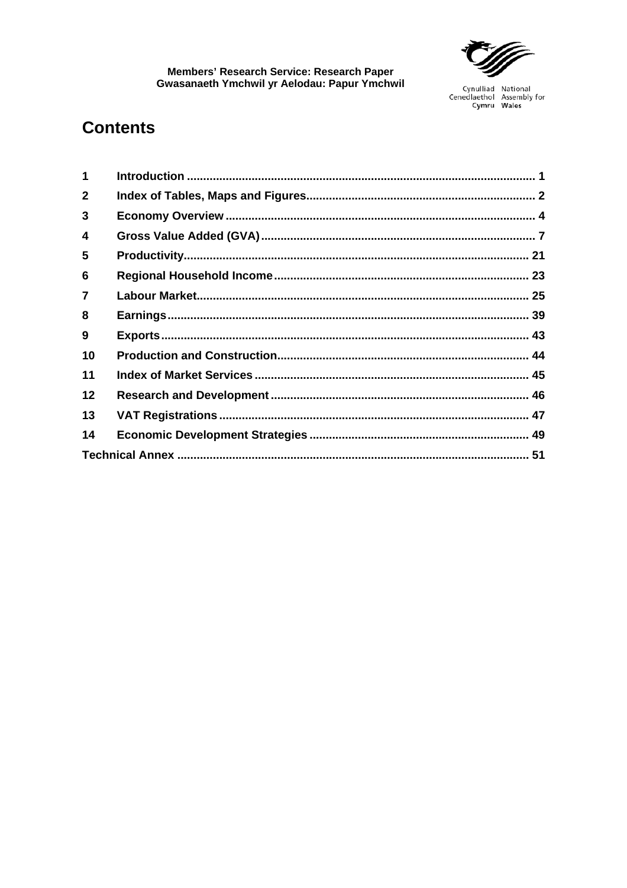# Contents

| | | |
|---|---|---|
| **1** | **Introduction** | **1** |
| **2** | **Index of Tables, Maps and Figures** | **2** |
| **3** | **Economy Overview** | **4** |
| **4** | **Gross Value Added (GVA)** | **7** |
| **5** | **Productivity** | **21** |
| **6** | **Regional Household Income** | **23** |
| **7** | **Labour Market** | **25** |
| **8** | **Earnings** | **39** |
| **9** | **Exports** | **43** |
| **10** | **Production and Construction** | **44** |
| **11** | **Index of Market Services** | **45** |
| **12** | **Research and Development** | **46** |
| **13** | **VAT Registrations** | **47** |
| **14** | **Economic Development Strategies** | **49** |
| **Technical Annex** | | **51** |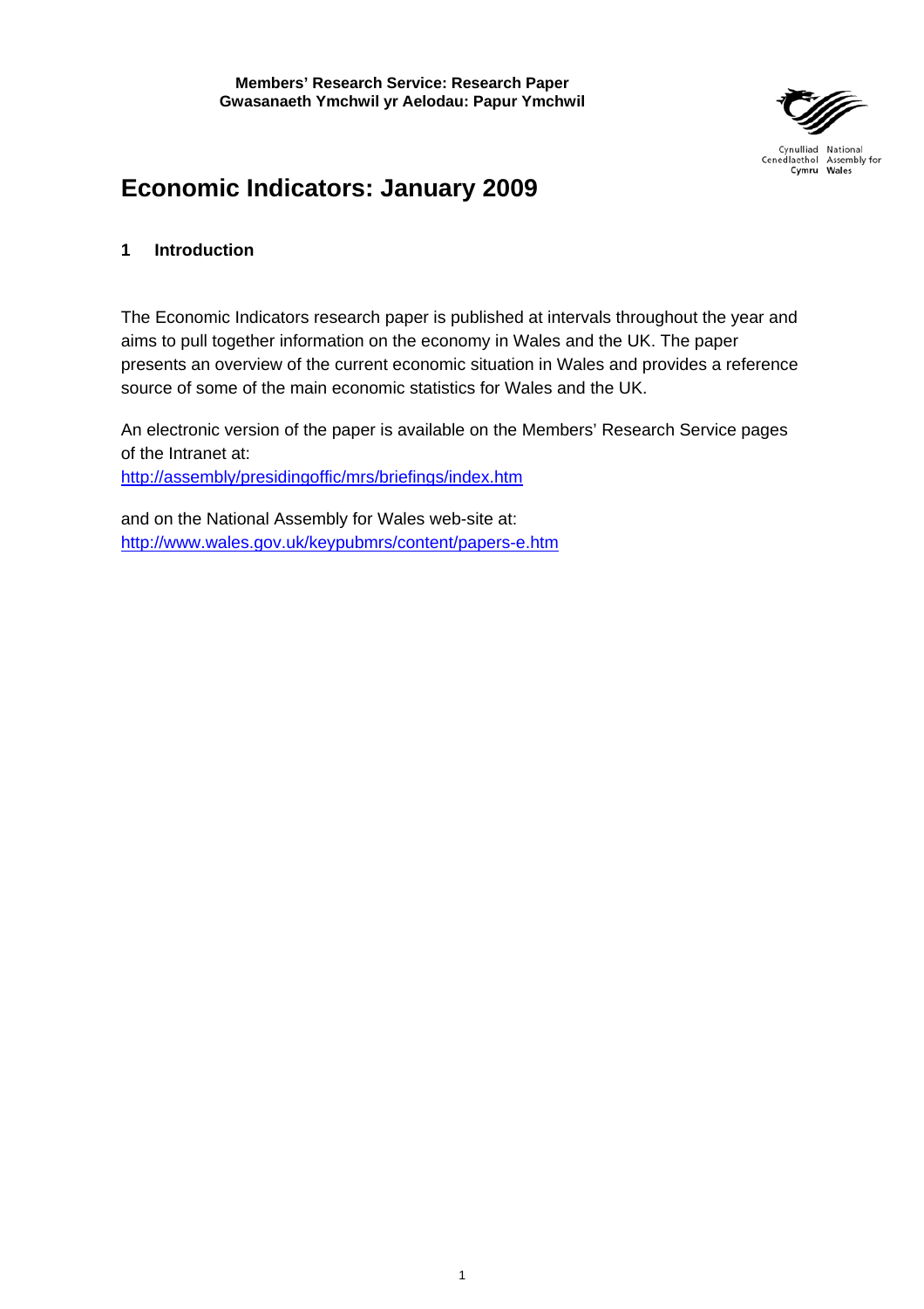**Members' Research Service: Research Paper**
**Gwasanaeth Ymchwil yr Aelodau: Papur Ymchwil**

# Economic Indicators: January 2009

## 1 Introduction

The Economic Indicators research paper is published at intervals throughout the year and aims to pull together information on the economy in Wales and the UK. The paper presents an overview of the current economic situation in Wales and provides a reference source of some of the main economic statistics for Wales and the UK.

An electronic version of the paper is available on the Members' Research Service pages of the Intranet at:
http://assembly/presidingoffic/mrs/briefings/index.htm

and on the National Assembly for Wales web-site at:
http://www.wales.gov.uk/keypubmrs/content/papers-e.htm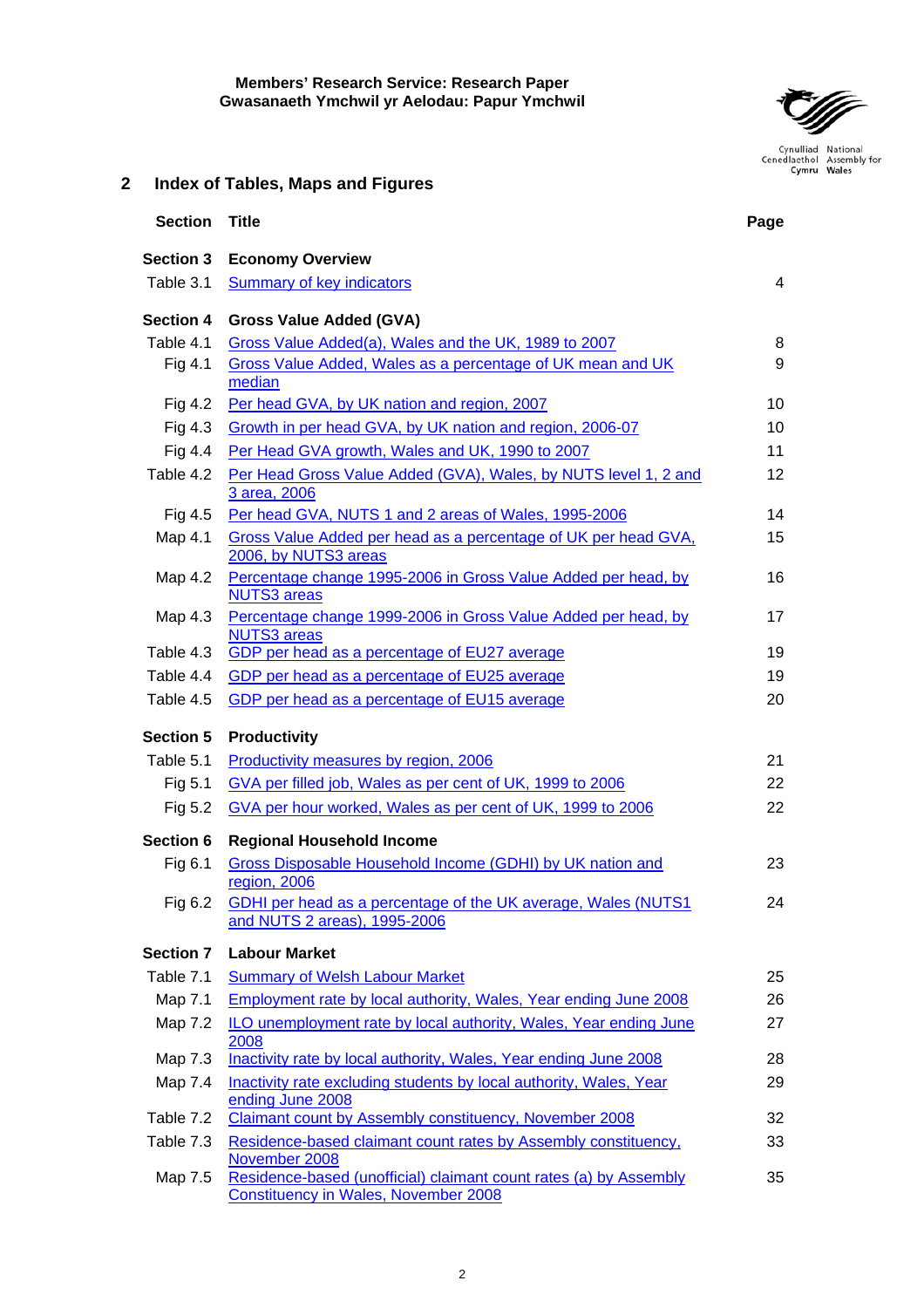**Members' Research Service: Research Paper**
**Gwasanaeth Ymchwil yr Aelodau: Papur Ymchwil**

## 2 Index of Tables, Maps and Figures

| Section | Title | Page |
|---|---|---|
| **Section 3** | **Economy Overview** | |
| Table 3.1 | Summary of key indicators | 4 |
| **Section 4** | **Gross Value Added (GVA)** | |
| Table 4.1 | Gross Value Added(a), Wales and the UK, 1989 to 2007 | 8 |
| Fig 4.1 | Gross Value Added, Wales as a percentage of UK mean and UK median | 9 |
| Fig 4.2 | Per head GVA, by UK nation and region, 2007 | 10 |
| Fig 4.3 | Growth in per head GVA, by UK nation and region, 2006-07 | 10 |
| Fig 4.4 | Per Head GVA growth, Wales and UK, 1990 to 2007 | 11 |
| Table 4.2 | Per Head Gross Value Added (GVA), Wales, by NUTS level 1, 2 and 3 area, 2006 | 12 |
| Fig 4.5 | Per head GVA, NUTS 1 and 2 areas of Wales, 1995-2006 | 14 |
| Map 4.1 | Gross Value Added per head as a percentage of UK per head GVA, 2006, by NUTS3 areas | 15 |
| Map 4.2 | Percentage change 1995-2006 in Gross Value Added per head, by NUTS3 areas | 16 |
| Map 4.3 | Percentage change 1999-2006 in Gross Value Added per head, by NUTS3 areas | 17 |
| Table 4.3 | GDP per head as a percentage of EU27 average | 19 |
| Table 4.4 | GDP per head as a percentage of EU25 average | 19 |
| Table 4.5 | GDP per head as a percentage of EU15 average | 20 |
| **Section 5** | **Productivity** | |
| Table 5.1 | Productivity measures by region, 2006 | 21 |
| Fig 5.1 | GVA per filled job, Wales as per cent of UK, 1999 to 2006 | 22 |
| Fig 5.2 | GVA per hour worked, Wales as per cent of UK, 1999 to 2006 | 22 |
| **Section 6** | **Regional Household Income** | |
| Fig 6.1 | Gross Disposable Household Income (GDHI) by UK nation and region, 2006 | 23 |
| Fig 6.2 | GDHI per head as a percentage of the UK average, Wales (NUTS1 and NUTS 2 areas), 1995-2006 | 24 |
| **Section 7** | **Labour Market** | |
| Table 7.1 | Summary of Welsh Labour Market | 25 |
| Map 7.1 | Employment rate by local authority, Wales, Year ending June 2008 | 26 |
| Map 7.2 | ILO unemployment rate by local authority, Wales, Year ending June 2008 | 27 |
| Map 7.3 | Inactivity rate by local authority, Wales, Year ending June 2008 | 28 |
| Map 7.4 | Inactivity rate excluding students by local authority, Wales, Year ending June 2008 | 29 |
| Table 7.2 | Claimant count by Assembly constituency, November 2008 | 32 |
| Table 7.3 | Residence-based claimant count rates by Assembly constituency, November 2008 | 33 |
| Map 7.5 | Residence-based (unofficial) claimant count rates (a) by Assembly Constituency in Wales, November 2008 | 35 |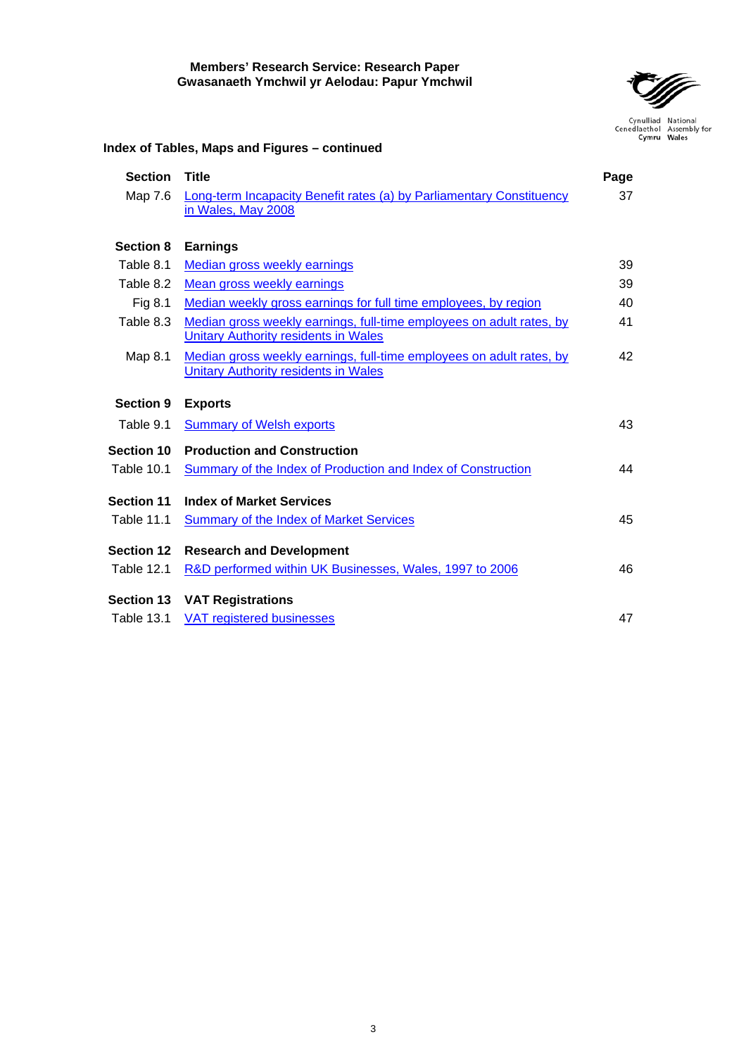**Members' Research Service: Research Paper**
**Gwasanaeth Ymchwil yr Aelodau: Papur Ymchwil**

**Index of Tables, Maps and Figures – continued**

| Section | Title | Page |
|---|---|---|
| Map 7.6 | Long-term Incapacity Benefit rates (a) by Parliamentary Constituency in Wales, May 2008 | 37 |
| **Section 8** | **Earnings** | |
| Table 8.1 | Median gross weekly earnings | 39 |
| Table 8.2 | Mean gross weekly earnings | 39 |
| Fig 8.1 | Median weekly gross earnings for full time employees, by region | 40 |
| Table 8.3 | Median gross weekly earnings, full-time employees on adult rates, by Unitary Authority residents in Wales | 41 |
| Map 8.1 | Median gross weekly earnings, full-time employees on adult rates, by Unitary Authority residents in Wales | 42 |
| **Section 9** | **Exports** | |
| Table 9.1 | Summary of Welsh exports | 43 |
| **Section 10** | **Production and Construction** | |
| Table 10.1 | Summary of the Index of Production and Index of Construction | 44 |
| **Section 11** | **Index of Market Services** | |
| Table 11.1 | Summary of the Index of Market Services | 45 |
| **Section 12** | **Research and Development** | |
| Table 12.1 | R&D performed within UK Businesses, Wales, 1997 to 2006 | 46 |
| **Section 13** | **VAT Registrations** | |
| Table 13.1 | VAT registered businesses | 47 |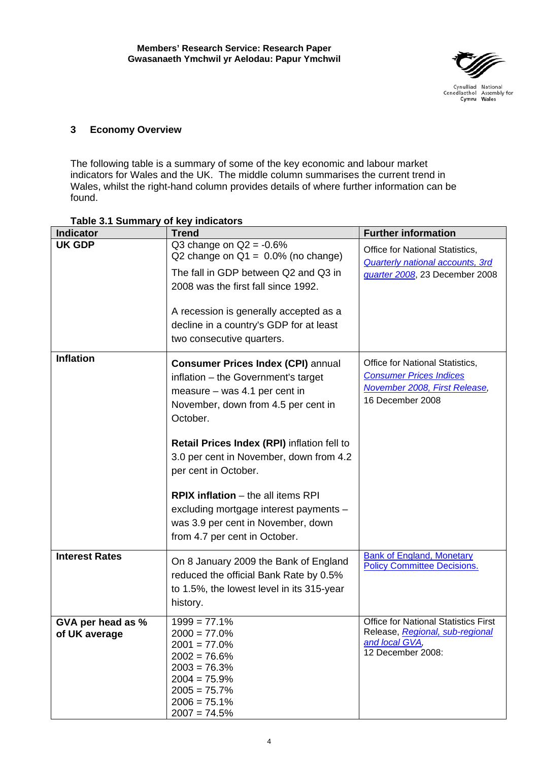## 3 Economy Overview

The following table is a summary of some of the key economic and labour market indicators for Wales and the UK. The middle column summarises the current trend in Wales, whilst the right-hand column provides details of where further information can be found.

**Table 3.1 Summary of key indicators**

| Indicator | Trend | Further information |
|---|---|---|
| **UK GDP** | Q3 change on Q2 = -0.6%<br>Q2 change on Q1 = 0.0% (no change)<br>The fall in GDP between Q2 and Q3 in 2008 was the first fall since 1992.<br><br>A recession is generally accepted as a decline in a country's GDP for at least two consecutive quarters. | Office for National Statistics, *Quarterly national accounts, 3rd quarter 2008*, 23 December 2008 |
| **Inflation** | **Consumer Prices Index (CPI)** annual inflation – the Government's target measure – was 4.1 per cent in November, down from 4.5 per cent in October.<br><br>**Retail Prices Index (RPI)** inflation fell to 3.0 per cent in November, down from 4.2 per cent in October.<br><br>**RPIX inflation** – the all items RPI excluding mortgage interest payments – was 3.9 per cent in November, down from 4.7 per cent in October. | Office for National Statistics, *Consumer Prices Indices November 2008, First Release*, 16 December 2008 |
| **Interest Rates** | On 8 January 2009 the Bank of England reduced the official Bank Rate by 0.5% to 1.5%, the lowest level in its 315-year history. | Bank of England, Monetary Policy Committee Decisions. |
| **GVA per head as % of UK average** | 1999 = 77.1%<br>2000 = 77.0%<br>2001 = 77.0%<br>2002 = 76.6%<br>2003 = 76.3%<br>2004 = 75.9%<br>2005 = 75.7%<br>2006 = 75.1%<br>2007 = 74.5% | Office for National Statistics First Release, *Regional, sub-regional and local GVA*, 12 December 2008: |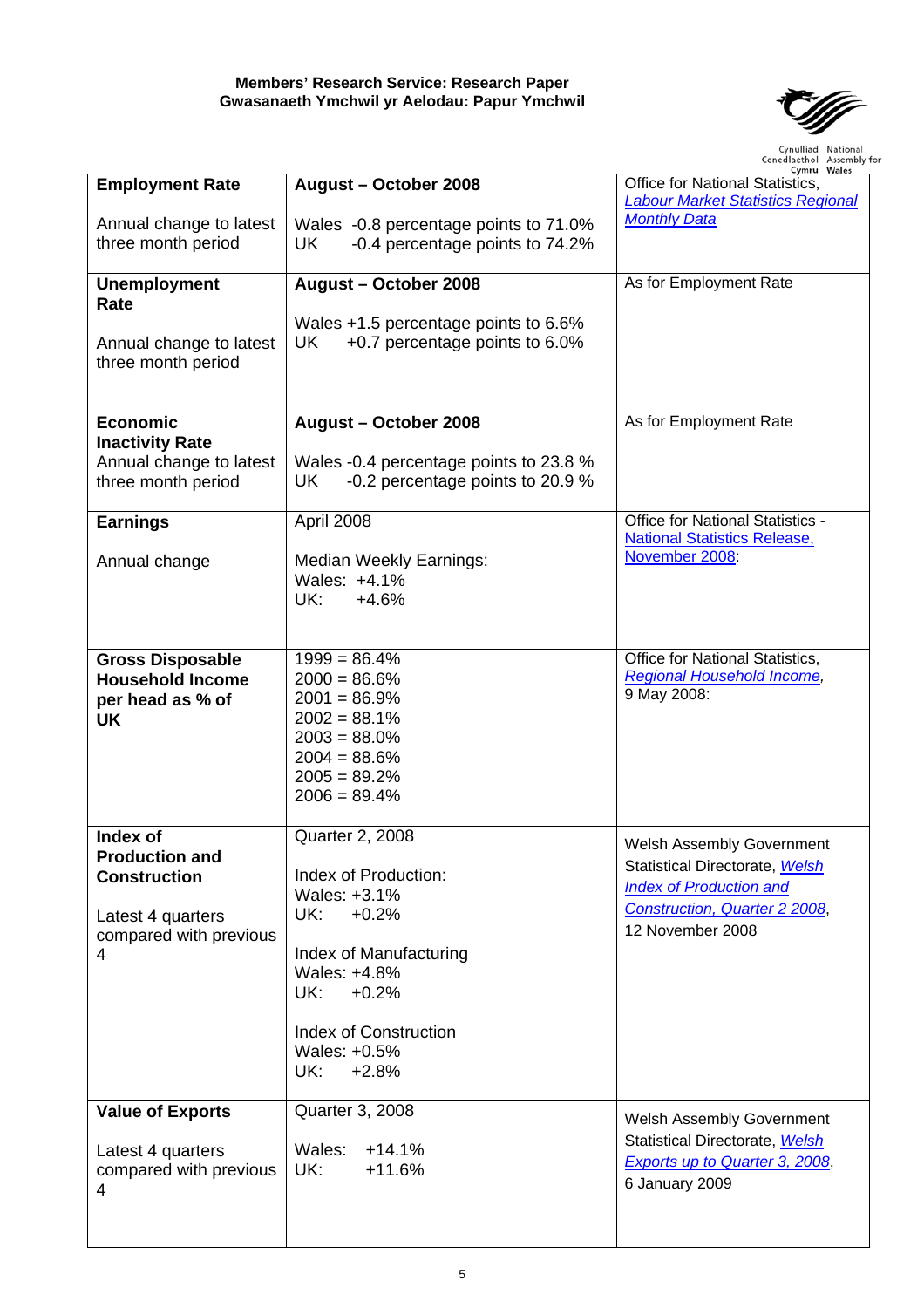| **Employment Rate**<br><br>Annual change to latest three month period | **August – October 2008**<br><br>Wales -0.8 percentage points to 71.0%<br>UK -0.4 percentage points to 74.2% | Office for National Statistics, *Labour Market Statistics Regional Monthly Data* |
|---|---|---|
| **Unemployment Rate**<br><br>Annual change to latest three month period | **August – October 2008**<br><br>Wales +1.5 percentage points to 6.6%<br>UK +0.7 percentage points to 6.0% | As for Employment Rate |
| **Economic Inactivity Rate**<br>Annual change to latest three month period | **August – October 2008**<br><br>Wales -0.4 percentage points to 23.8 %<br>UK -0.2 percentage points to 20.9 % | As for Employment Rate |
| **Earnings**<br><br>Annual change | April 2008<br><br>Median Weekly Earnings:<br>Wales: +4.1%<br>UK: +4.6% | Office for National Statistics - National Statistics Release, November 2008: |
| **Gross Disposable Household Income per head as % of UK** | 1999 = 86.4%<br>2000 = 86.6%<br>2001 = 86.9%<br>2002 = 88.1%<br>2003 = 88.0%<br>2004 = 88.6%<br>2005 = 89.2%<br>2006 = 89.4% | Office for National Statistics, *Regional Household Income*, 9 May 2008: |
| **Index of Production and Construction**<br><br>Latest 4 quarters compared with previous 4 | Quarter 2, 2008<br><br>Index of Production:<br>Wales: +3.1%<br>UK: +0.2%<br><br>Index of Manufacturing<br>Wales: +4.8%<br>UK: +0.2%<br><br>Index of Construction<br>Wales: +0.5%<br>UK: +2.8% | Welsh Assembly Government Statistical Directorate, *Welsh Index of Production and Construction, Quarter 2 2008*, 12 November 2008 |
| **Value of Exports**<br><br>Latest 4 quarters compared with previous 4 | Quarter 3, 2008<br><br>Wales: +14.1%<br>UK: +11.6% | Welsh Assembly Government Statistical Directorate, *Welsh Exports up to Quarter 3, 2008*, 6 January 2009 |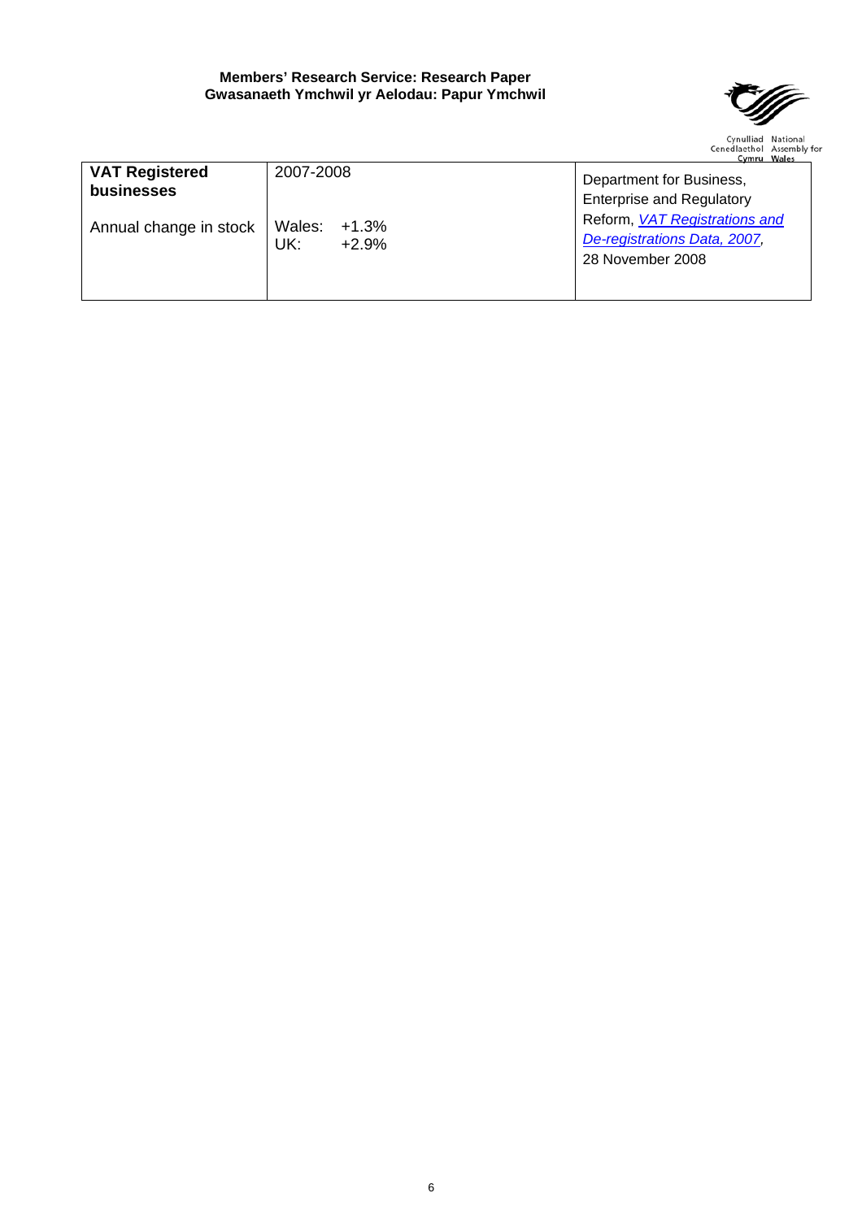| **VAT Registered businesses** | 2007-2008 | Department for Business, Enterprise and Regulatory Reform, *VAT Registrations and De-registrations Data, 2007*, 28 November 2008 |
|---|---|---|
| Annual change in stock | Wales: +1.3%<br>UK: +2.9% | |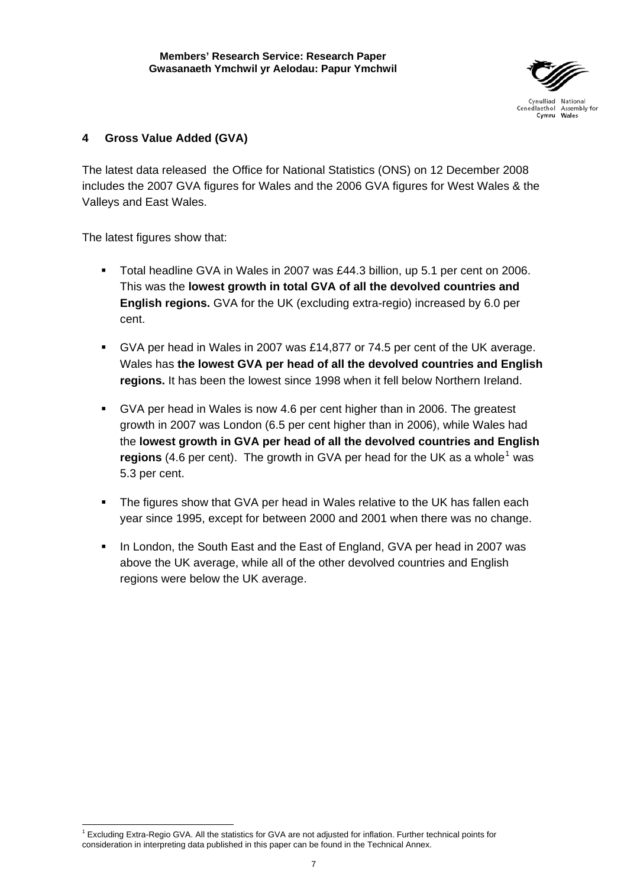## 4 Gross Value Added (GVA)

The latest data released the Office for National Statistics (ONS) on 12 December 2008 includes the 2007 GVA figures for Wales and the 2006 GVA figures for West Wales & the Valleys and East Wales.

The latest figures show that:

- Total headline GVA in Wales in 2007 was £44.3 billion, up 5.1 per cent on 2006. This was the **lowest growth in total GVA of all the devolved countries and English regions.** GVA for the UK (excluding extra-regio) increased by 6.0 per cent.

- GVA per head in Wales in 2007 was £14,877 or 74.5 per cent of the UK average. Wales has **the lowest GVA per head of all the devolved countries and English regions.** It has been the lowest since 1998 when it fell below Northern Ireland.

- GVA per head in Wales is now 4.6 per cent higher than in 2006. The greatest growth in 2007 was London (6.5 per cent higher than in 2006), while Wales had the **lowest growth in GVA per head of all the devolved countries and English regions** (4.6 per cent). The growth in GVA per head for the UK as a whole[1] was 5.3 per cent.

- The figures show that GVA per head in Wales relative to the UK has fallen each year since 1995, except for between 2000 and 2001 when there was no change.

- In London, the South East and the East of England, GVA per head in 2007 was above the UK average, while all of the other devolved countries and English regions were below the UK average.

[1] Excluding Extra-Regio GVA. All the statistics for GVA are not adjusted for inflation. Further technical points for consideration in interpreting data published in this paper can be found in the Technical Annex.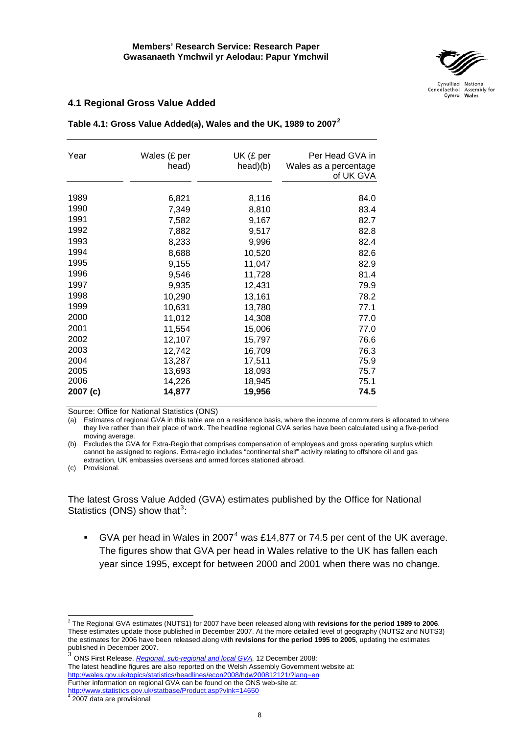## 4.1 Regional Gross Value Added

**Table 4.1: Gross Value Added(a), Wales and the UK, 1989 to 2007[2]**

| Year | Wales (£ per head) | UK (£ per head)(b) | Per Head GVA in Wales as a percentage of UK GVA |
|---|---|---|---|
| 1989 | 6,821 | 8,116 | 84.0 |
| 1990 | 7,349 | 8,810 | 83.4 |
| 1991 | 7,582 | 9,167 | 82.7 |
| 1992 | 7,882 | 9,517 | 82.8 |
| 1993 | 8,233 | 9,996 | 82.4 |
| 1994 | 8,688 | 10,520 | 82.6 |
| 1995 | 9,155 | 11,047 | 82.9 |
| 1996 | 9,546 | 11,728 | 81.4 |
| 1997 | 9,935 | 12,431 | 79.9 |
| 1998 | 10,290 | 13,161 | 78.2 |
| 1999 | 10,631 | 13,780 | 77.1 |
| 2000 | 11,012 | 14,308 | 77.0 |
| 2001 | 11,554 | 15,006 | 77.0 |
| 2002 | 12,107 | 15,797 | 76.6 |
| 2003 | 12,742 | 16,709 | 76.3 |
| 2004 | 13,287 | 17,511 | 75.9 |
| 2005 | 13,693 | 18,093 | 75.7 |
| 2006 | 14,226 | 18,945 | 75.1 |
| **2007 (c)** | **14,877** | **19,956** | **74.5** |

Source: Office for National Statistics (ONS)

(a) Estimates of regional GVA in this table are on a residence basis, where the income of commuters is allocated to where they live rather than their place of work. The headline regional GVA series have been calculated using a five-period moving average.

(b) Excludes the GVA for Extra-Regio that comprises compensation of employees and gross operating surplus which cannot be assigned to regions. Extra-regio includes "continental shelf" activity relating to offshore oil and gas extraction, UK embassies overseas and armed forces stationed abroad.

(c) Provisional.

The latest Gross Value Added (GVA) estimates published by the Office for National Statistics (ONS) show that[3]:

- GVA per head in Wales in 2007[4] was £14,877 or 74.5 per cent of the UK average. The figures show that GVA per head in Wales relative to the UK has fallen each year since 1995, except for between 2000 and 2001 when there was no change.

---

[2] The Regional GVA estimates (NUTS1) for 2007 have been released along with **revisions for the period 1989 to 2006**. These estimates update those published in December 2007. At the more detailed level of geography (NUTS2 and NUTS3) the estimates for 2006 have been released along with **revisions for the period 1995 to 2005**, updating the estimates published in December 2007.

[3] ONS First Release, *Regional, sub-regional and local GVA*, 12 December 2008:
The latest headline figures are also reported on the Welsh Assembly Government website at:
http://wales.gov.uk/topics/statistics/headlines/econ2008/hdw200812121/?lang=en
Further information on regional GVA can be found on the ONS web-site at:
http://www.statistics.gov.uk/statbase/Product.asp?vlnk=14650

[4] 2007 data are provisional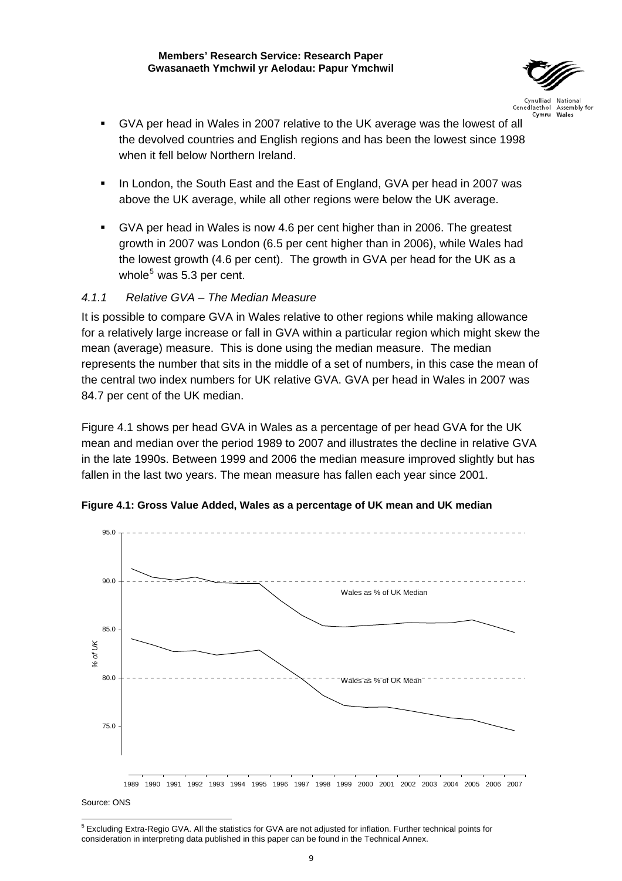- GVA per head in Wales in 2007 relative to the UK average was the lowest of all the devolved countries and English regions and has been the lowest since 1998 when it fell below Northern Ireland.
- In London, the South East and the East of England, GVA per head in 2007 was above the UK average, while all other regions were below the UK average.
- GVA per head in Wales is now 4.6 per cent higher than in 2006. The greatest growth in 2007 was London (6.5 per cent higher than in 2006), while Wales had the lowest growth (4.6 per cent). The growth in GVA per head for the UK as a whole[5] was 5.3 per cent.

### *4.1.1 Relative GVA – The Median Measure*

It is possible to compare GVA in Wales relative to other regions while making allowance for a relatively large increase or fall in GVA within a particular region which might skew the mean (average) measure. This is done using the median measure. The median represents the number that sits in the middle of a set of numbers, in this case the mean of the central two index numbers for UK relative GVA. GVA per head in Wales in 2007 was 84.7 per cent of the UK median.

Figure 4.1 shows per head GVA in Wales as a percentage of per head GVA for the UK mean and median over the period 1989 to 2007 and illustrates the decline in relative GVA in the late 1990s. Between 1999 and 2006 the median measure improved slightly but has fallen in the last two years. The mean measure has fallen each year since 2001.

**Figure 4.1: Gross Value Added, Wales as a percentage of UK mean and UK median**

Source: ONS

[5] Excluding Extra-Regio GVA. All the statistics for GVA are not adjusted for inflation. Further technical points for consideration in interpreting data published in this paper can be found in the Technical Annex.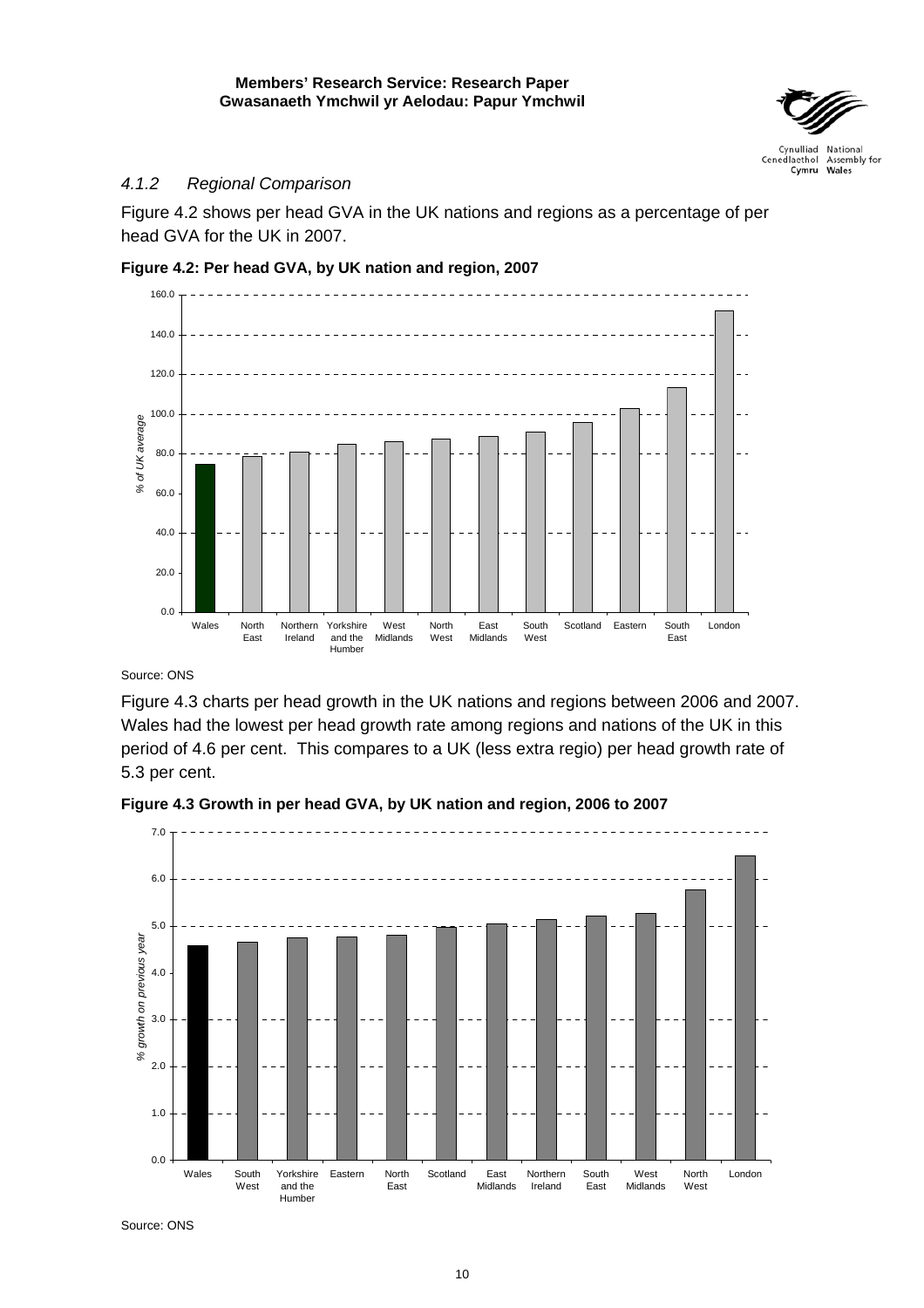### 4.1.2 *Regional Comparison*

Figure 4.2 shows per head GVA in the UK nations and regions as a percentage of per head GVA for the UK in 2007.

**Figure 4.2: Per head GVA, by UK nation and region, 2007**

Source: ONS

Figure 4.3 charts per head growth in the UK nations and regions between 2006 and 2007. Wales had the lowest per head growth rate among regions and nations of the UK in this period of 4.6 per cent. This compares to a UK (less extra regio) per head growth rate of 5.3 per cent.

**Figure 4.3 Growth in per head GVA, by UK nation and region, 2006 to 2007**

Source: ONS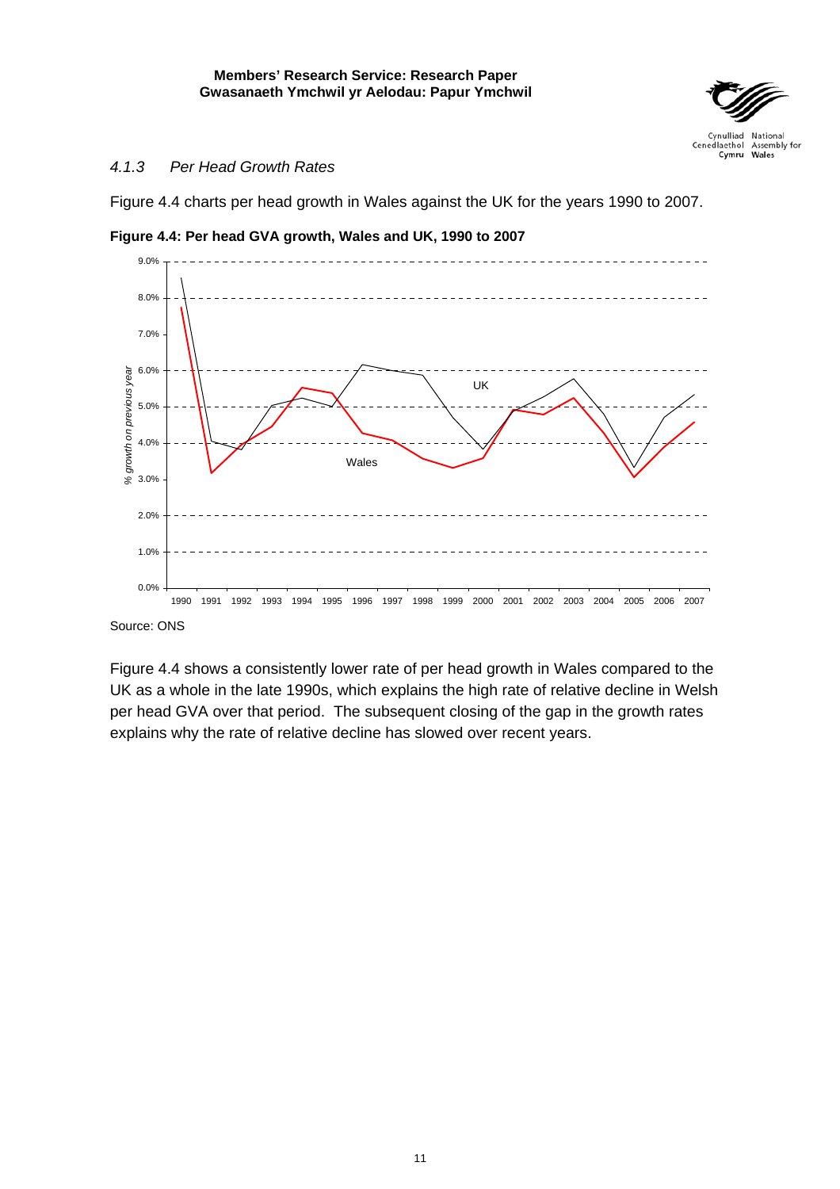#### *4.1.3 Per Head Growth Rates*

Figure 4.4 charts per head growth in Wales against the UK for the years 1990 to 2007.

**Figure 4.4: Per head GVA growth, Wales and UK, 1990 to 2007**

Source: ONS

Figure 4.4 shows a consistently lower rate of per head growth in Wales compared to the UK as a whole in the late 1990s, which explains the high rate of relative decline in Welsh per head GVA over that period. The subsequent closing of the gap in the growth rates explains why the rate of relative decline has slowed over recent years.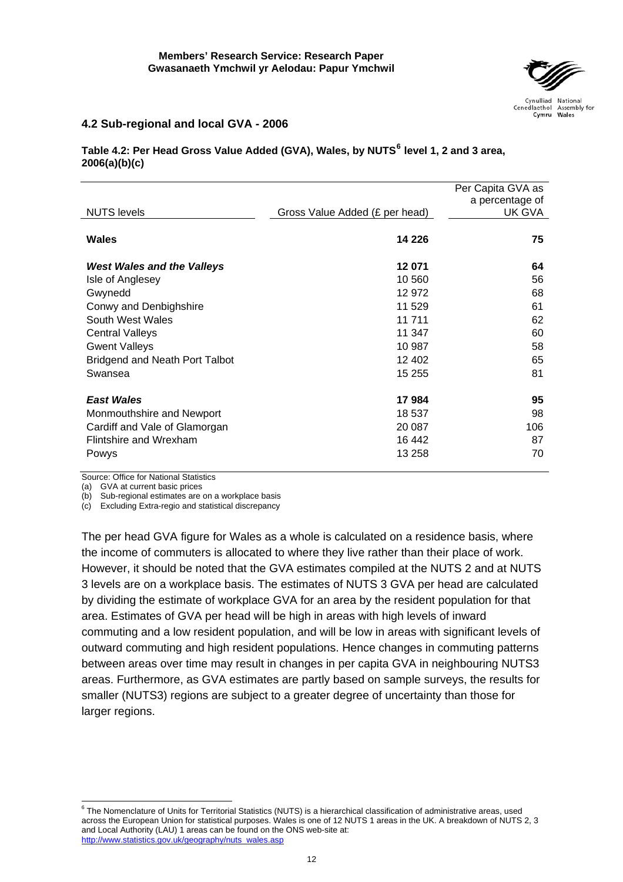## 4.2 Sub-regional and local GVA - 2006

**Table 4.2: Per Head Gross Value Added (GVA), Wales, by NUTS[6] level 1, 2 and 3 area, 2006(a)(b)(c)**

| NUTS levels | Gross Value Added (£ per head) | Per Capita GVA as a percentage of UK GVA |
|---|---|---|
| **Wales** | **14 226** | **75** |
| ***West Wales and the Valleys*** | **12 071** | **64** |
| Isle of Anglesey | 10 560 | 56 |
| Gwynedd | 12 972 | 68 |
| Conwy and Denbighshire | 11 529 | 61 |
| South West Wales | 11 711 | 62 |
| Central Valleys | 11 347 | 60 |
| Gwent Valleys | 10 987 | 58 |
| Bridgend and Neath Port Talbot | 12 402 | 65 |
| Swansea | 15 255 | 81 |
| ***East Wales*** | **17 984** | **95** |
| Monmouthshire and Newport | 18 537 | 98 |
| Cardiff and Vale of Glamorgan | 20 087 | 106 |
| Flintshire and Wrexham | 16 442 | 87 |
| Powys | 13 258 | 70 |

Source: Office for National Statistics
(a) GVA at current basic prices
(b) Sub-regional estimates are on a workplace basis
(c) Excluding Extra-regio and statistical discrepancy

The per head GVA figure for Wales as a whole is calculated on a residence basis, where the income of commuters is allocated to where they live rather than their place of work. However, it should be noted that the GVA estimates compiled at the NUTS 2 and at NUTS 3 levels are on a workplace basis. The estimates of NUTS 3 GVA per head are calculated by dividing the estimate of workplace GVA for an area by the resident population for that area. Estimates of GVA per head will be high in areas with high levels of inward commuting and a low resident population, and will be low in areas with significant levels of outward commuting and high resident populations. Hence changes in commuting patterns between areas over time may result in changes in per capita GVA in neighbouring NUTS3 areas. Furthermore, as GVA estimates are partly based on sample surveys, the results for smaller (NUTS3) regions are subject to a greater degree of uncertainty than those for larger regions.

[6] The Nomenclature of Units for Territorial Statistics (NUTS) is a hierarchical classification of administrative areas, used across the European Union for statistical purposes. Wales is one of 12 NUTS 1 areas in the UK. A breakdown of NUTS 2, 3 and Local Authority (LAU) 1 areas can be found on the ONS web-site at: http://www.statistics.gov.uk/geography/nuts_wales.asp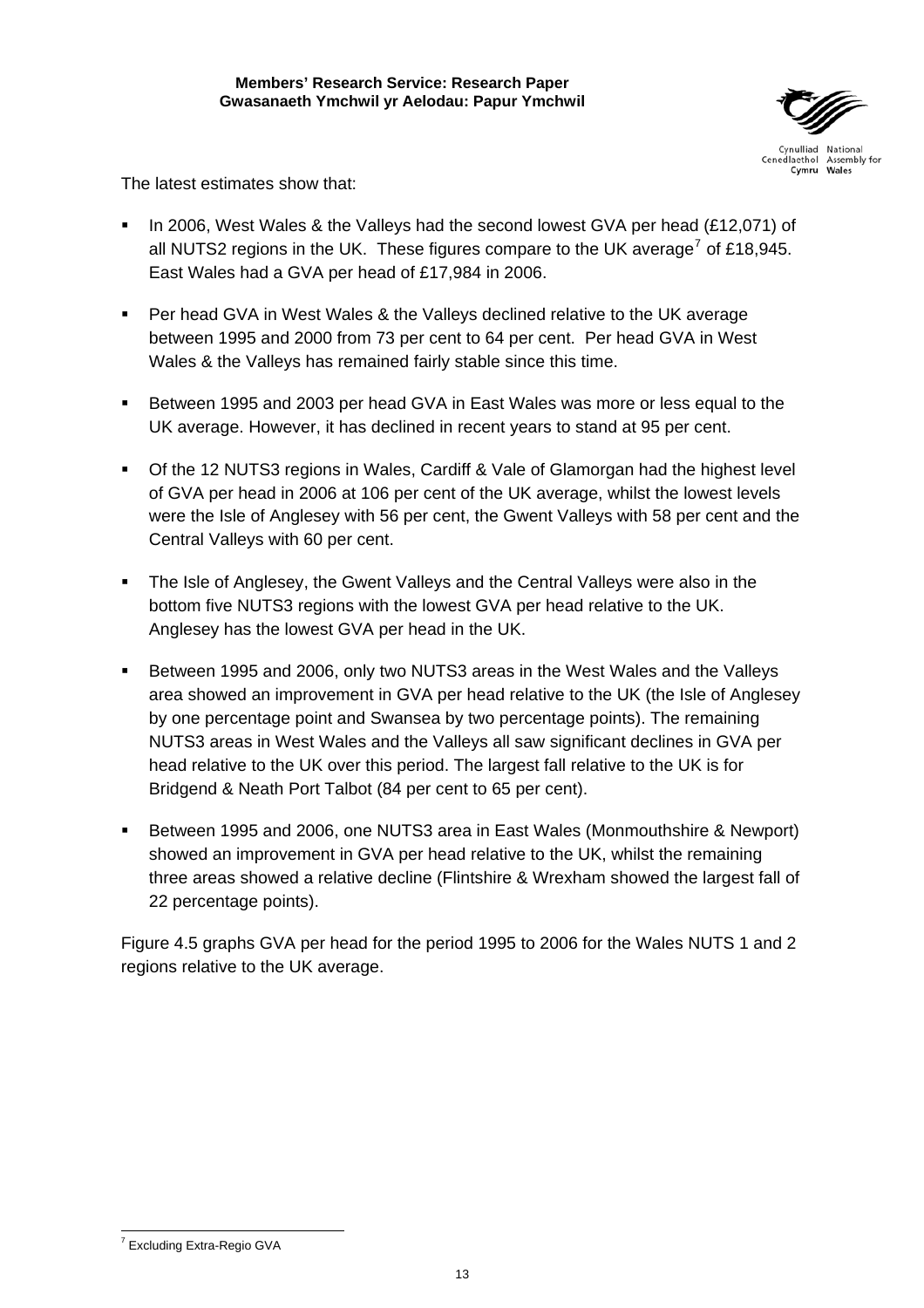The latest estimates show that:

- In 2006, West Wales & the Valleys had the second lowest GVA per head (£12,071) of all NUTS2 regions in the UK. These figures compare to the UK average[7] of £18,945. East Wales had a GVA per head of £17,984 in 2006.
- Per head GVA in West Wales & the Valleys declined relative to the UK average between 1995 and 2000 from 73 per cent to 64 per cent. Per head GVA in West Wales & the Valleys has remained fairly stable since this time.
- Between 1995 and 2003 per head GVA in East Wales was more or less equal to the UK average. However, it has declined in recent years to stand at 95 per cent.
- Of the 12 NUTS3 regions in Wales, Cardiff & Vale of Glamorgan had the highest level of GVA per head in 2006 at 106 per cent of the UK average, whilst the lowest levels were the Isle of Anglesey with 56 per cent, the Gwent Valleys with 58 per cent and the Central Valleys with 60 per cent.
- The Isle of Anglesey, the Gwent Valleys and the Central Valleys were also in the bottom five NUTS3 regions with the lowest GVA per head relative to the UK. Anglesey has the lowest GVA per head in the UK.
- Between 1995 and 2006, only two NUTS3 areas in the West Wales and the Valleys area showed an improvement in GVA per head relative to the UK (the Isle of Anglesey by one percentage point and Swansea by two percentage points). The remaining NUTS3 areas in West Wales and the Valleys all saw significant declines in GVA per head relative to the UK over this period. The largest fall relative to the UK is for Bridgend & Neath Port Talbot (84 per cent to 65 per cent).
- Between 1995 and 2006, one NUTS3 area in East Wales (Monmouthshire & Newport) showed an improvement in GVA per head relative to the UK, whilst the remaining three areas showed a relative decline (Flintshire & Wrexham showed the largest fall of 22 percentage points).

Figure 4.5 graphs GVA per head for the period 1995 to 2006 for the Wales NUTS 1 and 2 regions relative to the UK average.

[7] Excluding Extra-Regio GVA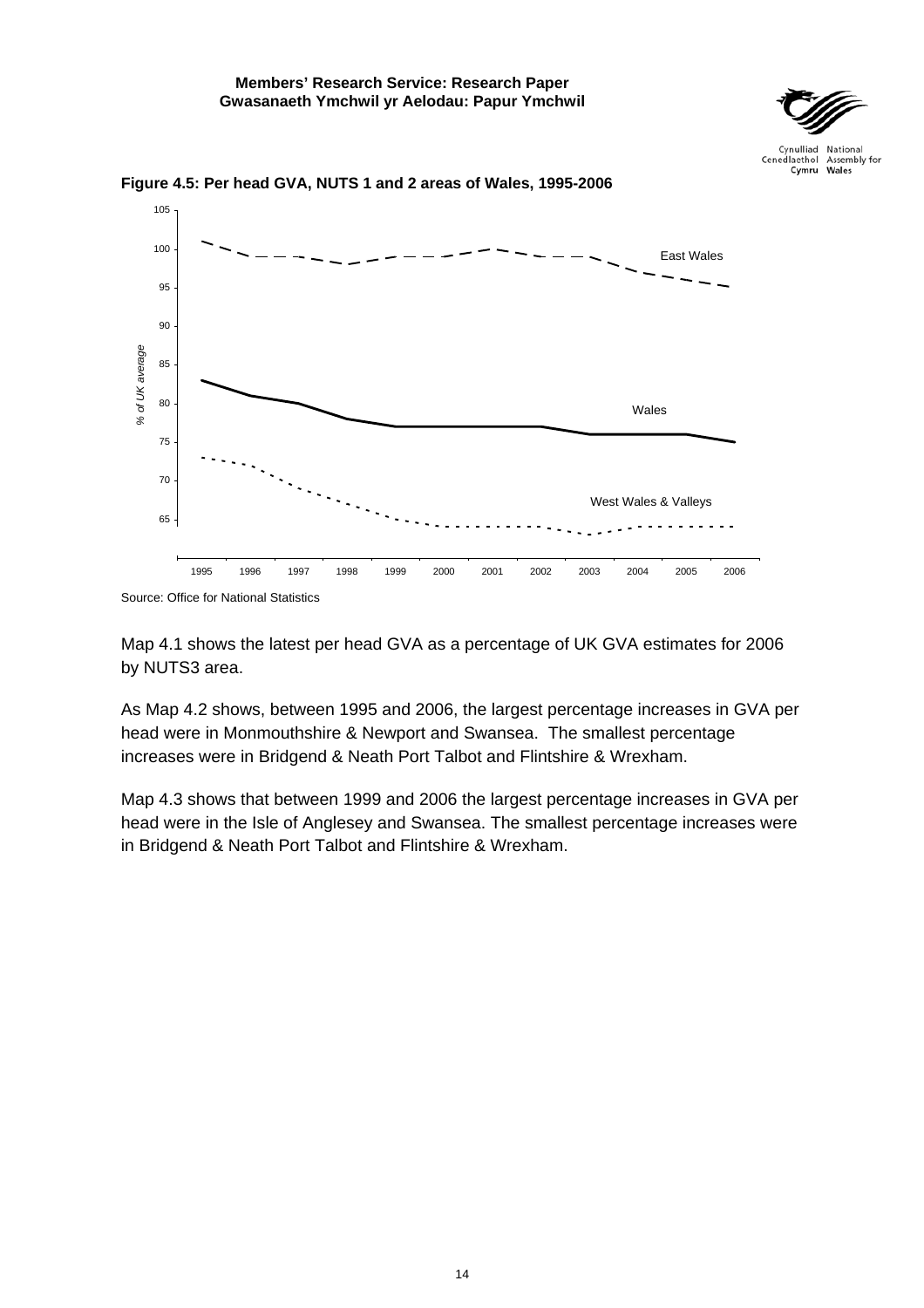**Figure 4.5: Per head GVA, NUTS 1 and 2 areas of Wales, 1995-2006**

Source: Office for National Statistics

Map 4.1 shows the latest per head GVA as a percentage of UK GVA estimates for 2006 by NUTS3 area.

As Map 4.2 shows, between 1995 and 2006, the largest percentage increases in GVA per head were in Monmouthshire & Newport and Swansea. The smallest percentage increases were in Bridgend & Neath Port Talbot and Flintshire & Wrexham.

Map 4.3 shows that between 1999 and 2006 the largest percentage increases in GVA per head were in the Isle of Anglesey and Swansea. The smallest percentage increases were in Bridgend & Neath Port Talbot and Flintshire & Wrexham.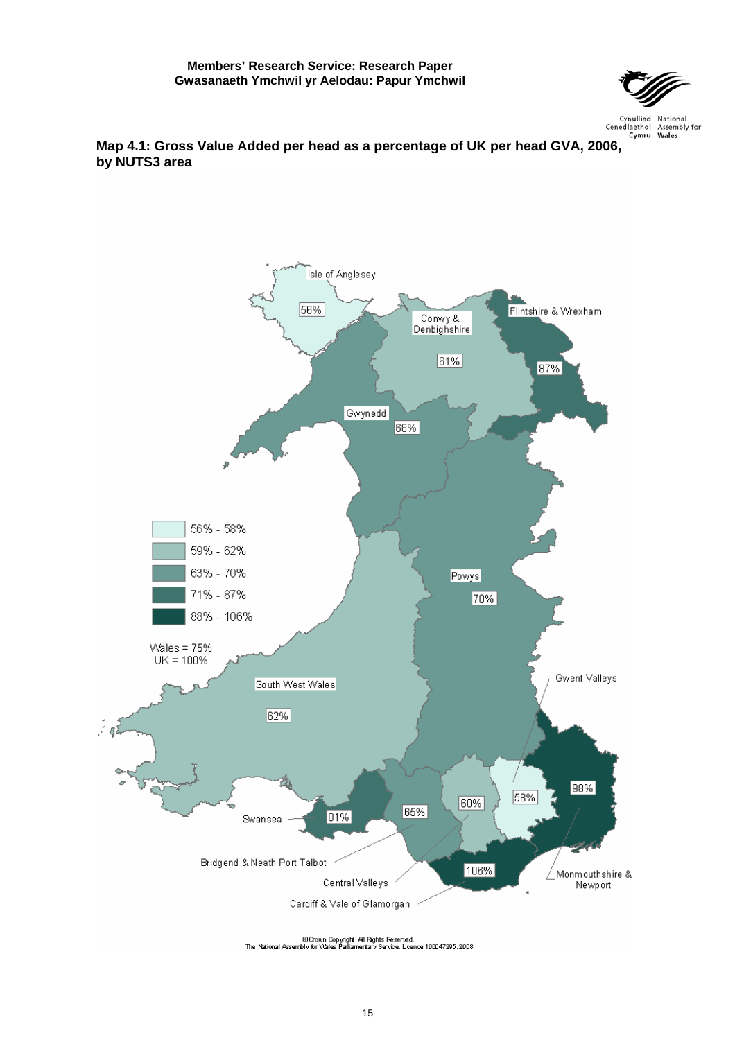**Map 4.1: Gross Value Added per head as a percentage of UK per head GVA, 2006, by NUTS3 area**

| NUTS3 area | GVA per head (% of UK) |
| --- | --- |
| Isle of Anglesey | 56% |
| Conwy & Denbighshire | 61% |
| Flintshire & Wrexham | 87% |
| Gwynedd | 68% |
| Powys | 70% |
| South West Wales | 62% |
| Swansea | 81% |
| Bridgend & Neath Port Talbot | 65% |
| Central Valleys | 60% |
| Gwent Valleys | 58% |
| Monmouthshire & Newport | 98% |
| Cardiff & Vale of Glamorgan | 106% |

Legend:

- 56% - 58%
- 59% - 62%
- 63% - 70%
- 71% - 87%
- 88% - 106%

Wales = 75%
UK = 100%

© Crown Copyright. All Rights Reserved.
The National Assembly for Wales Parliamentary Service. Licence 100047295.2008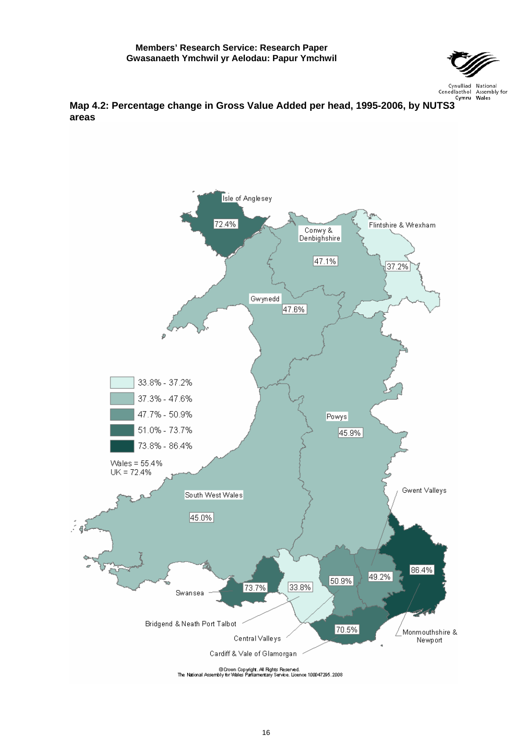**Map 4.2: Percentage change in Gross Value Added per head, 1995-2006, by NUTS3 areas**

Isle of Anglesey 72.4%

Conwy & Denbighshire 47.1%

Flintshire & Wrexham 37.2%

Gwynedd 47.6%

Powys 45.9%

South West Wales 45.0%

Gwent Valleys 49.2%

Monmouthshire & Newport 86.4%

Swansea 73.7%

Bridgend & Neath Port Talbot 33.8%

Central Valleys 50.9%

Cardiff & Vale of Glamorgan 70.5%

33.8% - 37.2%

37.3% - 47.6%

47.7% - 50.9%

51.0% - 73.7%

73.8% - 86.4%

Wales = 55.4%
UK = 72.4%

© Crown Copyright. All Rights Reserved.
The National Assembly for Wales Parliamentary Service. Licence 100047295.2008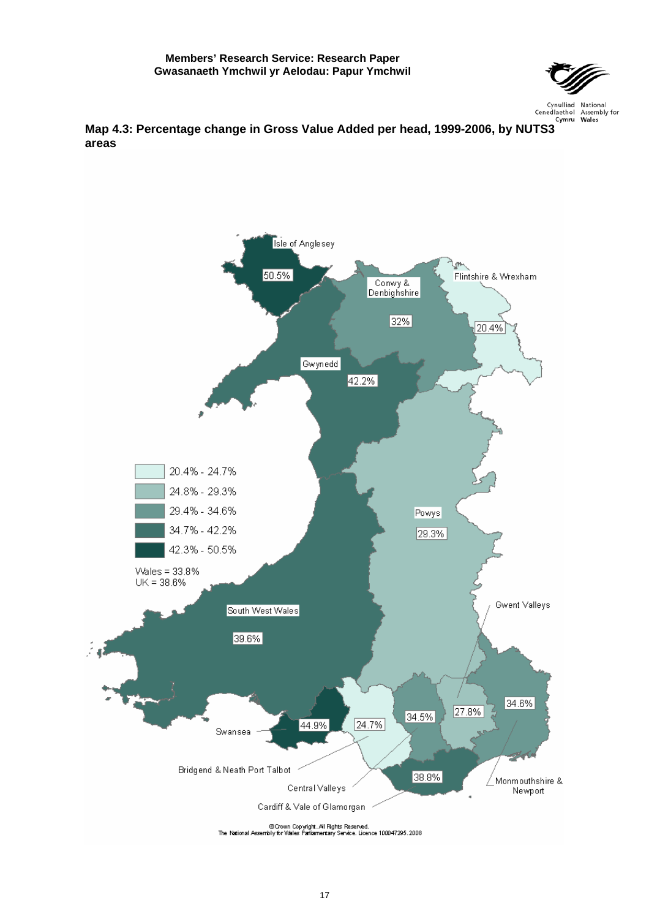**Map 4.3: Percentage change in Gross Value Added per head, 1999-2006, by NUTS3 areas**

| Area | % change |
| --- | --- |
| Isle of Anglesey | 50.5% |
| Conwy & Denbighshire | 32% |
| Flintshire & Wrexham | 20.4% |
| Gwynedd | 42.2% |
| Powys | 29.3% |
| South West Wales | 39.6% |
| Swansea | 44.9% |
| Bridgend & Neath Port Talbot | 24.7% |
| Central Valleys | 34.5% |
| Gwent Valleys | 27.8% |
| Monmouthshire & Newport | 34.6% |
| Cardiff & Vale of Glamorgan | 38.8% |

Legend:

- 20.4% - 24.7%
- 24.8% - 29.3%
- 29.4% - 34.6%
- 34.7% - 42.2%
- 42.3% - 50.5%

Wales = 33.8%
UK = 38.6%

©Crown Copyright. All Rights Reserved.
The National Assembly for Wales Parliamentary Service. Licence 100047295.2008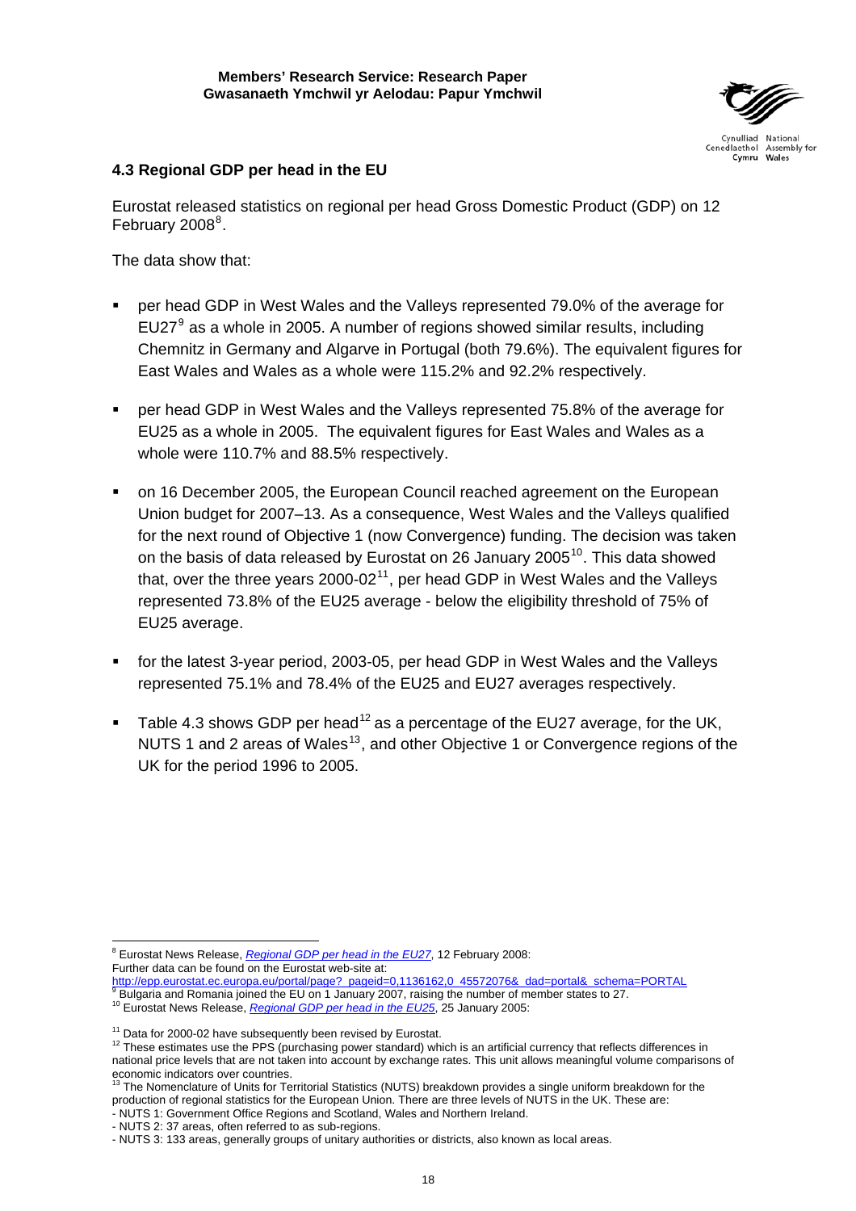### 4.3 Regional GDP per head in the EU

Eurostat released statistics on regional per head Gross Domestic Product (GDP) on 12 February 2008[8].

The data show that:

- per head GDP in West Wales and the Valleys represented 79.0% of the average for EU27[9] as a whole in 2005. A number of regions showed similar results, including Chemnitz in Germany and Algarve in Portugal (both 79.6%). The equivalent figures for East Wales and Wales as a whole were 115.2% and 92.2% respectively.
- per head GDP in West Wales and the Valleys represented 75.8% of the average for EU25 as a whole in 2005. The equivalent figures for East Wales and Wales as a whole were 110.7% and 88.5% respectively.
- on 16 December 2005, the European Council reached agreement on the European Union budget for 2007–13. As a consequence, West Wales and the Valleys qualified for the next round of Objective 1 (now Convergence) funding. The decision was taken on the basis of data released by Eurostat on 26 January 2005[10]. This data showed that, over the three years 2000-02[11], per head GDP in West Wales and the Valleys represented 73.8% of the EU25 average - below the eligibility threshold of 75% of EU25 average.
- for the latest 3-year period, 2003-05, per head GDP in West Wales and the Valleys represented 75.1% and 78.4% of the EU25 and EU27 averages respectively.
- Table 4.3 shows GDP per head[12] as a percentage of the EU27 average, for the UK, NUTS 1 and 2 areas of Wales[13], and other Objective 1 or Convergence regions of the UK for the period 1996 to 2005.

---

[8] Eurostat News Release, *Regional GDP per head in the EU27*, 12 February 2008:
Further data can be found on the Eurostat web-site at:
http://epp.eurostat.ec.europa.eu/portal/page?_pageid=0,1136162,0_45572076&_dad=portal&_schema=PORTAL

[9] Bulgaria and Romania joined the EU on 1 January 2007, raising the number of member states to 27.

[10] Eurostat News Release, *Regional GDP per head in the EU25*, 25 January 2005:

[11] Data for 2000-02 have subsequently been revised by Eurostat.

[12] These estimates use the PPS (purchasing power standard) which is an artificial currency that reflects differences in national price levels that are not taken into account by exchange rates. This unit allows meaningful volume comparisons of economic indicators over countries.

[13] The Nomenclature of Units for Territorial Statistics (NUTS) breakdown provides a single uniform breakdown for the production of regional statistics for the European Union. There are three levels of NUTS in the UK. These are:
- NUTS 1: Government Office Regions and Scotland, Wales and Northern Ireland.
- NUTS 2: 37 areas, often referred to as sub-regions.
- NUTS 3: 133 areas, generally groups of unitary authorities or districts, also known as local areas.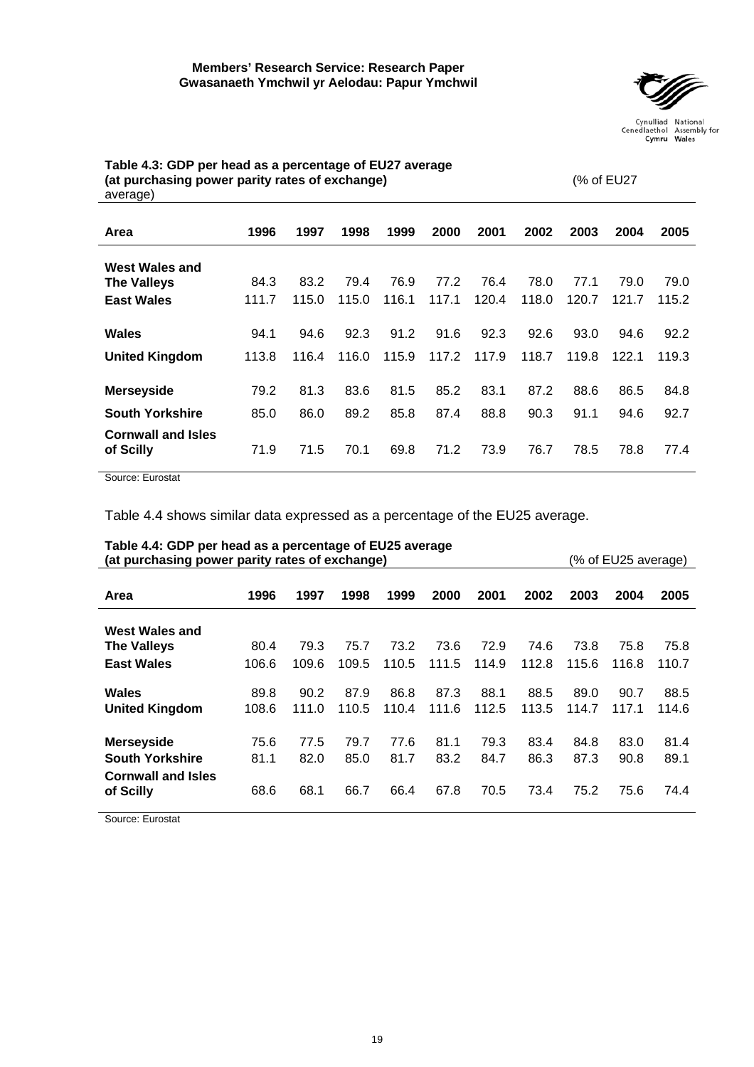**Table 4.3: GDP per head as a percentage of EU27 average (at purchasing power parity rates of exchange)** (% of EU27 average)

| Area | 1996 | 1997 | 1998 | 1999 | 2000 | 2001 | 2002 | 2003 | 2004 | 2005 |
|---|---|---|---|---|---|---|---|---|---|---|
| **West Wales and The Valleys** | 84.3 | 83.2 | 79.4 | 76.9 | 77.2 | 76.4 | 78.0 | 77.1 | 79.0 | 79.0 |
| **East Wales** | 111.7 | 115.0 | 115.0 | 116.1 | 117.1 | 120.4 | 118.0 | 120.7 | 121.7 | 115.2 |
| **Wales** | 94.1 | 94.6 | 92.3 | 91.2 | 91.6 | 92.3 | 92.6 | 93.0 | 94.6 | 92.2 |
| **United Kingdom** | 113.8 | 116.4 | 116.0 | 115.9 | 117.2 | 117.9 | 118.7 | 119.8 | 122.1 | 119.3 |
| **Merseyside** | 79.2 | 81.3 | 83.6 | 81.5 | 85.2 | 83.1 | 87.2 | 88.6 | 86.5 | 84.8 |
| **South Yorkshire** | 85.0 | 86.0 | 89.2 | 85.8 | 87.4 | 88.8 | 90.3 | 91.1 | 94.6 | 92.7 |
| **Cornwall and Isles of Scilly** | 71.9 | 71.5 | 70.1 | 69.8 | 71.2 | 73.9 | 76.7 | 78.5 | 78.8 | 77.4 |

Source: Eurostat

Table 4.4 shows similar data expressed as a percentage of the EU25 average.

**Table 4.4: GDP per head as a percentage of EU25 average (at purchasing power parity rates of exchange)** (% of EU25 average)

| Area | 1996 | 1997 | 1998 | 1999 | 2000 | 2001 | 2002 | 2003 | 2004 | 2005 |
|---|---|---|---|---|---|---|---|---|---|---|
| **West Wales and The Valleys** | 80.4 | 79.3 | 75.7 | 73.2 | 73.6 | 72.9 | 74.6 | 73.8 | 75.8 | 75.8 |
| **East Wales** | 106.6 | 109.6 | 109.5 | 110.5 | 111.5 | 114.9 | 112.8 | 115.6 | 116.8 | 110.7 |
| **Wales** | 89.8 | 90.2 | 87.9 | 86.8 | 87.3 | 88.1 | 88.5 | 89.0 | 90.7 | 88.5 |
| **United Kingdom** | 108.6 | 111.0 | 110.5 | 110.4 | 111.6 | 112.5 | 113.5 | 114.7 | 117.1 | 114.6 |
| **Merseyside** | 75.6 | 77.5 | 79.7 | 77.6 | 81.1 | 79.3 | 83.4 | 84.8 | 83.0 | 81.4 |
| **South Yorkshire** | 81.1 | 82.0 | 85.0 | 81.7 | 83.2 | 84.7 | 86.3 | 87.3 | 90.8 | 89.1 |
| **Cornwall and Isles of Scilly** | 68.6 | 68.1 | 66.7 | 66.4 | 67.8 | 70.5 | 73.4 | 75.2 | 75.6 | 74.4 |

Source: Eurostat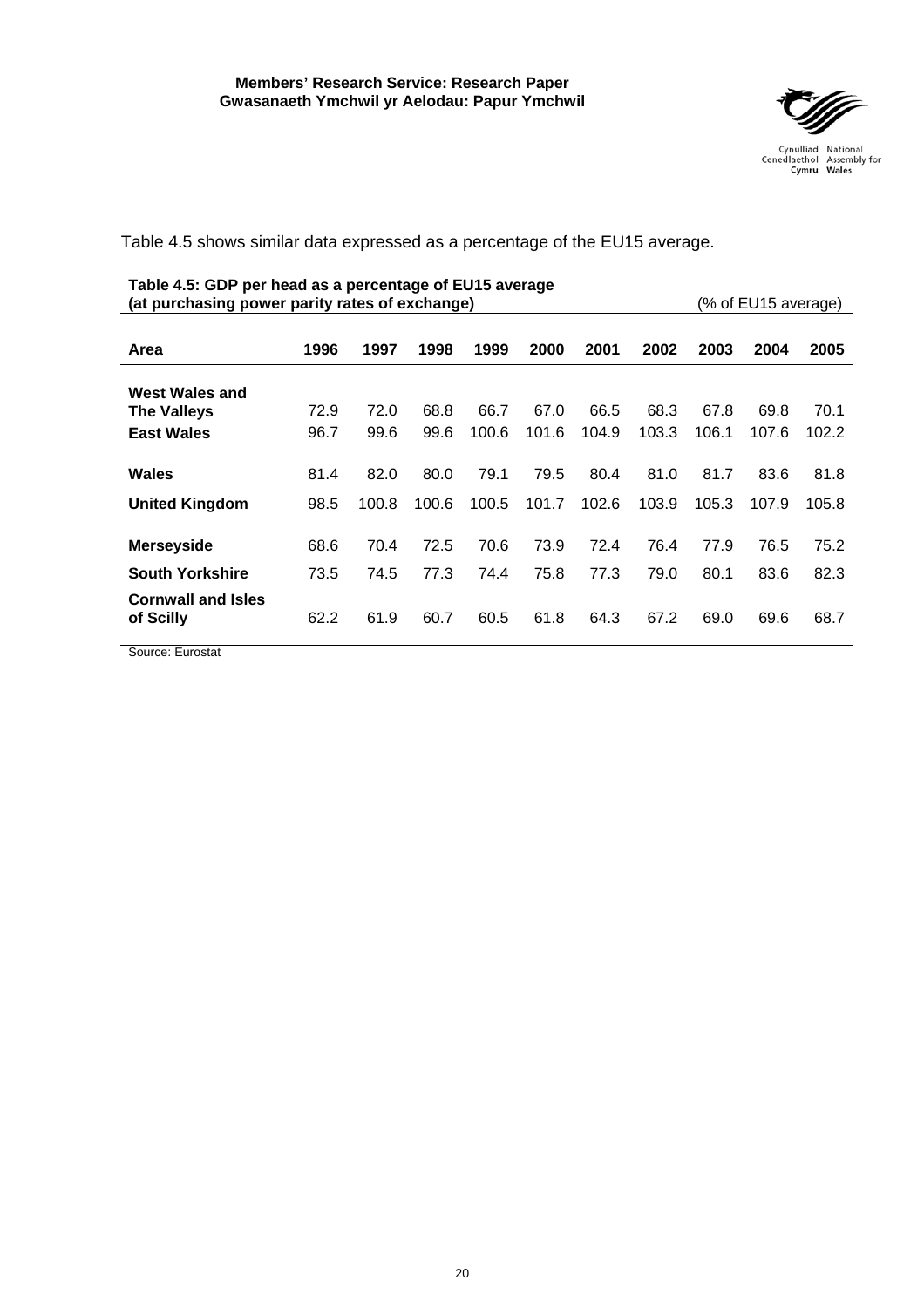Table 4.5 shows similar data expressed as a percentage of the EU15 average.

**Table 4.5: GDP per head as a percentage of EU15 average (at purchasing power parity rates of exchange)** (% of EU15 average)

| Area | 1996 | 1997 | 1998 | 1999 | 2000 | 2001 | 2002 | 2003 | 2004 | 2005 |
|---|---|---|---|---|---|---|---|---|---|---|
| **West Wales and The Valleys** | 72.9 | 72.0 | 68.8 | 66.7 | 67.0 | 66.5 | 68.3 | 67.8 | 69.8 | 70.1 |
| **East Wales** | 96.7 | 99.6 | 99.6 | 100.6 | 101.6 | 104.9 | 103.3 | 106.1 | 107.6 | 102.2 |
| **Wales** | 81.4 | 82.0 | 80.0 | 79.1 | 79.5 | 80.4 | 81.0 | 81.7 | 83.6 | 81.8 |
| **United Kingdom** | 98.5 | 100.8 | 100.6 | 100.5 | 101.7 | 102.6 | 103.9 | 105.3 | 107.9 | 105.8 |
| **Merseyside** | 68.6 | 70.4 | 72.5 | 70.6 | 73.9 | 72.4 | 76.4 | 77.9 | 76.5 | 75.2 |
| **South Yorkshire** | 73.5 | 74.5 | 77.3 | 74.4 | 75.8 | 77.3 | 79.0 | 80.1 | 83.6 | 82.3 |
| **Cornwall and Isles of Scilly** | 62.2 | 61.9 | 60.7 | 60.5 | 61.8 | 64.3 | 67.2 | 69.0 | 69.6 | 68.7 |

Source: Eurostat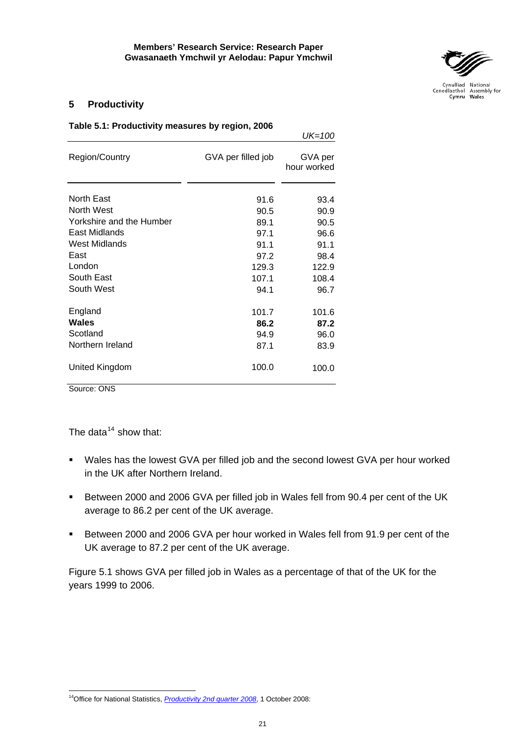## 5 Productivity

**Table 5.1: Productivity measures by region, 2006**

*UK=100*

| Region/Country | GVA per filled job | GVA per hour worked |
|---|---|---|
| North East | 91.6 | 93.4 |
| North West | 90.5 | 90.9 |
| Yorkshire and the Humber | 89.1 | 90.5 |
| East Midlands | 97.1 | 96.6 |
| West Midlands | 91.1 | 91.1 |
| East | 97.2 | 98.4 |
| London | 129.3 | 122.9 |
| South East | 107.1 | 108.4 |
| South West | 94.1 | 96.7 |
| England | 101.7 | 101.6 |
| **Wales** | **86.2** | **87.2** |
| Scotland | 94.9 | 96.0 |
| Northern Ireland | 87.1 | 83.9 |
| United Kingdom | 100.0 | 100.0 |

Source: ONS

The data[14] show that:

- Wales has the lowest GVA per filled job and the second lowest GVA per hour worked in the UK after Northern Ireland.
- Between 2000 and 2006 GVA per filled job in Wales fell from 90.4 per cent of the UK average to 86.2 per cent of the UK average.
- Between 2000 and 2006 GVA per hour worked in Wales fell from 91.9 per cent of the UK average to 87.2 per cent of the UK average.

Figure 5.1 shows GVA per filled job in Wales as a percentage of that of the UK for the years 1999 to 2006.

[14] Office for National Statistics, *Productivity 2nd quarter 2008*, 1 October 2008: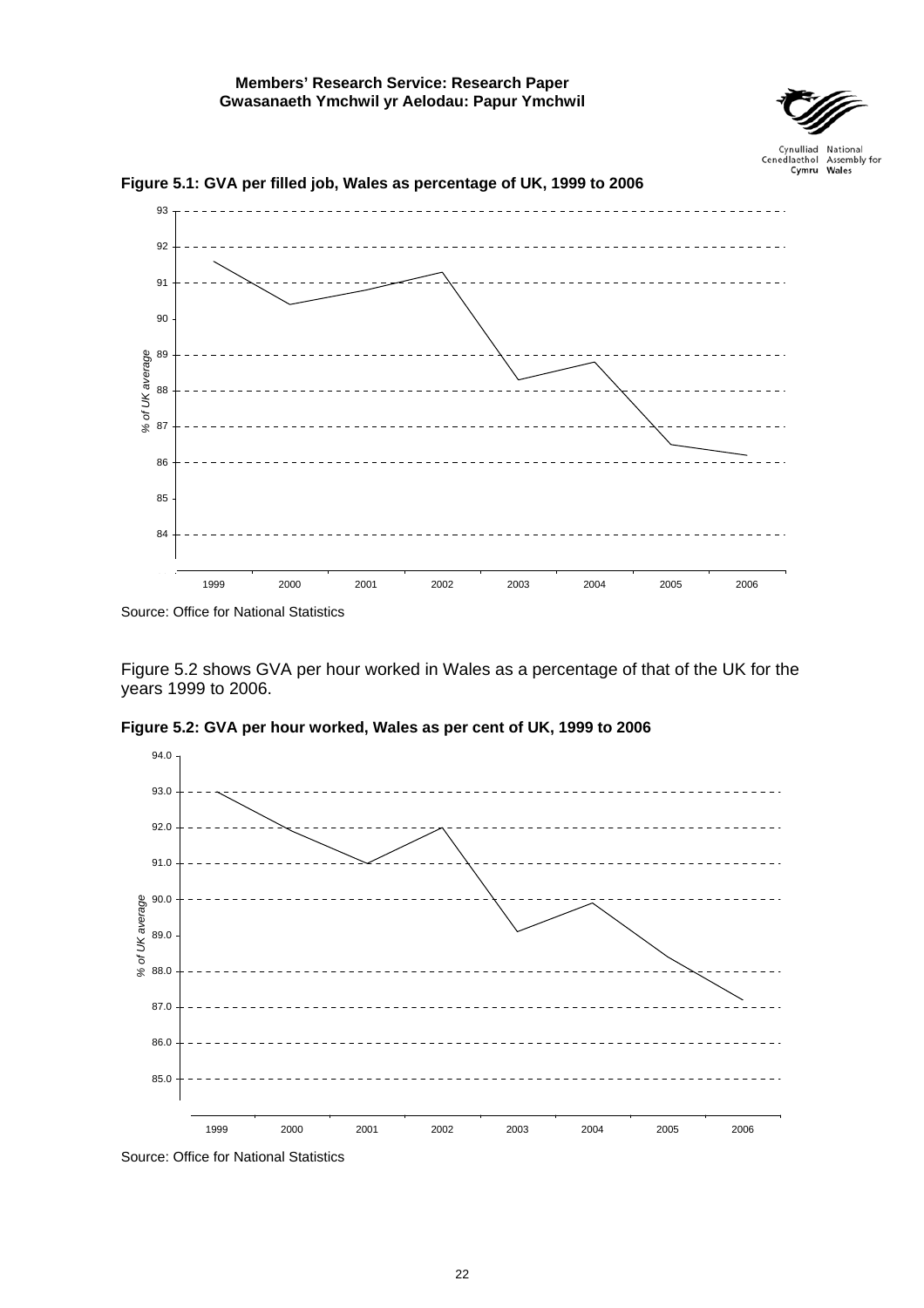**Figure 5.1: GVA per filled job, Wales as percentage of UK, 1999 to 2006**

Source: Office for National Statistics

Figure 5.2 shows GVA per hour worked in Wales as a percentage of that of the UK for the years 1999 to 2006.

**Figure 5.2: GVA per hour worked, Wales as per cent of UK, 1999 to 2006**

Source: Office for National Statistics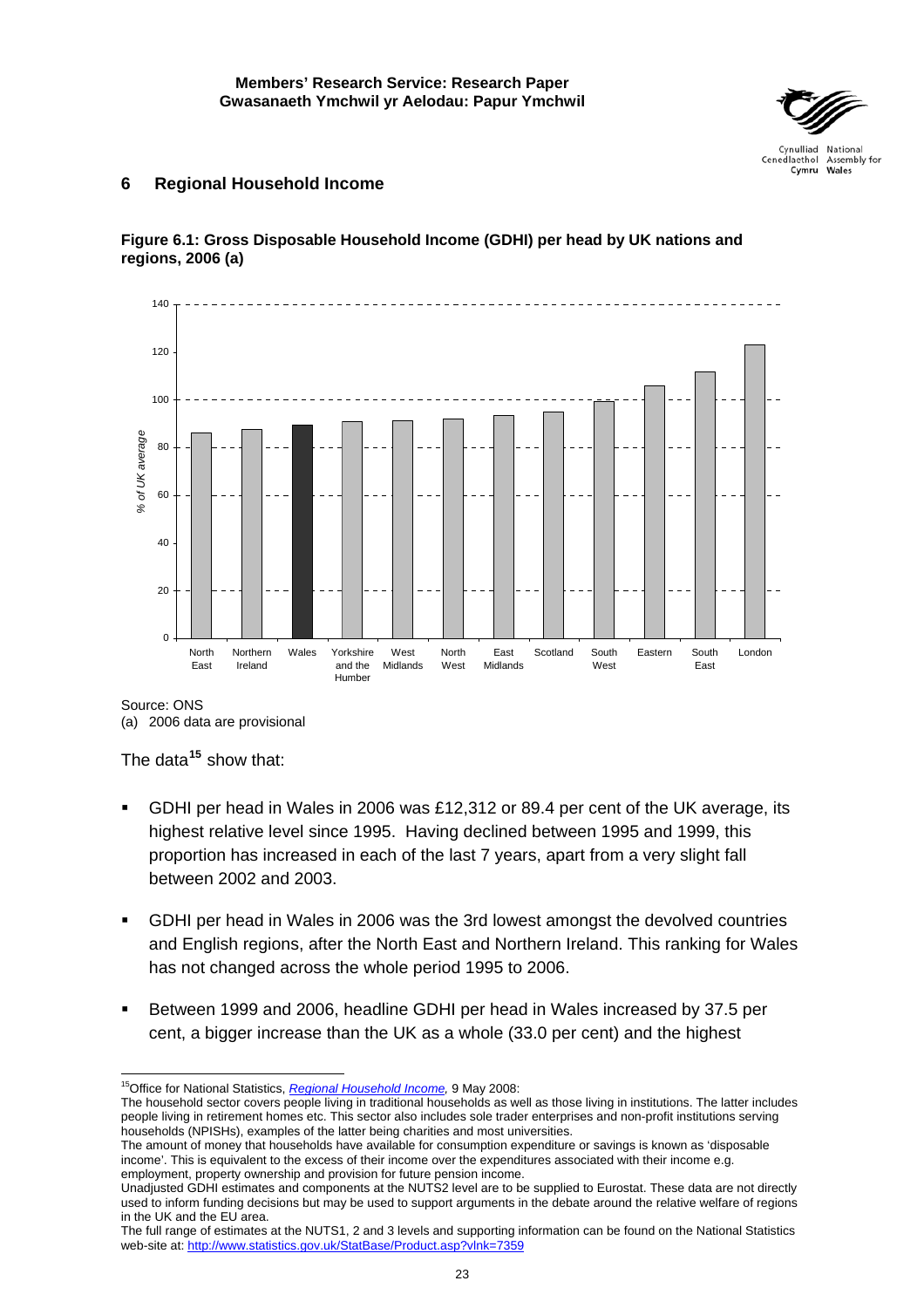## 6 Regional Household Income

**Figure 6.1: Gross Disposable Household Income (GDHI) per head by UK nations and regions, 2006 (a)**

Source: ONS
(a) 2006 data are provisional

The data[15] show that:

- GDHI per head in Wales in 2006 was £12,312 or 89.4 per cent of the UK average, its highest relative level since 1995. Having declined between 1995 and 1999, this proportion has increased in each of the last 7 years, apart from a very slight fall between 2002 and 2003.
- GDHI per head in Wales in 2006 was the 3rd lowest amongst the devolved countries and English regions, after the North East and Northern Ireland. This ranking for Wales has not changed across the whole period 1995 to 2006.
- Between 1999 and 2006, headline GDHI per head in Wales increased by 37.5 per cent, a bigger increase than the UK as a whole (33.0 per cent) and the highest

---

[15] Office for National Statistics, *Regional Household Income*, 9 May 2008:
The household sector covers people living in traditional households as well as those living in institutions. The latter includes people living in retirement homes etc. This sector also includes sole trader enterprises and non-profit institutions serving households (NPISHs), examples of the latter being charities and most universities.
The amount of money that households have available for consumption expenditure or savings is known as 'disposable income'. This is equivalent to the excess of their income over the expenditures associated with their income e.g. employment, property ownership and provision for future pension income.
Unadjusted GDHI estimates and components at the NUTS2 level are to be supplied to Eurostat. These data are not directly used to inform funding decisions but may be used to support arguments in the debate around the relative welfare of regions in the UK and the EU area.
The full range of estimates at the NUTS1, 2 and 3 levels and supporting information can be found on the National Statistics web-site at: http://www.statistics.gov.uk/StatBase/Product.asp?vlnk=7359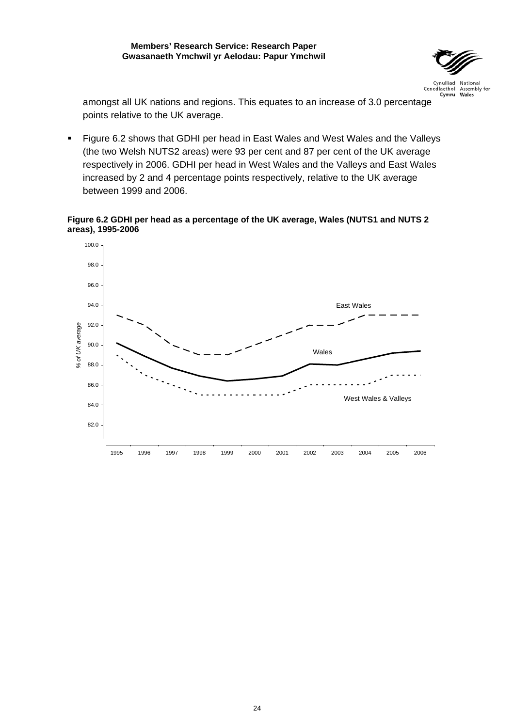amongst all UK nations and regions. This equates to an increase of 3.0 percentage points relative to the UK average.

- Figure 6.2 shows that GDHI per head in East Wales and West Wales and the Valleys (the two Welsh NUTS2 areas) were 93 per cent and 87 per cent of the UK average respectively in 2006. GDHI per head in West Wales and the Valleys and East Wales increased by 2 and 4 percentage points respectively, relative to the UK average between 1999 and 2006.

**Figure 6.2 GDHI per head as a percentage of the UK average, Wales (NUTS1 and NUTS 2 areas), 1995-2006**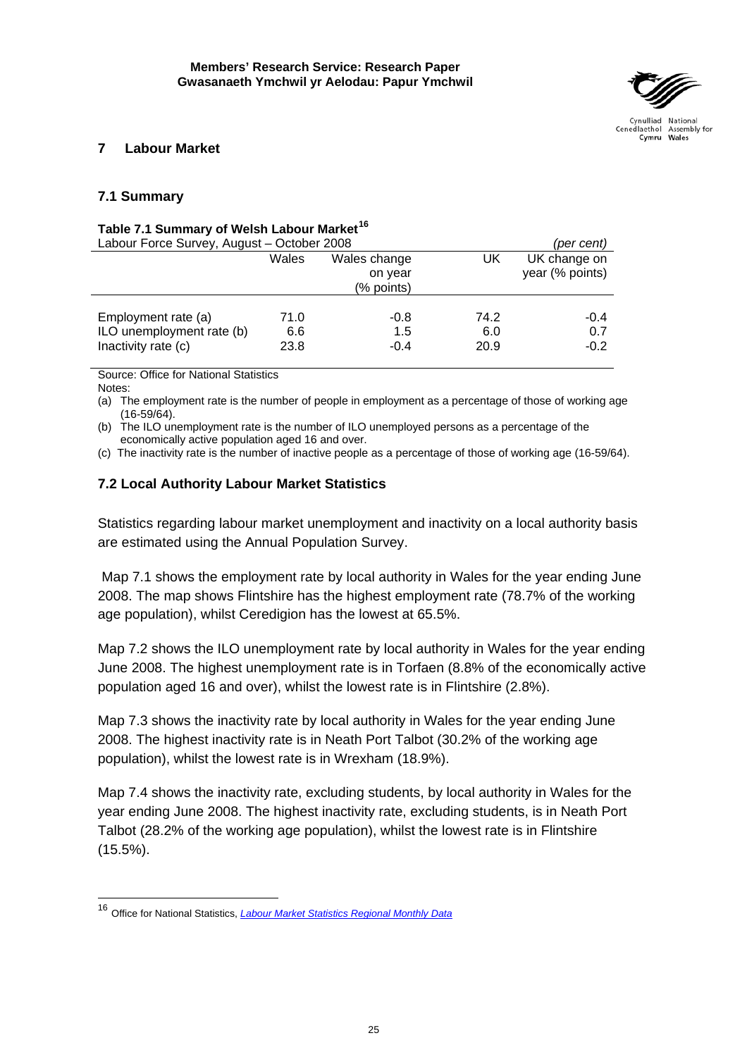## 7 Labour Market

### 7.1 Summary

**Table 7.1 Summary of Welsh Labour Market**[16]

Labour Force Survey, August – October 2008 *(per cent)*

| | Wales | Wales change on year (% points) | UK | UK change on year (% points) |
|---|---|---|---|---|
| Employment rate (a) | 71.0 | -0.8 | 74.2 | -0.4 |
| ILO unemployment rate (b) | 6.6 | 1.5 | 6.0 | 0.7 |
| Inactivity rate (c) | 23.8 | -0.4 | 20.9 | -0.2 |

Source: Office for National Statistics

Notes:

(a) The employment rate is the number of people in employment as a percentage of those of working age (16-59/64).

(b) The ILO unemployment rate is the number of ILO unemployed persons as a percentage of the economically active population aged 16 and over.

(c) The inactivity rate is the number of inactive people as a percentage of those of working age (16-59/64).

### 7.2 Local Authority Labour Market Statistics

Statistics regarding labour market unemployment and inactivity on a local authority basis are estimated using the Annual Population Survey.

Map 7.1 shows the employment rate by local authority in Wales for the year ending June 2008. The map shows Flintshire has the highest employment rate (78.7% of the working age population), whilst Ceredigion has the lowest at 65.5%.

Map 7.2 shows the ILO unemployment rate by local authority in Wales for the year ending June 2008. The highest unemployment rate is in Torfaen (8.8% of the economically active population aged 16 and over), whilst the lowest rate is in Flintshire (2.8%).

Map 7.3 shows the inactivity rate by local authority in Wales for the year ending June 2008. The highest inactivity rate is in Neath Port Talbot (30.2% of the working age population), whilst the lowest rate is in Wrexham (18.9%).

Map 7.4 shows the inactivity rate, excluding students, by local authority in Wales for the year ending June 2008. The highest inactivity rate, excluding students, is in Neath Port Talbot (28.2% of the working age population), whilst the lowest rate is in Flintshire (15.5%).

---

[16] Office for National Statistics, *Labour Market Statistics Regional Monthly Data*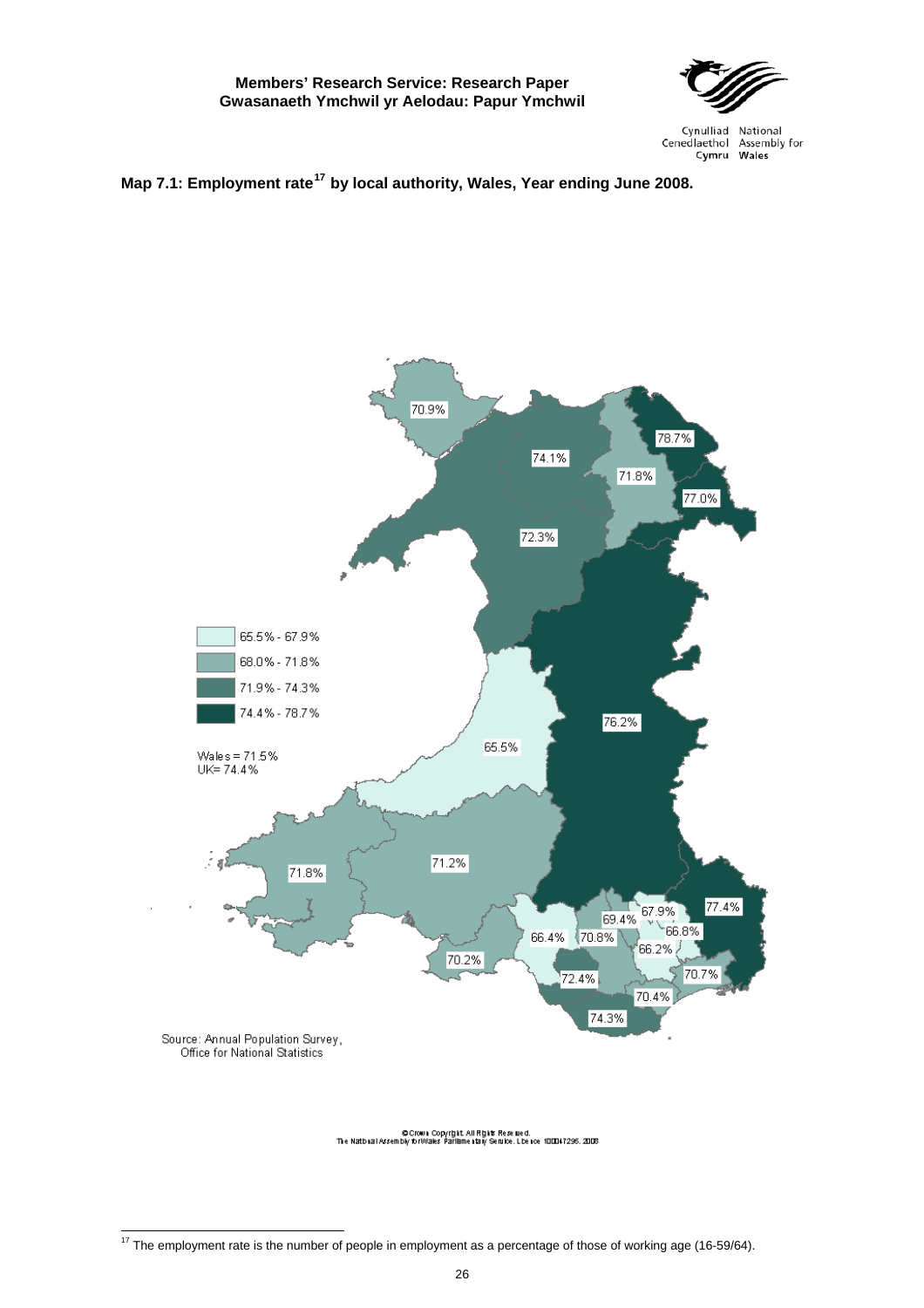**Map 7.1: Employment rate[17] by local authority, Wales, Year ending June 2008.**

65.5% - 67.9%
68.0% - 71.8%
71.9% - 74.3%
74.4% - 78.7%

Wales = 71.5%
UK= 74.4%

Source: Annual Population Survey, Office for National Statistics

© Crown Copyright. All Rights Reserved. The National Assembly for Wales Parliamentary Service. Licence 100047295. 2008

[17] The employment rate is the number of people in employment as a percentage of those of working age (16-59/64).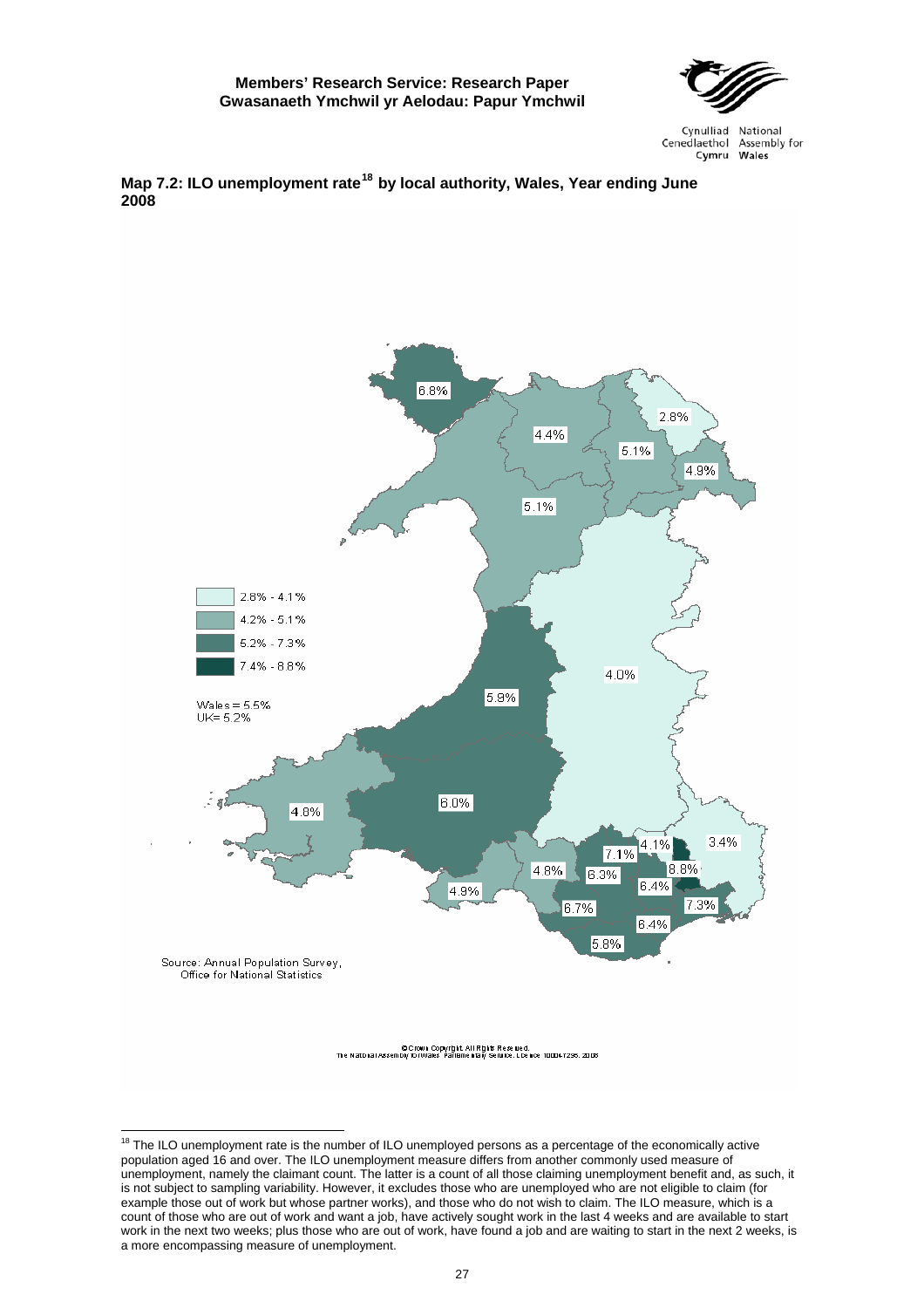**Map 7.2: ILO unemployment rate[18] by local authority, Wales, Year ending June 2008**

6.8%

2.8%

4.4%

5.1%

4.9%

5.1%

2.8% - 4.1%

4.2% - 5.1%

5.2% - 7.3%

7.4% - 8.8%

4.0%

5.9%

Wales = 5.5%
UK= 5.2%

6.0%

4.8%

4.1%

3.4%

7.1%

4.8%

6.3%

8.8%

6.4%

4.9%

7.3%

6.7%

6.4%

5.8%

Source: Annual Population Survey, Office for National Statistics

© Crown Copyright. All Rights Reserved. The National Assembly for Wales' Parliamentary Service. Licence 100047295. 2008

---

[18] The ILO unemployment rate is the number of ILO unemployed persons as a percentage of the economically active population aged 16 and over. The ILO unemployment measure differs from another commonly used measure of unemployment, namely the claimant count. The latter is a count of all those claiming unemployment benefit and, as such, it is not subject to sampling variability. However, it excludes those who are unemployed who are not eligible to claim (for example those out of work but whose partner works), and those who do not wish to claim. The ILO measure, which is a count of those who are out of work and want a job, have actively sought work in the last 4 weeks and are available to start work in the next two weeks; plus those who are out of work, have found a job and are waiting to start in the next 2 weeks, is a more encompassing measure of unemployment.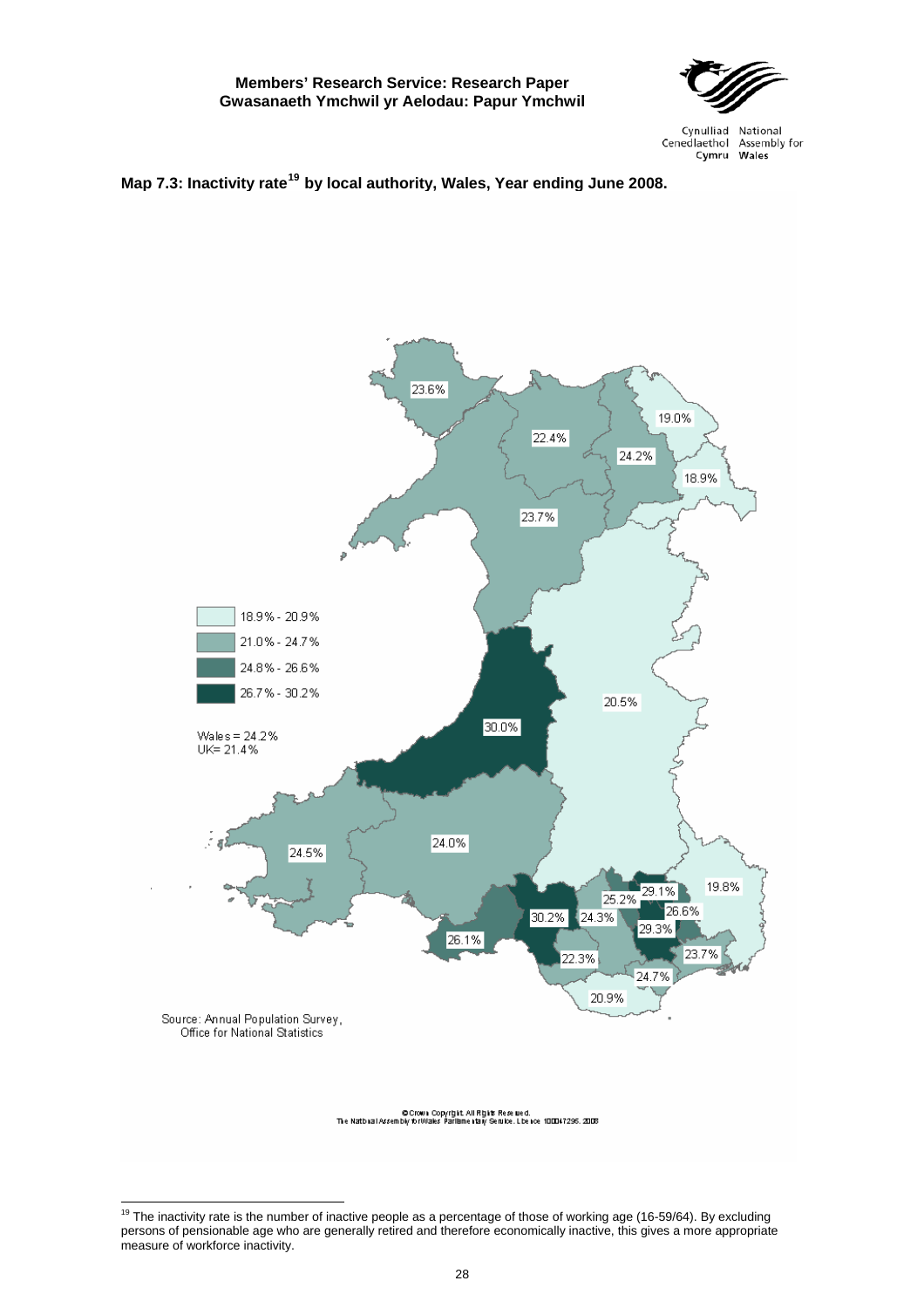**Map 7.3: Inactivity rate[19] by local authority, Wales, Year ending June 2008.**

18.9% - 20.9%
21.0% - 24.7%
24.8% - 26.6%
26.7% - 30.2%

Wales = 24.2%
UK= 21.4%

23.6%
22.4%
19.0%
24.2%
18.9%
23.7%
20.5%
30.0%
24.5%
24.0%
19.8%
29.1%
25.2%
26.6%
30.2%
24.3%
29.3%
26.1%
22.3%
23.7%
24.7%
20.9%

Source: Annual Population Survey, Office for National Statistics

© Crown Copyright. All Rights Reserved.
The National Assembly for Wales' Parliamentary Service. Licence 100047295. 2008

---

[19] The inactivity rate is the number of inactive people as a percentage of those of working age (16-59/64). By excluding persons of pensionable age who are generally retired and therefore economically inactive, this gives a more appropriate measure of workforce inactivity.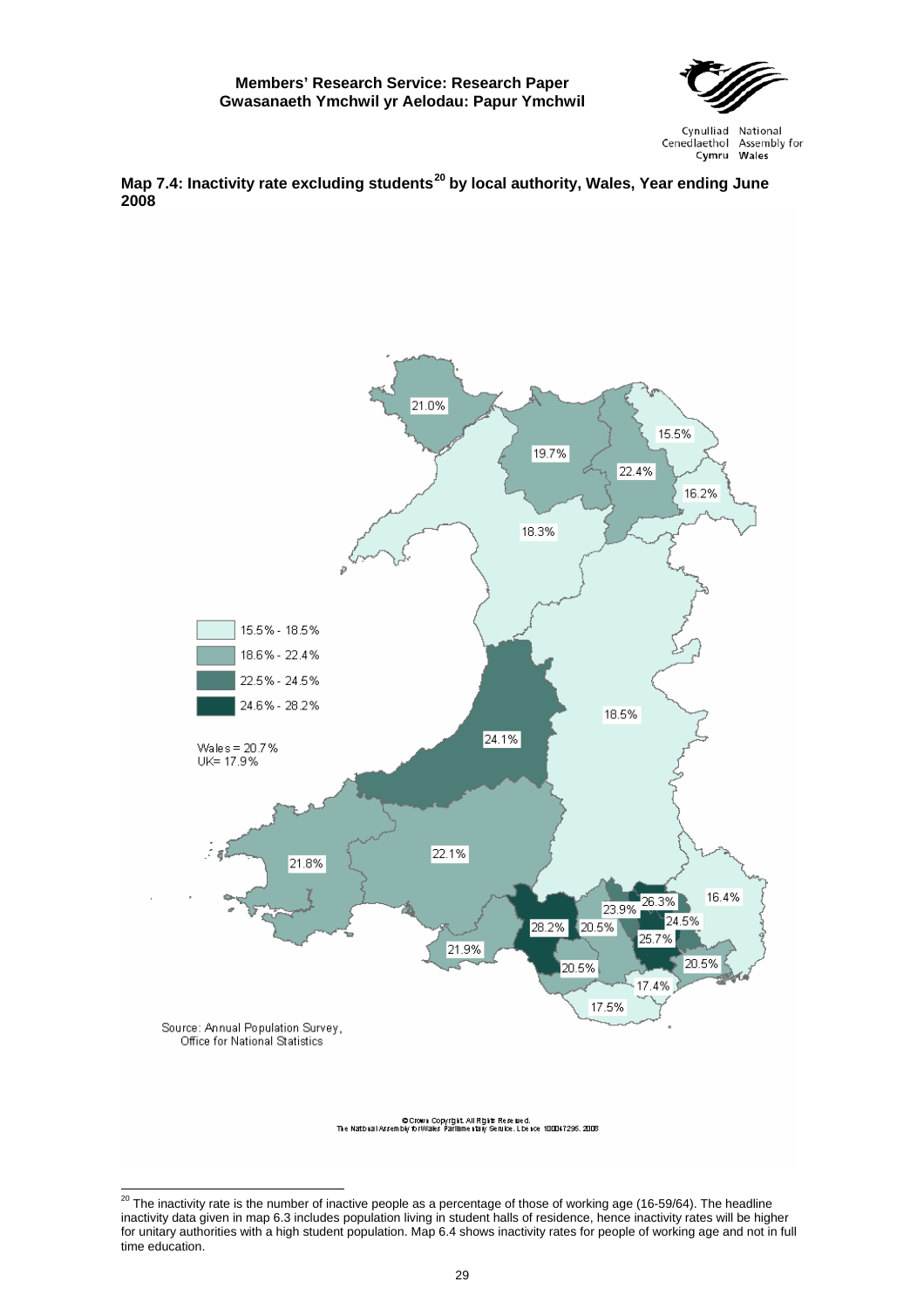**Map 7.4: Inactivity rate excluding students[20] by local authority, Wales, Year ending June 2008**

15.5% - 18.5%
18.6% - 22.4%
22.5% - 24.5%
24.6% - 28.2%

Wales = 20.7%
UK= 17.9%

21.0%
19.7%
22.4%
15.5%
16.2%
18.3%
18.5%
24.1%
22.1%
21.8%
26.3%
16.4%
23.9%
24.5%
28.2%
20.5%
25.7%
21.9%
20.5%
20.5%
17.4%
17.5%

Source: Annual Population Survey, Office for National Statistics

© Crown Copyright. All Rights Reserved.
The National Assembly for Wales' Parliamentary Service. Licence 100047295. 2008

[20] The inactivity rate is the number of inactive people as a percentage of those of working age (16-59/64). The headline inactivity data given in map 6.3 includes population living in student halls of residence, hence inactivity rates will be higher for unitary authorities with a high student population. Map 6.4 shows inactivity rates for people of working age and not in full time education.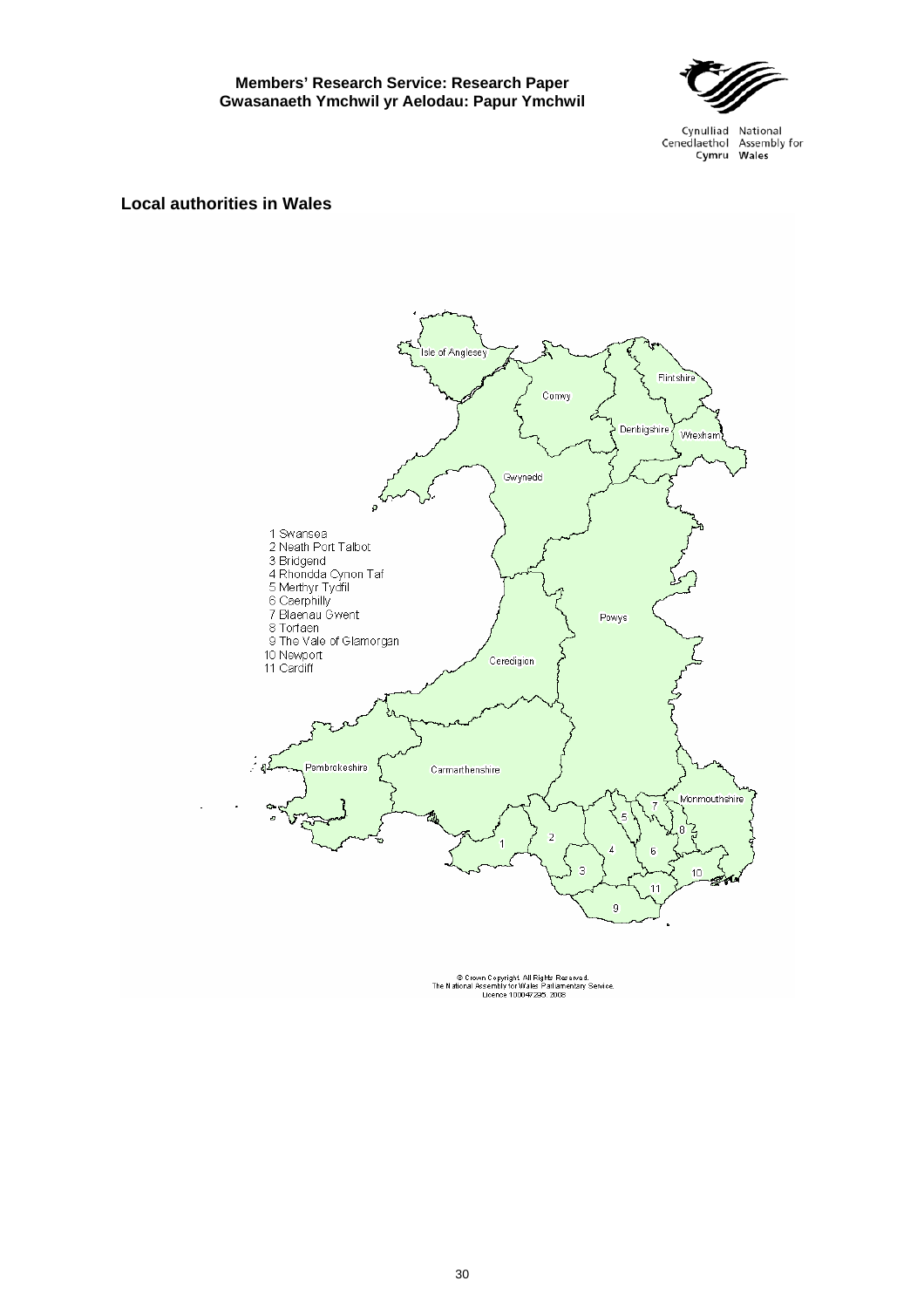## Local authorities in Wales

1 Swansea
2 Neath Port Talbot
3 Bridgend
4 Rhondda Cynon Taf
5 Merthyr Tydfil
6 Caerphilly
7 Blaenau Gwent
8 Torfaen
9 The Vale of Glamorgan
10 Newport
11 Cardiff

© Crown Copyright. All Rights Reserved.
The National Assembly for Wales Parliamentary Service.
Licence 100047295. 2008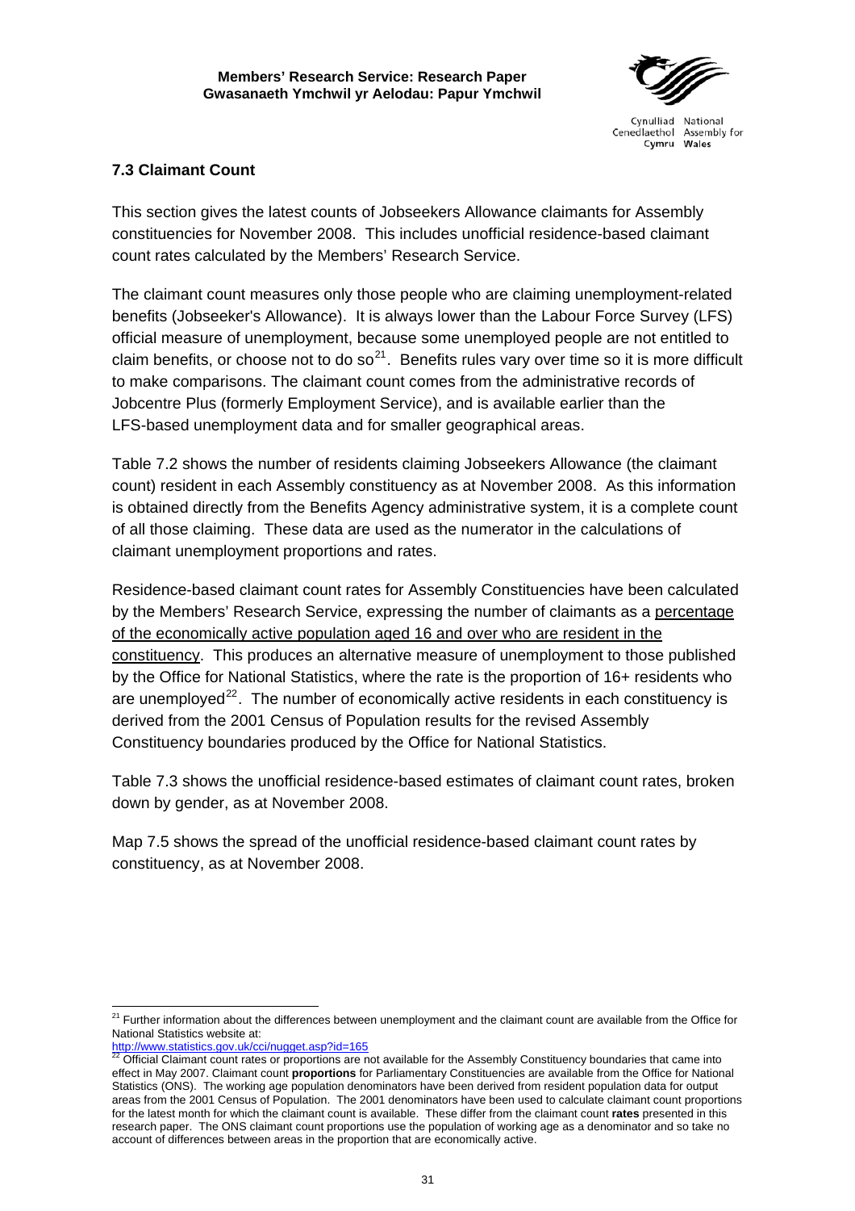### 7.3 Claimant Count

This section gives the latest counts of Jobseekers Allowance claimants for Assembly constituencies for November 2008. This includes unofficial residence-based claimant count rates calculated by the Members' Research Service.

The claimant count measures only those people who are claiming unemployment-related benefits (Jobseeker's Allowance). It is always lower than the Labour Force Survey (LFS) official measure of unemployment, because some unemployed people are not entitled to claim benefits, or choose not to do so[21]. Benefits rules vary over time so it is more difficult to make comparisons. The claimant count comes from the administrative records of Jobcentre Plus (formerly Employment Service), and is available earlier than the LFS-based unemployment data and for smaller geographical areas.

Table 7.2 shows the number of residents claiming Jobseekers Allowance (the claimant count) resident in each Assembly constituency as at November 2008. As this information is obtained directly from the Benefits Agency administrative system, it is a complete count of all those claiming. These data are used as the numerator in the calculations of claimant unemployment proportions and rates.

Residence-based claimant count rates for Assembly Constituencies have been calculated by the Members' Research Service, expressing the number of claimants as a <u>percentage of the economically active population aged 16 and over who are resident in the constituency</u>. This produces an alternative measure of unemployment to those published by the Office for National Statistics, where the rate is the proportion of 16+ residents who are unemployed[22]. The number of economically active residents in each constituency is derived from the 2001 Census of Population results for the revised Assembly Constituency boundaries produced by the Office for National Statistics.

Table 7.3 shows the unofficial residence-based estimates of claimant count rates, broken down by gender, as at November 2008.

Map 7.5 shows the spread of the unofficial residence-based claimant count rates by constituency, as at November 2008.

---

[21] Further information about the differences between unemployment and the claimant count are available from the Office for National Statistics website at: http://www.statistics.gov.uk/cci/nugget.asp?id=165

[22] Official Claimant count rates or proportions are not available for the Assembly Constituency boundaries that came into effect in May 2007. Claimant count **proportions** for Parliamentary Constituencies are available from the Office for National Statistics (ONS). The working age population denominators have been derived from resident population data for output areas from the 2001 Census of Population. The 2001 denominators have been used to calculate claimant count proportions for the latest month for which the claimant count is available. These differ from the claimant count **rates** presented in this research paper. The ONS claimant count proportions use the population of working age as a denominator and so take no account of differences between areas in the proportion that are economically active.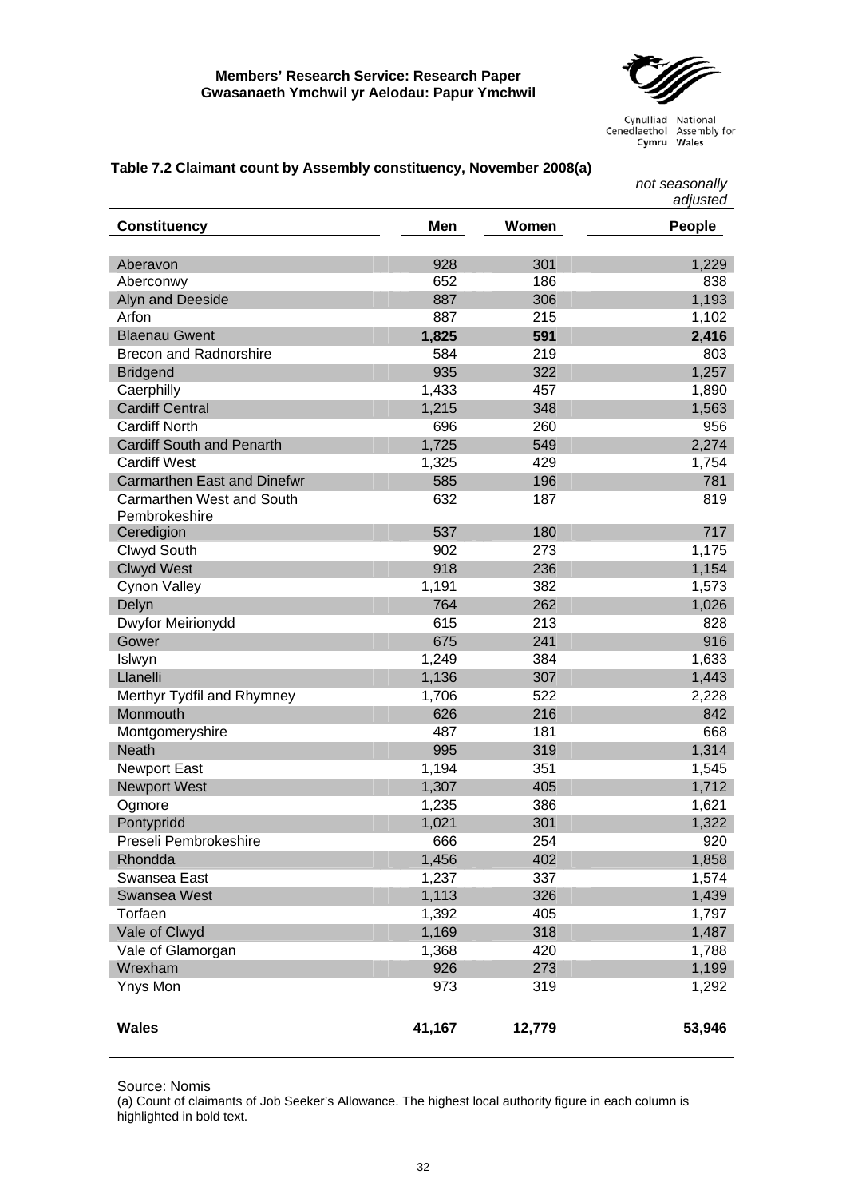**Table 7.2 Claimant count by Assembly constituency, November 2008(a)**

*not seasonally adjusted*

| Constituency | Men | Women | People |
|---|---|---|---|
| Aberavon | 928 | 301 | 1,229 |
| Aberconwy | 652 | 186 | 838 |
| Alyn and Deeside | 887 | 306 | 1,193 |
| Arfon | 887 | 215 | 1,102 |
| Blaenau Gwent | **1,825** | **591** | **2,416** |
| Brecon and Radnorshire | 584 | 219 | 803 |
| Bridgend | 935 | 322 | 1,257 |
| Caerphilly | 1,433 | 457 | 1,890 |
| Cardiff Central | 1,215 | 348 | 1,563 |
| Cardiff North | 696 | 260 | 956 |
| Cardiff South and Penarth | 1,725 | 549 | 2,274 |
| Cardiff West | 1,325 | 429 | 1,754 |
| Carmarthen East and Dinefwr | 585 | 196 | 781 |
| Carmarthen West and South Pembrokeshire | 632 | 187 | 819 |
| Ceredigion | 537 | 180 | 717 |
| Clwyd South | 902 | 273 | 1,175 |
| Clwyd West | 918 | 236 | 1,154 |
| Cynon Valley | 1,191 | 382 | 1,573 |
| Delyn | 764 | 262 | 1,026 |
| Dwyfor Meirionydd | 615 | 213 | 828 |
| Gower | 675 | 241 | 916 |
| Islwyn | 1,249 | 384 | 1,633 |
| Llanelli | 1,136 | 307 | 1,443 |
| Merthyr Tydfil and Rhymney | 1,706 | 522 | 2,228 |
| Monmouth | 626 | 216 | 842 |
| Montgomeryshire | 487 | 181 | 668 |
| Neath | 995 | 319 | 1,314 |
| Newport East | 1,194 | 351 | 1,545 |
| Newport West | 1,307 | 405 | 1,712 |
| Ogmore | 1,235 | 386 | 1,621 |
| Pontypridd | 1,021 | 301 | 1,322 |
| Preseli Pembrokeshire | 666 | 254 | 920 |
| Rhondda | 1,456 | 402 | 1,858 |
| Swansea East | 1,237 | 337 | 1,574 |
| Swansea West | 1,113 | 326 | 1,439 |
| Torfaen | 1,392 | 405 | 1,797 |
| Vale of Clwyd | 1,169 | 318 | 1,487 |
| Vale of Glamorgan | 1,368 | 420 | 1,788 |
| Wrexham | 926 | 273 | 1,199 |
| Ynys Mon | 973 | 319 | 1,292 |
| **Wales** | **41,167** | **12,779** | **53,946** |

Source: Nomis

(a) Count of claimants of Job Seeker's Allowance. The highest local authority figure in each column is highlighted in bold text.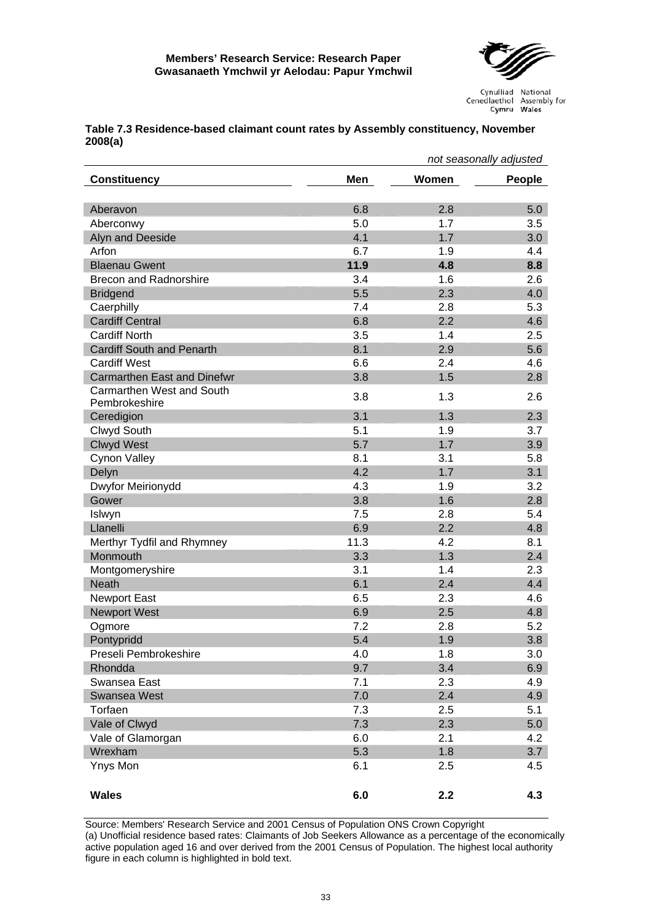**Table 7.3 Residence-based claimant count rates by Assembly constituency, November 2008(a)**

*not seasonally adjusted*

| Constituency | Men | Women | People |
|---|---|---|---|
| Aberavon | 6.8 | 2.8 | 5.0 |
| Aberconwy | 5.0 | 1.7 | 3.5 |
| Alyn and Deeside | 4.1 | 1.7 | 3.0 |
| Arfon | 6.7 | 1.9 | 4.4 |
| Blaenau Gwent | **11.9** | **4.8** | **8.8** |
| Brecon and Radnorshire | 3.4 | 1.6 | 2.6 |
| Bridgend | 5.5 | 2.3 | 4.0 |
| Caerphilly | 7.4 | 2.8 | 5.3 |
| Cardiff Central | 6.8 | 2.2 | 4.6 |
| Cardiff North | 3.5 | 1.4 | 2.5 |
| Cardiff South and Penarth | 8.1 | 2.9 | 5.6 |
| Cardiff West | 6.6 | 2.4 | 4.6 |
| Carmarthen East and Dinefwr | 3.8 | 1.5 | 2.8 |
| Carmarthen West and South Pembrokeshire | 3.8 | 1.3 | 2.6 |
| Ceredigion | 3.1 | 1.3 | 2.3 |
| Clwyd South | 5.1 | 1.9 | 3.7 |
| Clwyd West | 5.7 | 1.7 | 3.9 |
| Cynon Valley | 8.1 | 3.1 | 5.8 |
| Delyn | 4.2 | 1.7 | 3.1 |
| Dwyfor Meirionydd | 4.3 | 1.9 | 3.2 |
| Gower | 3.8 | 1.6 | 2.8 |
| Islwyn | 7.5 | 2.8 | 5.4 |
| Llanelli | 6.9 | 2.2 | 4.8 |
| Merthyr Tydfil and Rhymney | 11.3 | 4.2 | 8.1 |
| Monmouth | 3.3 | 1.3 | 2.4 |
| Montgomeryshire | 3.1 | 1.4 | 2.3 |
| Neath | 6.1 | 2.4 | 4.4 |
| Newport East | 6.5 | 2.3 | 4.6 |
| Newport West | 6.9 | 2.5 | 4.8 |
| Ogmore | 7.2 | 2.8 | 5.2 |
| Pontypridd | 5.4 | 1.9 | 3.8 |
| Preseli Pembrokeshire | 4.0 | 1.8 | 3.0 |
| Rhondda | 9.7 | 3.4 | 6.9 |
| Swansea East | 7.1 | 2.3 | 4.9 |
| Swansea West | 7.0 | 2.4 | 4.9 |
| Torfaen | 7.3 | 2.5 | 5.1 |
| Vale of Clwyd | 7.3 | 2.3 | 5.0 |
| Vale of Glamorgan | 6.0 | 2.1 | 4.2 |
| Wrexham | 5.3 | 1.8 | 3.7 |
| Ynys Mon | 6.1 | 2.5 | 4.5 |
| **Wales** | **6.0** | **2.2** | **4.3** |

Source: Members' Research Service and 2001 Census of Population ONS Crown Copyright

(a) Unofficial residence based rates: Claimants of Job Seekers Allowance as a percentage of the economically active population aged 16 and over derived from the 2001 Census of Population. The highest local authority figure in each column is highlighted in bold text.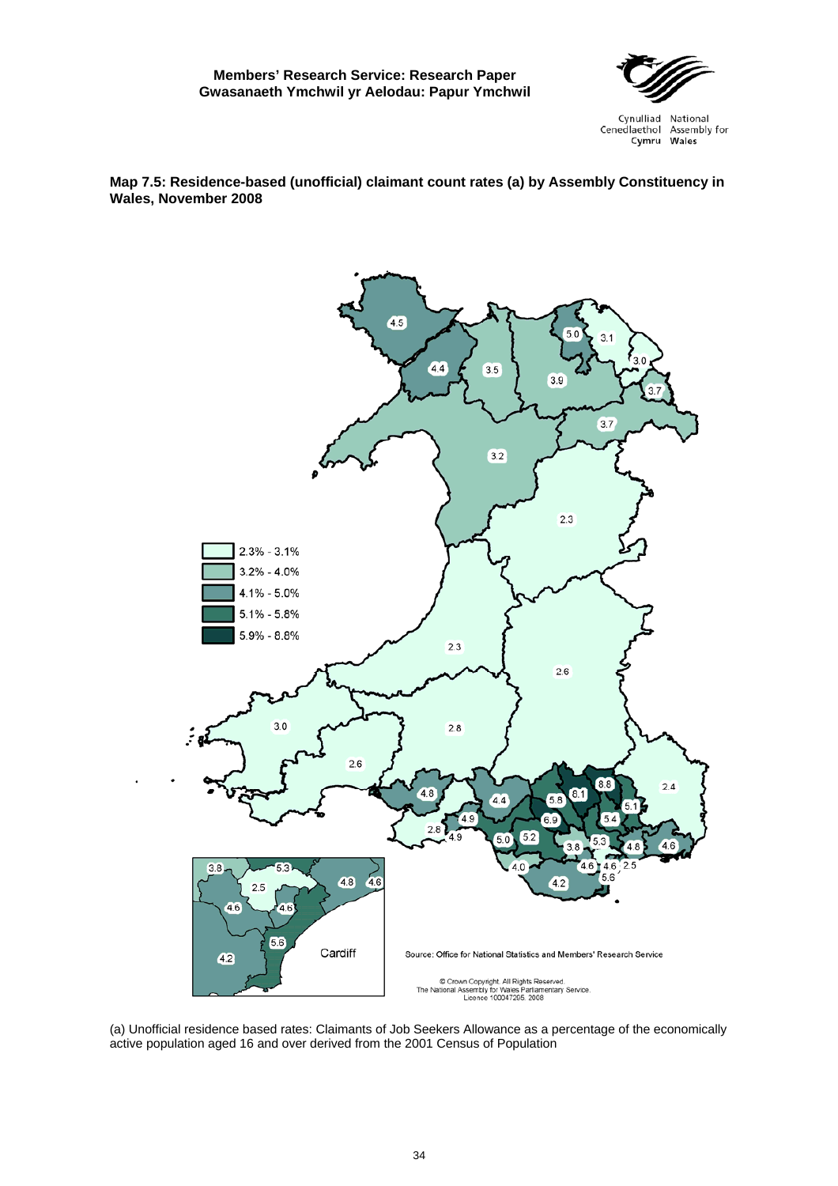**Map 7.5: Residence-based (unofficial) claimant count rates (a) by Assembly Constituency in Wales, November 2008**

| Legend |
|---|
| 2.3% - 3.1% |
| 3.2% - 4.0% |
| 4.1% - 5.0% |
| 5.1% - 5.8% |
| 5.9% - 8.8% |

Source: Office for National Statistics and Members' Research Service

© Crown Copyright. All Rights Reserved.
The National Assembly for Wales Parliamentary Service.
Licence 100047295. 2008

(a) Unofficial residence based rates: Claimants of Job Seekers Allowance as a percentage of the economically active population aged 16 and over derived from the 2001 Census of Population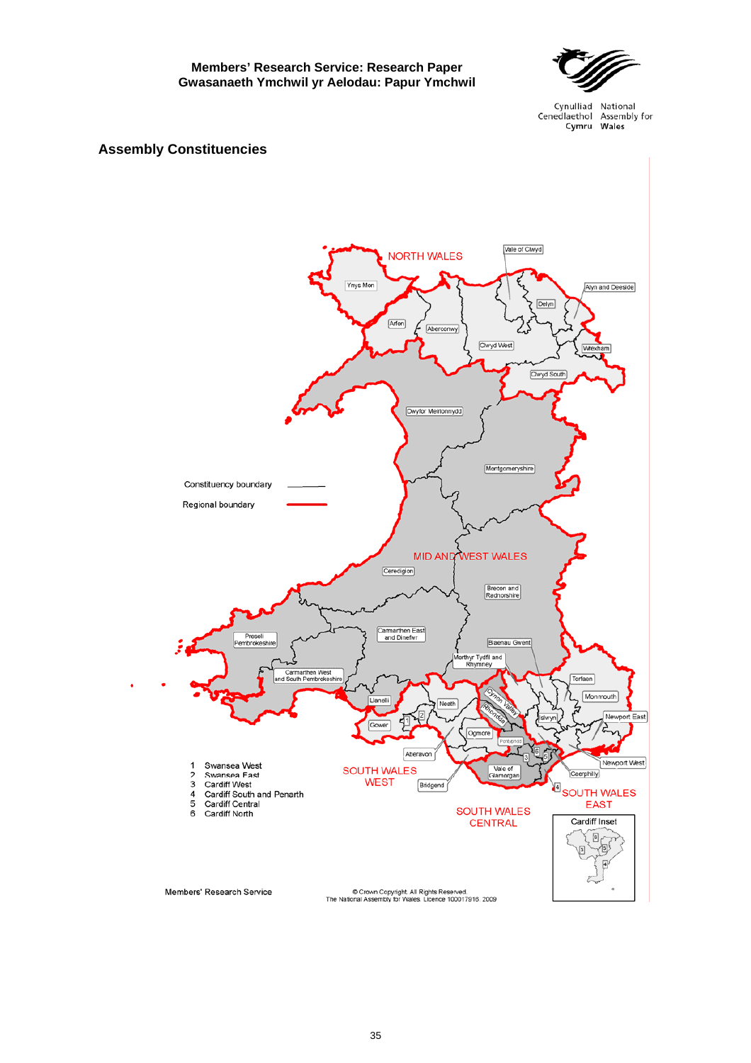## Assembly Constituencies

Constituency boundary

Regional boundary

NORTH WALES

Ynys Mon, Arfon, Aberconwy, Vale of Clwyd, Delyn, Alyn and Deeside, Clwyd West, Wrexham, Clwyd South

Dwyfor Meirionnydd

Montgomeryshire

MID AND WEST WALES

Ceredigion, Brecon and Radnorshire, Preseli Pembrokeshire, Carmarthen East and Dinefwr, Carmarthen West and South Pembrokeshire, Llanelli

Blaenau Gwent, Merthyr Tydfil and Rhymney, Torfaen, Monmouth, Islwyn, Newport East, Newport West, Caerphilly, Cynon Valley, Rhondda, Pontypridd

SOUTH WALES WEST

Neath, Gower, Aberavon, Ogmore, Bridgend

SOUTH WALES CENTRAL

Vale of Glamorgan

SOUTH WALES EAST

1. Swansea West
2. Swansea East
3. Cardiff West
4. Cardiff South and Penarth
5. Cardiff Central
6. Cardiff North

Cardiff Inset

Members' Research Service

© Crown Copyright. All Rights Reserved.
The National Assembly for Wales. Licence 100017916. 2009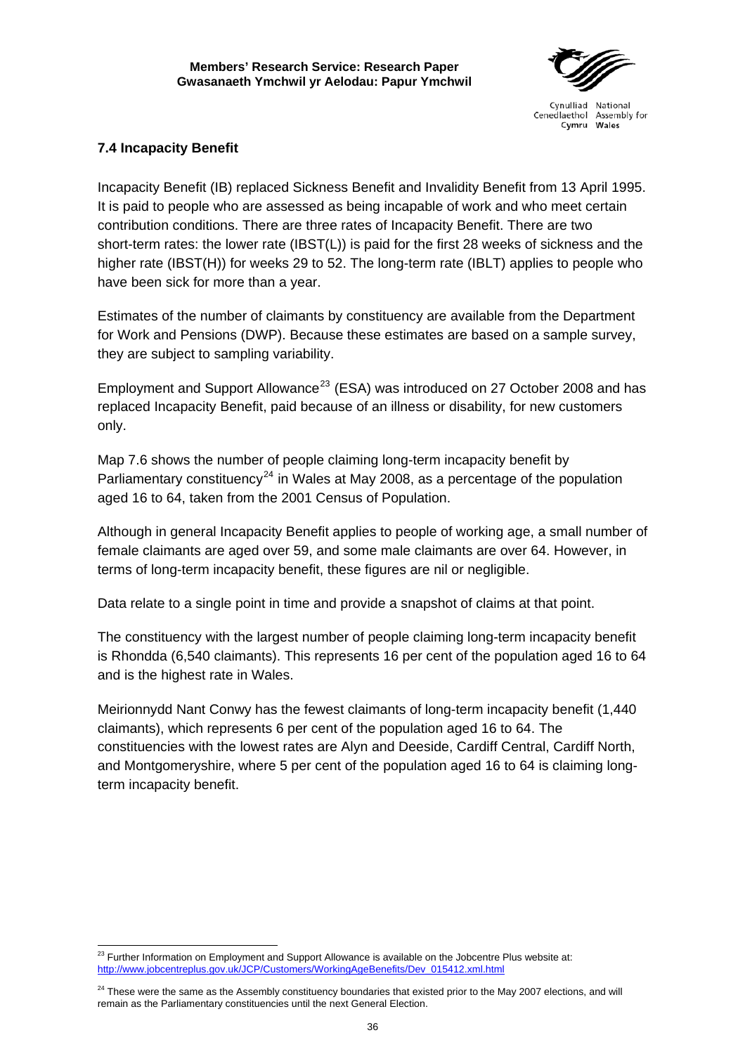### 7.4 Incapacity Benefit

Incapacity Benefit (IB) replaced Sickness Benefit and Invalidity Benefit from 13 April 1995. It is paid to people who are assessed as being incapable of work and who meet certain contribution conditions. There are three rates of Incapacity Benefit. There are two short-term rates: the lower rate (IBST(L)) is paid for the first 28 weeks of sickness and the higher rate (IBST(H)) for weeks 29 to 52. The long-term rate (IBLT) applies to people who have been sick for more than a year.

Estimates of the number of claimants by constituency are available from the Department for Work and Pensions (DWP). Because these estimates are based on a sample survey, they are subject to sampling variability.

Employment and Support Allowance[23] (ESA) was introduced on 27 October 2008 and has replaced Incapacity Benefit, paid because of an illness or disability, for new customers only.

Map 7.6 shows the number of people claiming long-term incapacity benefit by Parliamentary constituency[24] in Wales at May 2008, as a percentage of the population aged 16 to 64, taken from the 2001 Census of Population.

Although in general Incapacity Benefit applies to people of working age, a small number of female claimants are aged over 59, and some male claimants are over 64. However, in terms of long-term incapacity benefit, these figures are nil or negligible.

Data relate to a single point in time and provide a snapshot of claims at that point.

The constituency with the largest number of people claiming long-term incapacity benefit is Rhondda (6,540 claimants). This represents 16 per cent of the population aged 16 to 64 and is the highest rate in Wales.

Meirionnydd Nant Conwy has the fewest claimants of long-term incapacity benefit (1,440 claimants), which represents 6 per cent of the population aged 16 to 64. The constituencies with the lowest rates are Alyn and Deeside, Cardiff Central, Cardiff North, and Montgomeryshire, where 5 per cent of the population aged 16 to 64 is claiming long-term incapacity benefit.

---

[23] Further Information on Employment and Support Allowance is available on the Jobcentre Plus website at: http://www.jobcentreplus.gov.uk/JCP/Customers/WorkingAgeBenefits/Dev_015412.xml.html

[24] These were the same as the Assembly constituency boundaries that existed prior to the May 2007 elections, and will remain as the Parliamentary constituencies until the next General Election.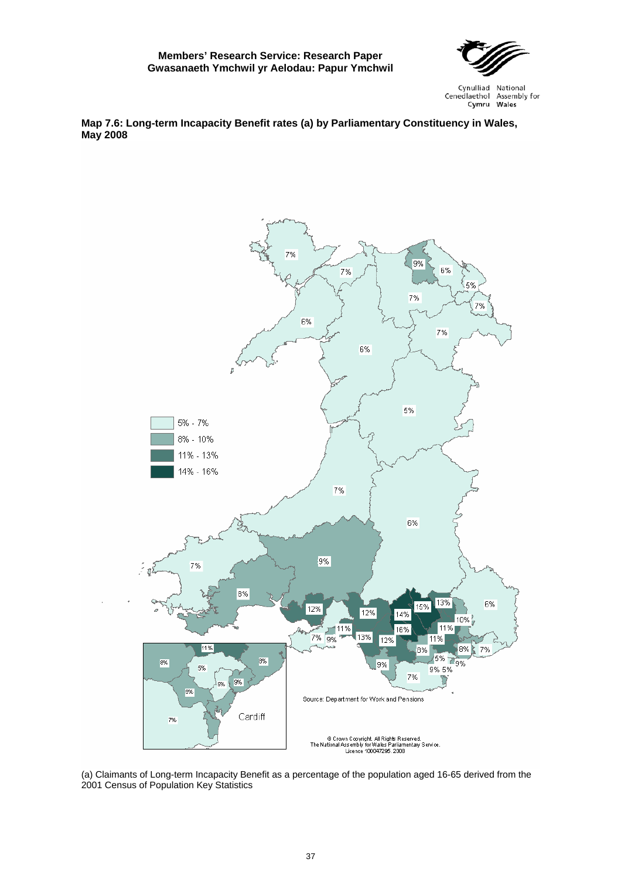**Map 7.6: Long-term Incapacity Benefit rates (a) by Parliamentary Constituency in Wales, May 2008**

(a) Claimants of Long-term Incapacity Benefit as a percentage of the population aged 16-65 derived from the 2001 Census of Population Key Statistics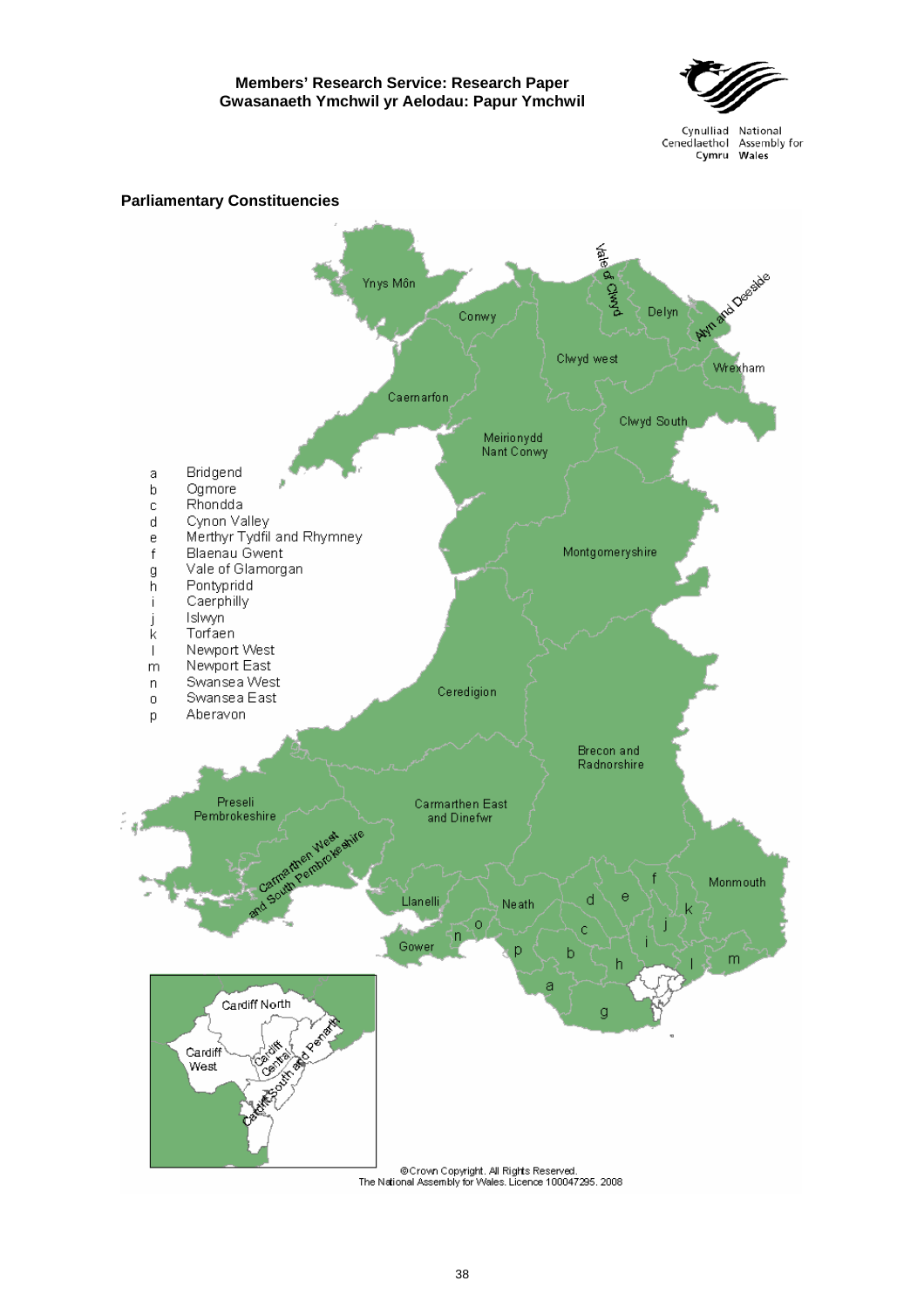## Parliamentary Constituencies

a Bridgend
b Ogmore
c Rhondda
d Cynon Valley
e Merthyr Tydfil and Rhymney
f Blaenau Gwent
g Vale of Glamorgan
h Pontypridd
i Caerphilly
j Islwyn
k Torfaen
l Newport West
m Newport East
n Swansea West
o Swansea East
p Aberavon

Ynys Môn, Conwy, Vale of Clwyd, Delyn, Alyn and Deeside, Clwyd west, Wrexham, Caernarfon, Clwyd South, Meirionydd Nant Conwy, Montgomeryshire, Ceredigion, Brecon and Radnorshire, Preseli Pembrokeshire, Carmarthen East and Dinefwr, Carmarthen West and South Pembrokeshire, Monmouth, Llanelli, Neath, Gower, Cardiff North, Cardiff West, Cardiff Central, Cardiff South and Penarth

©Crown Copyright. All Rights Reserved.
The National Assembly for Wales. Licence 100047295. 2008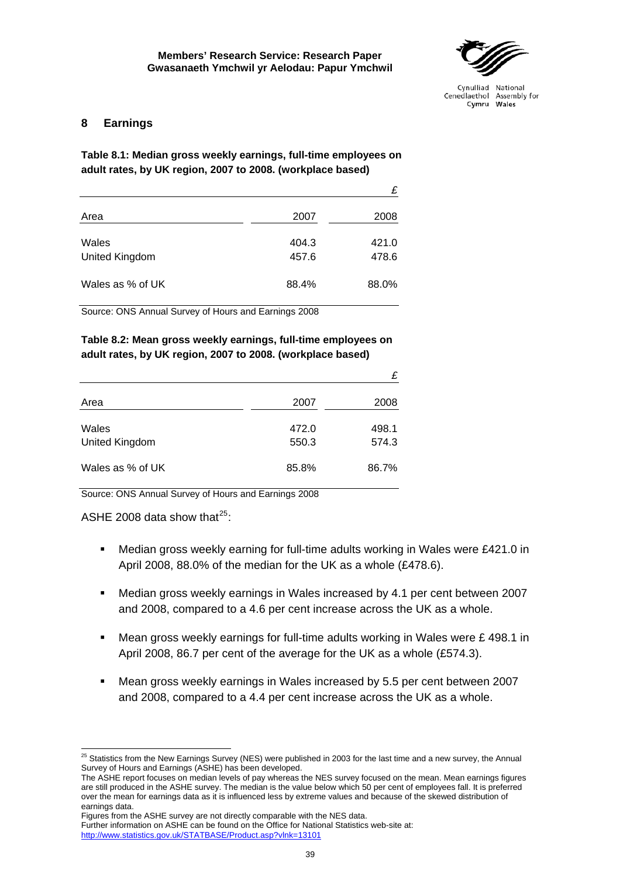## 8 Earnings

**Table 8.1: Median gross weekly earnings, full-time employees on adult rates, by UK region, 2007 to 2008. (workplace based)**

| | | £ |
|---|---|---|
| Area | 2007 | 2008 |
| Wales | 404.3 | 421.0 |
| United Kingdom | 457.6 | 478.6 |
| Wales as % of UK | 88.4% | 88.0% |

Source: ONS Annual Survey of Hours and Earnings 2008

**Table 8.2: Mean gross weekly earnings, full-time employees on adult rates, by UK region, 2007 to 2008. (workplace based)**

| | | £ |
|---|---|---|
| Area | 2007 | 2008 |
| Wales | 472.0 | 498.1 |
| United Kingdom | 550.3 | 574.3 |
| Wales as % of UK | 85.8% | 86.7% |

Source: ONS Annual Survey of Hours and Earnings 2008

ASHE 2008 data show that[25]:

- Median gross weekly earning for full-time adults working in Wales were £421.0 in April 2008, 88.0% of the median for the UK as a whole (£478.6).
- Median gross weekly earnings in Wales increased by 4.1 per cent between 2007 and 2008, compared to a 4.6 per cent increase across the UK as a whole.
- Mean gross weekly earnings for full-time adults working in Wales were £ 498.1 in April 2008, 86.7 per cent of the average for the UK as a whole (£574.3).
- Mean gross weekly earnings in Wales increased by 5.5 per cent between 2007 and 2008, compared to a 4.4 per cent increase across the UK as a whole.

[25] Statistics from the New Earnings Survey (NES) were published in 2003 for the last time and a new survey, the Annual Survey of Hours and Earnings (ASHE) has been developed.
The ASHE report focuses on median levels of pay whereas the NES survey focused on the mean. Mean earnings figures are still produced in the ASHE survey. The median is the value below which 50 per cent of employees fall. It is preferred over the mean for earnings data as it is influenced less by extreme values and because of the skewed distribution of earnings data.
Figures from the ASHE survey are not directly comparable with the NES data.
Further information on ASHE can be found on the Office for National Statistics web-site at:
http://www.statistics.gov.uk/STATBASE/Product.asp?vlnk=13101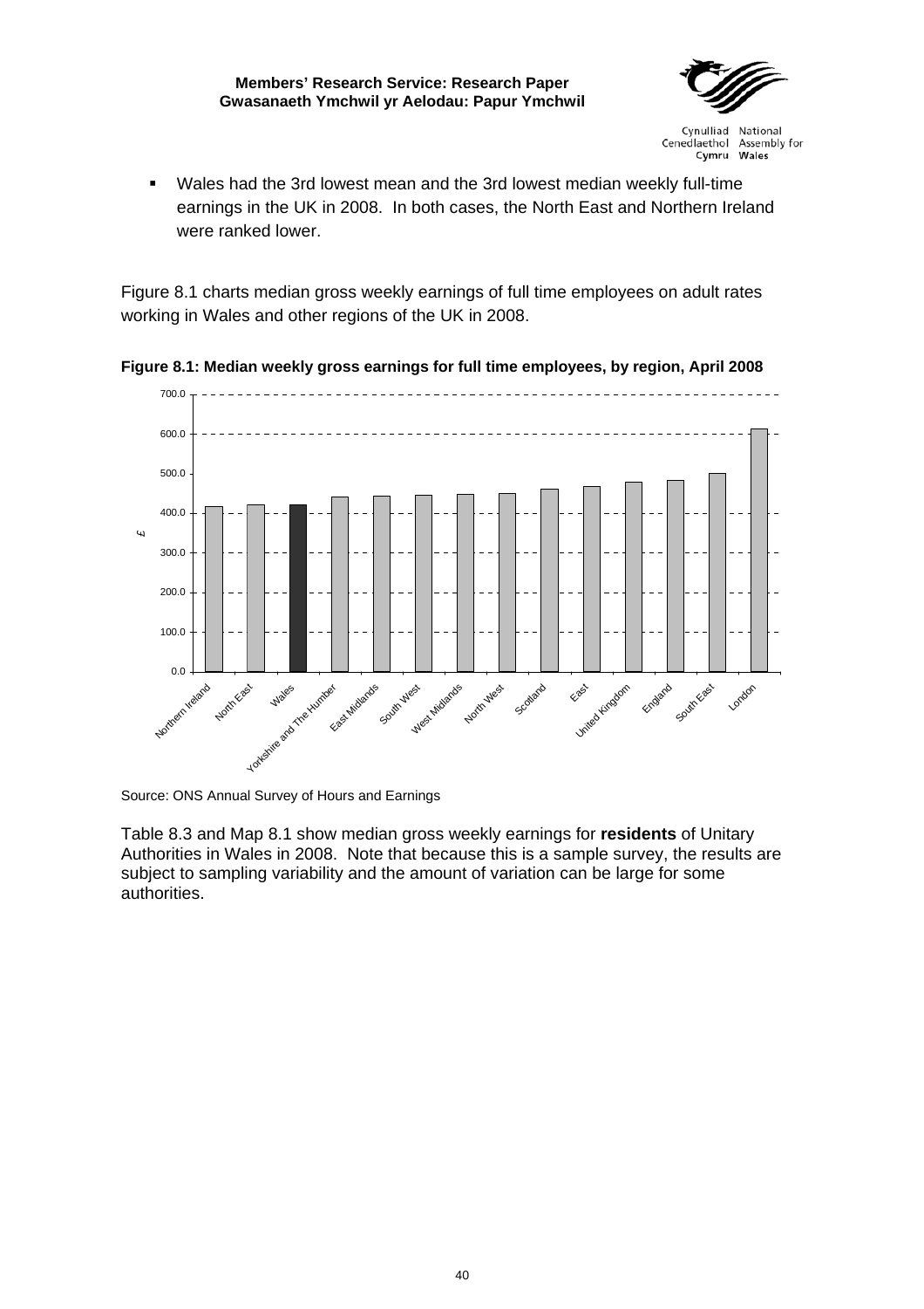- Wales had the 3rd lowest mean and the 3rd lowest median weekly full-time earnings in the UK in 2008. In both cases, the North East and Northern Ireland were ranked lower.

Figure 8.1 charts median gross weekly earnings of full time employees on adult rates working in Wales and other regions of the UK in 2008.

**Figure 8.1: Median weekly gross earnings for full time employees, by region, April 2008**

Source: ONS Annual Survey of Hours and Earnings

Table 8.3 and Map 8.1 show median gross weekly earnings for **residents** of Unitary Authorities in Wales in 2008. Note that because this is a sample survey, the results are subject to sampling variability and the amount of variation can be large for some authorities.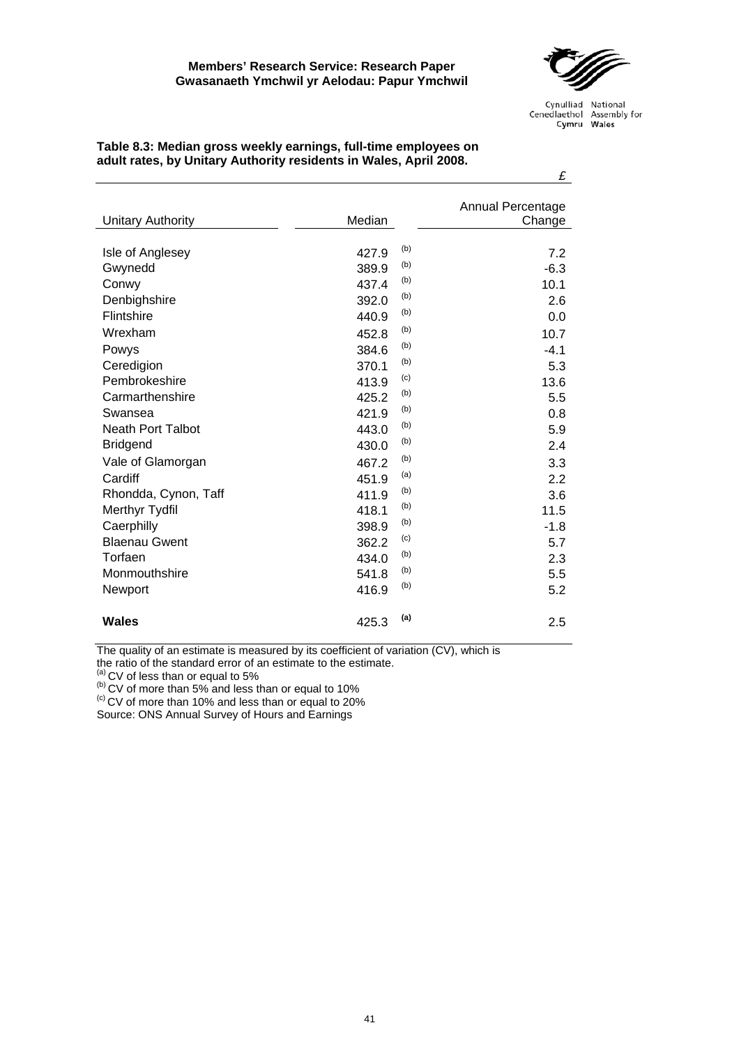**Table 8.3: Median gross weekly earnings, full-time employees on adult rates, by Unitary Authority residents in Wales, April 2008.**

£

| Unitary Authority | Median | | Annual Percentage Change |
|---|---|---|---|
| Isle of Anglesey | 427.9 | (b) | 7.2 |
| Gwynedd | 389.9 | (b) | -6.3 |
| Conwy | 437.4 | (b) | 10.1 |
| Denbighshire | 392.0 | (b) | 2.6 |
| Flintshire | 440.9 | (b) | 0.0 |
| Wrexham | 452.8 | (b) | 10.7 |
| Powys | 384.6 | (b) | -4.1 |
| Ceredigion | 370.1 | (b) | 5.3 |
| Pembrokeshire | 413.9 | (c) | 13.6 |
| Carmarthenshire | 425.2 | (b) | 5.5 |
| Swansea | 421.9 | (b) | 0.8 |
| Neath Port Talbot | 443.0 | (b) | 5.9 |
| Bridgend | 430.0 | (b) | 2.4 |
| Vale of Glamorgan | 467.2 | (b) | 3.3 |
| Cardiff | 451.9 | (a) | 2.2 |
| Rhondda, Cynon, Taff | 411.9 | (b) | 3.6 |
| Merthyr Tydfil | 418.1 | (b) | 11.5 |
| Caerphilly | 398.9 | (b) | -1.8 |
| Blaenau Gwent | 362.2 | (c) | 5.7 |
| Torfaen | 434.0 | (b) | 2.3 |
| Monmouthshire | 541.8 | (b) | 5.5 |
| Newport | 416.9 | (b) | 5.2 |
| **Wales** | 425.3 | **(a)** | 2.5 |

The quality of an estimate is measured by its coefficient of variation (CV), which is the ratio of the standard error of an estimate to the estimate.

[a] CV of less than or equal to 5%

[b] CV of more than 5% and less than or equal to 10%

[c] CV of more than 10% and less than or equal to 20%

Source: ONS Annual Survey of Hours and Earnings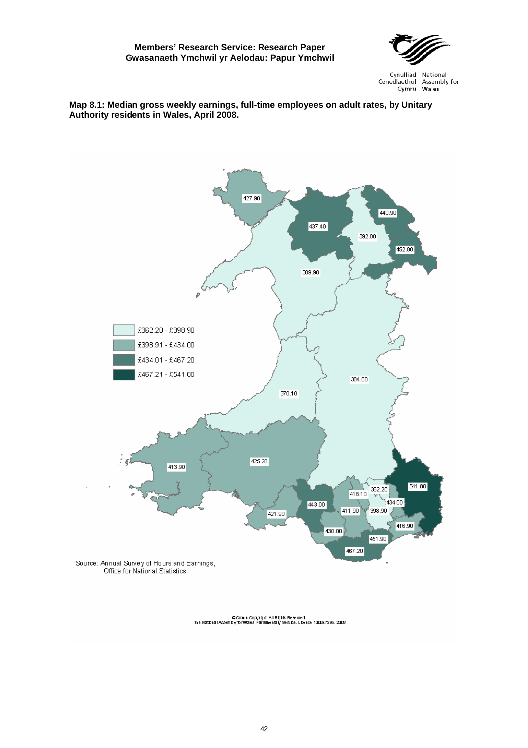**Map 8.1: Median gross weekly earnings, full-time employees on adult rates, by Unitary Authority residents in Wales, April 2008.**

£362.20 - £398.90

£398.91 - £434.00

£434.01 - £467.20

£467.21 - £541.80

427.90
437.40
440.90
392.00
452.80
389.90
384.60
370.10
413.90
425.20
541.80
418.10
362.20
434.00
443.00
411.90
398.90
421.90
416.90
430.00
451.90
467.20

Source: Annual Survey of Hours and Earnings, Office for National Statistics

© Crown Copyright. All Rights Reserved.
The National Assembly for Wales Parliamentary Service. Licence 100047295. 2008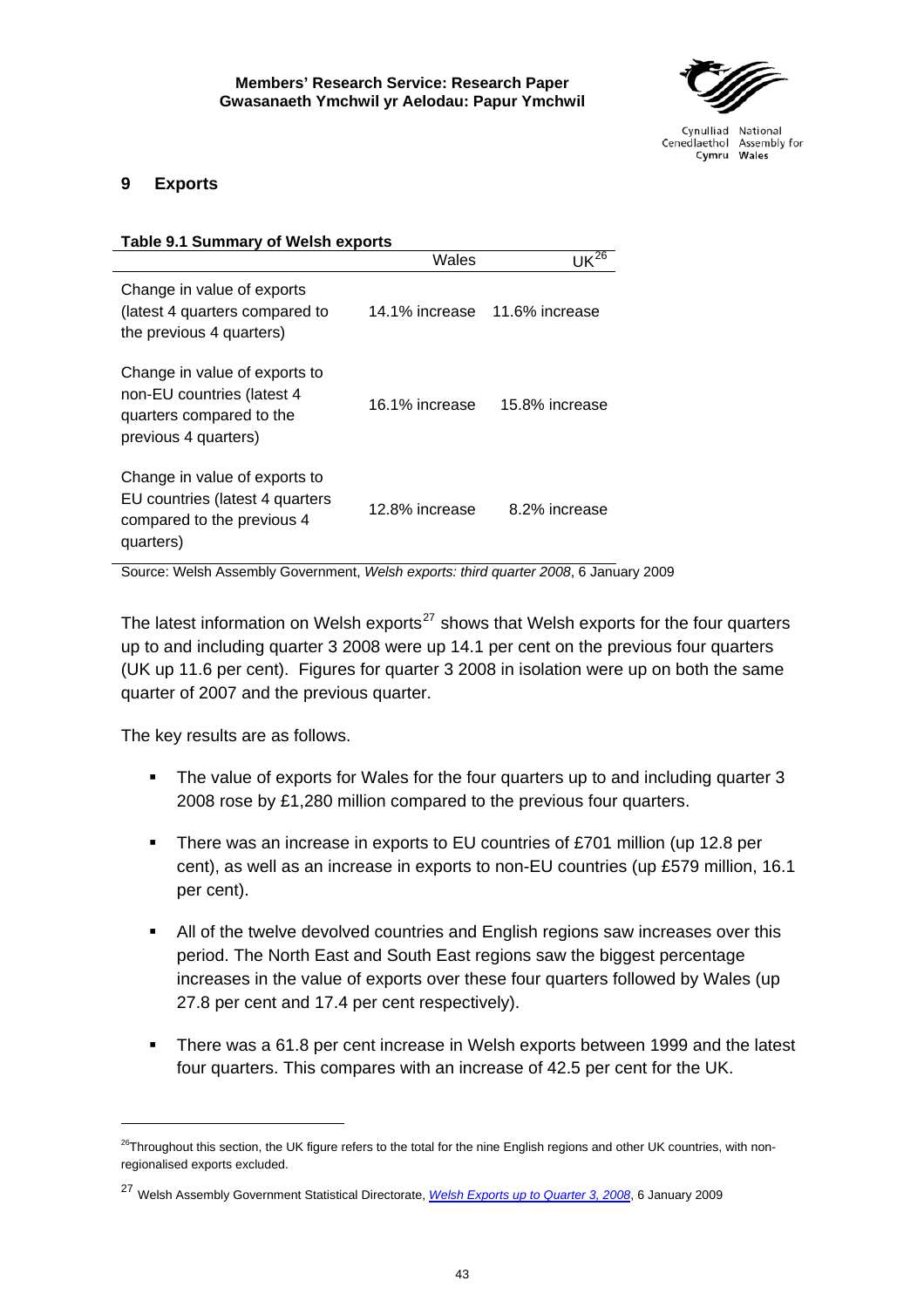## 9 Exports

**Table 9.1 Summary of Welsh exports**

| | Wales | UK[26] |
|---|---|---|
| Change in value of exports (latest 4 quarters compared to the previous 4 quarters) | 14.1% increase | 11.6% increase |
| Change in value of exports to non-EU countries (latest 4 quarters compared to the previous 4 quarters) | 16.1% increase | 15.8% increase |
| Change in value of exports to EU countries (latest 4 quarters compared to the previous 4 quarters) | 12.8% increase | 8.2% increase |

Source: Welsh Assembly Government, *Welsh exports: third quarter 2008*, 6 January 2009

The latest information on Welsh exports[27] shows that Welsh exports for the four quarters up to and including quarter 3 2008 were up 14.1 per cent on the previous four quarters (UK up 11.6 per cent). Figures for quarter 3 2008 in isolation were up on both the same quarter of 2007 and the previous quarter.

The key results are as follows.

- The value of exports for Wales for the four quarters up to and including quarter 3 2008 rose by £1,280 million compared to the previous four quarters.
- There was an increase in exports to EU countries of £701 million (up 12.8 per cent), as well as an increase in exports to non-EU countries (up £579 million, 16.1 per cent).
- All of the twelve devolved countries and English regions saw increases over this period. The North East and South East regions saw the biggest percentage increases in the value of exports over these four quarters followed by Wales (up 27.8 per cent and 17.4 per cent respectively).
- There was a 61.8 per cent increase in Welsh exports between 1999 and the latest four quarters. This compares with an increase of 42.5 per cent for the UK.

---

[26] Throughout this section, the UK figure refers to the total for the nine English regions and other UK countries, with non-regionalised exports excluded.

[27] Welsh Assembly Government Statistical Directorate, *Welsh Exports up to Quarter 3, 2008*, 6 January 2009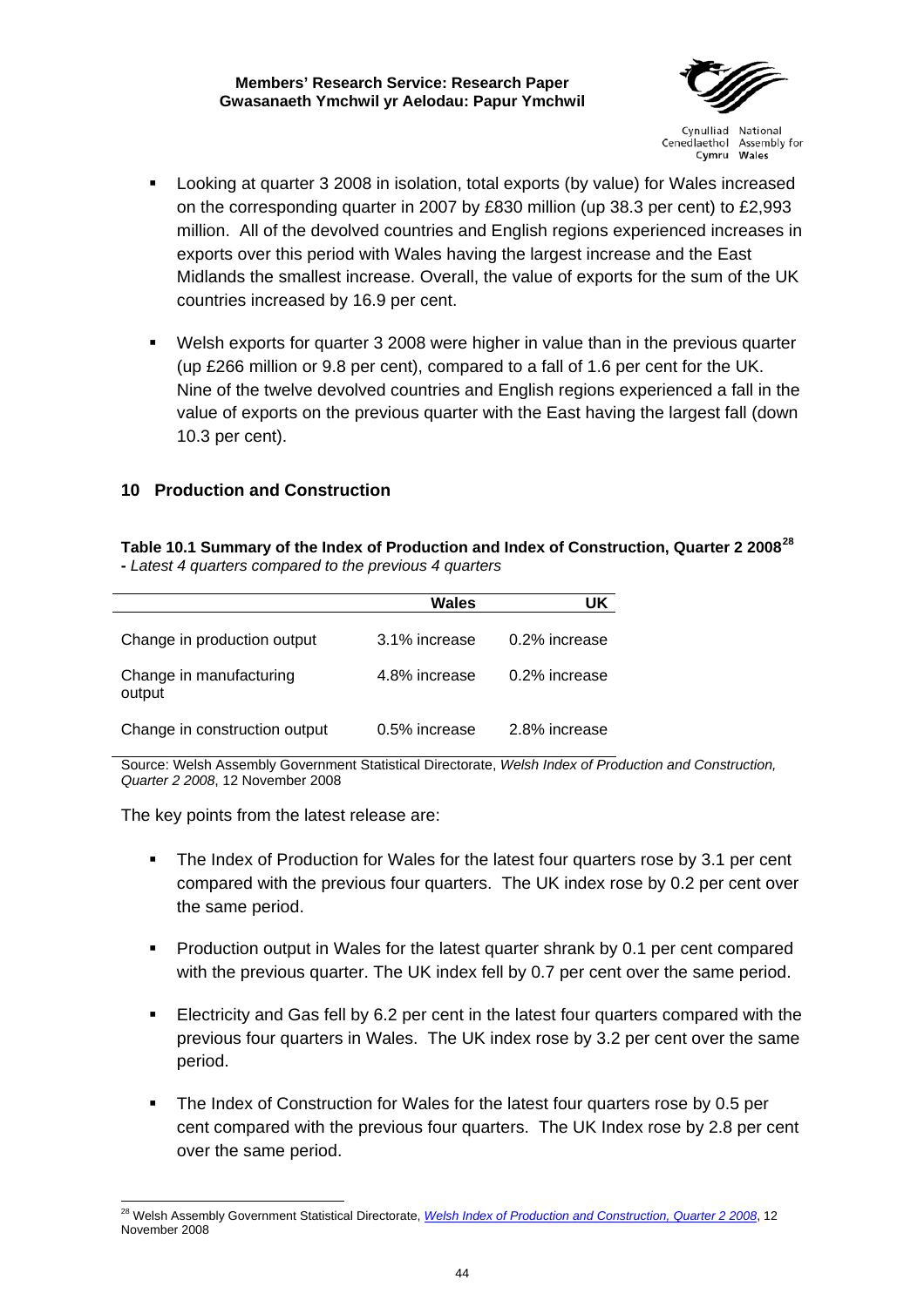- Looking at quarter 3 2008 in isolation, total exports (by value) for Wales increased on the corresponding quarter in 2007 by £830 million (up 38.3 per cent) to £2,993 million. All of the devolved countries and English regions experienced increases in exports over this period with Wales having the largest increase and the East Midlands the smallest increase. Overall, the value of exports for the sum of the UK countries increased by 16.9 per cent.

- Welsh exports for quarter 3 2008 were higher in value than in the previous quarter (up £266 million or 9.8 per cent), compared to a fall of 1.6 per cent for the UK. Nine of the twelve devolved countries and English regions experienced a fall in the value of exports on the previous quarter with the East having the largest fall (down 10.3 per cent).

## 10 Production and Construction

**Table 10.1 Summary of the Index of Production and Index of Construction, Quarter 2 2008[28]**
**-** *Latest 4 quarters compared to the previous 4 quarters*

| | Wales | UK |
|---|---|---|
| Change in production output | 3.1% increase | 0.2% increase |
| Change in manufacturing output | 4.8% increase | 0.2% increase |
| Change in construction output | 0.5% increase | 2.8% increase |

Source: Welsh Assembly Government Statistical Directorate, *Welsh Index of Production and Construction, Quarter 2 2008*, 12 November 2008

The key points from the latest release are:

- The Index of Production for Wales for the latest four quarters rose by 3.1 per cent compared with the previous four quarters. The UK index rose by 0.2 per cent over the same period.

- Production output in Wales for the latest quarter shrank by 0.1 per cent compared with the previous quarter. The UK index fell by 0.7 per cent over the same period.

- Electricity and Gas fell by 6.2 per cent in the latest four quarters compared with the previous four quarters in Wales. The UK index rose by 3.2 per cent over the same period.

- The Index of Construction for Wales for the latest four quarters rose by 0.5 per cent compared with the previous four quarters. The UK Index rose by 2.8 per cent over the same period.

[28] Welsh Assembly Government Statistical Directorate, *Welsh Index of Production and Construction, Quarter 2 2008*, 12 November 2008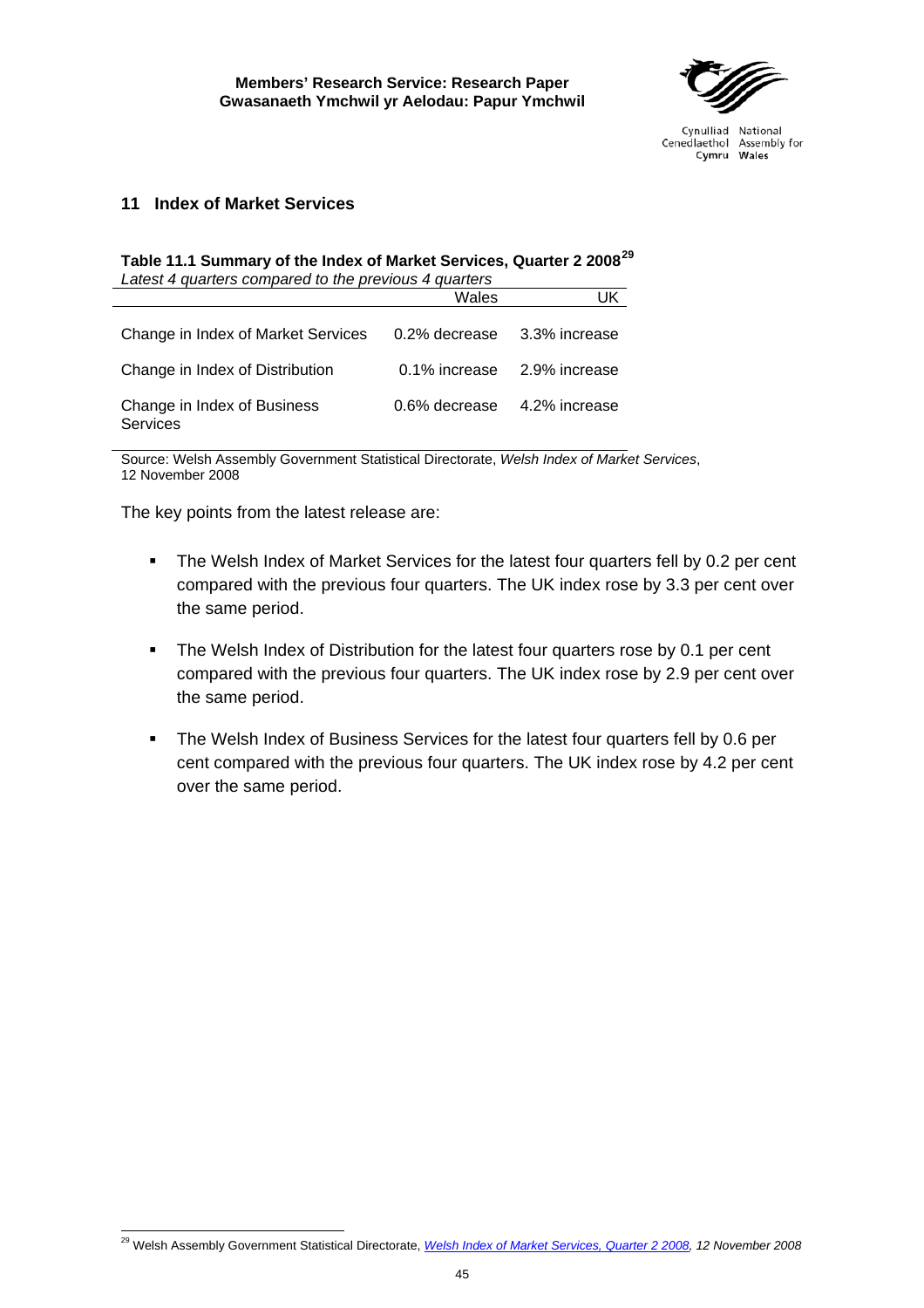## 11 Index of Market Services

**Table 11.1 Summary of the Index of Market Services, Quarter 2 2008**[29]

*Latest 4 quarters compared to the previous 4 quarters*

| | Wales | UK |
|---|---|---|
| Change in Index of Market Services | 0.2% decrease | 3.3% increase |
| Change in Index of Distribution | 0.1% increase | 2.9% increase |
| Change in Index of Business Services | 0.6% decrease | 4.2% increase |

Source: Welsh Assembly Government Statistical Directorate, *Welsh Index of Market Services*, 12 November 2008

The key points from the latest release are:

- The Welsh Index of Market Services for the latest four quarters fell by 0.2 per cent compared with the previous four quarters. The UK index rose by 3.3 per cent over the same period.
- The Welsh Index of Distribution for the latest four quarters rose by 0.1 per cent compared with the previous four quarters. The UK index rose by 2.9 per cent over the same period.
- The Welsh Index of Business Services for the latest four quarters fell by 0.6 per cent compared with the previous four quarters. The UK index rose by 4.2 per cent over the same period.

---

[29] Welsh Assembly Government Statistical Directorate, *Welsh Index of Market Services, Quarter 2 2008, 12 November 2008*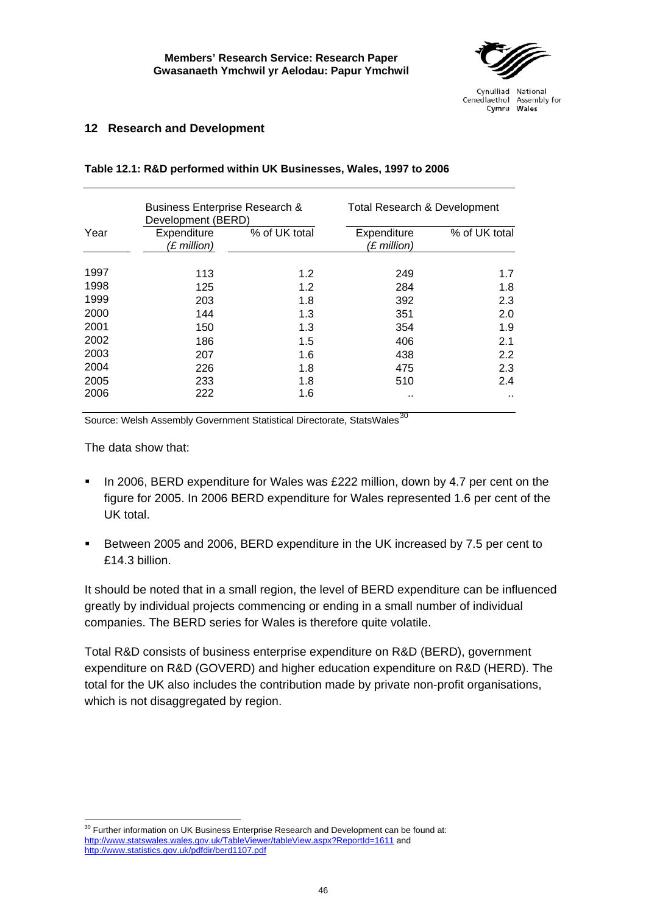## 12 Research and Development

**Table 12.1: R&D performed within UK Businesses, Wales, 1997 to 2006**

| Year | Business Enterprise Research & Development (BERD) | | Total Research & Development | |
|---|---|---|---|---|
| | Expenditure *(£ million)* | % of UK total | Expenditure *(£ million)* | % of UK total |
| 1997 | 113 | 1.2 | 249 | 1.7 |
| 1998 | 125 | 1.2 | 284 | 1.8 |
| 1999 | 203 | 1.8 | 392 | 2.3 |
| 2000 | 144 | 1.3 | 351 | 2.0 |
| 2001 | 150 | 1.3 | 354 | 1.9 |
| 2002 | 186 | 1.5 | 406 | 2.1 |
| 2003 | 207 | 1.6 | 438 | 2.2 |
| 2004 | 226 | 1.8 | 475 | 2.3 |
| 2005 | 233 | 1.8 | 510 | 2.4 |
| 2006 | 222 | 1.6 | .. | .. |

Source: Welsh Assembly Government Statistical Directorate, StatsWales[30]

The data show that:

- In 2006, BERD expenditure for Wales was £222 million, down by 4.7 per cent on the figure for 2005. In 2006 BERD expenditure for Wales represented 1.6 per cent of the UK total.
- Between 2005 and 2006, BERD expenditure in the UK increased by 7.5 per cent to £14.3 billion.

It should be noted that in a small region, the level of BERD expenditure can be influenced greatly by individual projects commencing or ending in a small number of individual companies. The BERD series for Wales is therefore quite volatile.

Total R&D consists of business enterprise expenditure on R&D (BERD), government expenditure on R&D (GOVERD) and higher education expenditure on R&D (HERD). The total for the UK also includes the contribution made by private non-profit organisations, which is not disaggregated by region.

[30] Further information on UK Business Enterprise Research and Development can be found at: http://www.statswales.wales.gov.uk/TableViewer/tableView.aspx?ReportId=1611 and http://www.statistics.gov.uk/pdfdir/berd1107.pdf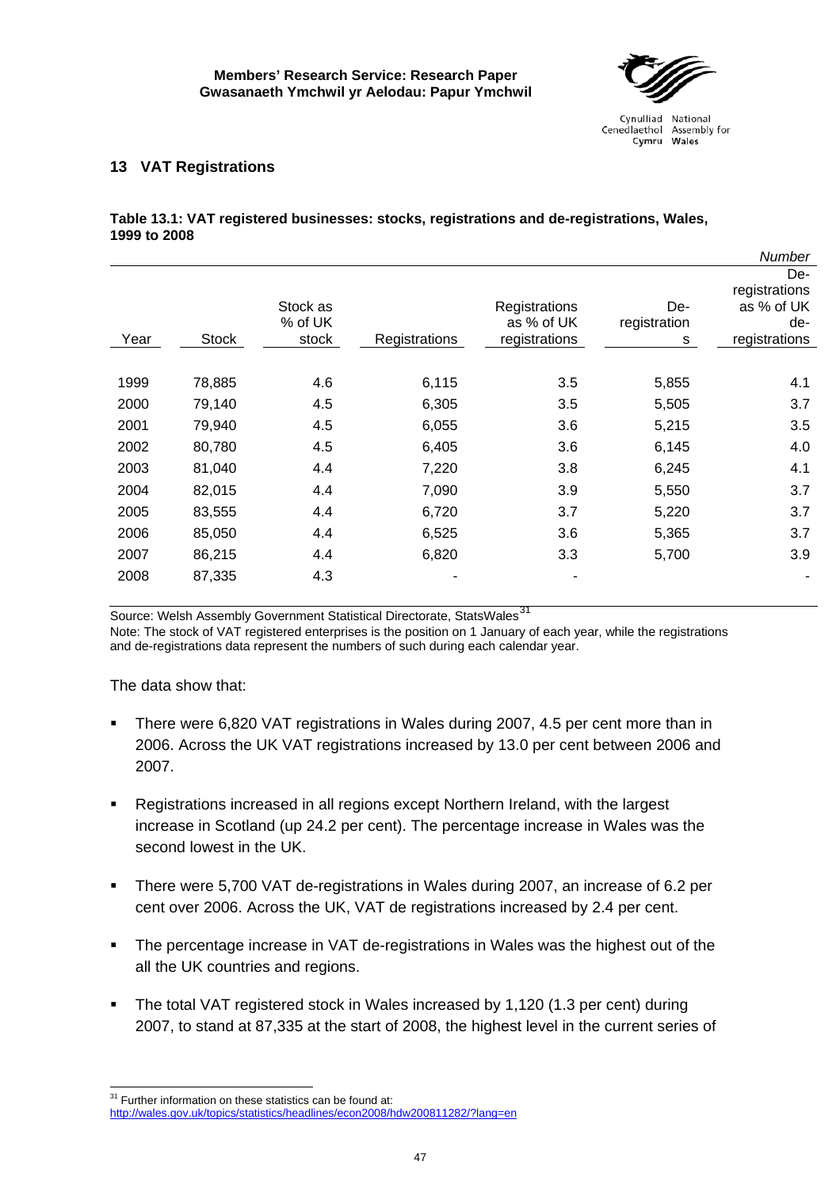## 13 VAT Registrations

**Table 13.1: VAT registered businesses: stocks, registrations and de-registrations, Wales, 1999 to 2008**

*Number*

| Year | Stock | Stock as % of UK stock | Registrations | Registrations as % of UK registrations | De-registrations | De-registrations as % of UK de-registrations |
|---|---|---|---|---|---|---|
| 1999 | 78,885 | 4.6 | 6,115 | 3.5 | 5,855 | 4.1 |
| 2000 | 79,140 | 4.5 | 6,305 | 3.5 | 5,505 | 3.7 |
| 2001 | 79,940 | 4.5 | 6,055 | 3.6 | 5,215 | 3.5 |
| 2002 | 80,780 | 4.5 | 6,405 | 3.6 | 6,145 | 4.0 |
| 2003 | 81,040 | 4.4 | 7,220 | 3.8 | 6,245 | 4.1 |
| 2004 | 82,015 | 4.4 | 7,090 | 3.9 | 5,550 | 3.7 |
| 2005 | 83,555 | 4.4 | 6,720 | 3.7 | 5,220 | 3.7 |
| 2006 | 85,050 | 4.4 | 6,525 | 3.6 | 5,365 | 3.7 |
| 2007 | 86,215 | 4.4 | 6,820 | 3.3 | 5,700 | 3.9 |
| 2008 | 87,335 | 4.3 | - | - | | - |

Source: Welsh Assembly Government Statistical Directorate, StatsWales[31]

Note: The stock of VAT registered enterprises is the position on 1 January of each year, while the registrations and de-registrations data represent the numbers of such during each calendar year.

The data show that:

- There were 6,820 VAT registrations in Wales during 2007, 4.5 per cent more than in 2006. Across the UK VAT registrations increased by 13.0 per cent between 2006 and 2007.
- Registrations increased in all regions except Northern Ireland, with the largest increase in Scotland (up 24.2 per cent). The percentage increase in Wales was the second lowest in the UK.
- There were 5,700 VAT de-registrations in Wales during 2007, an increase of 6.2 per cent over 2006. Across the UK, VAT de registrations increased by 2.4 per cent.
- The percentage increase in VAT de-registrations in Wales was the highest out of the all the UK countries and regions.
- The total VAT registered stock in Wales increased by 1,120 (1.3 per cent) during 2007, to stand at 87,335 at the start of 2008, the highest level in the current series of

[31] Further information on these statistics can be found at: http://wales.gov.uk/topics/statistics/headlines/econ2008/hdw200811282/?lang=en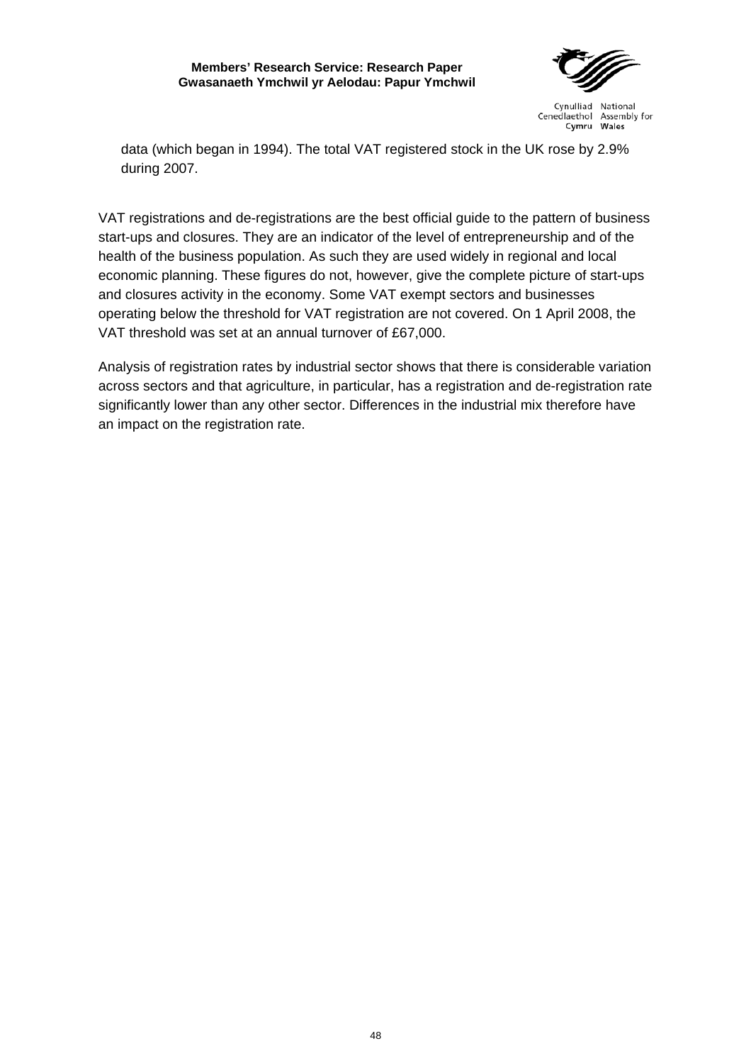data (which began in 1994). The total VAT registered stock in the UK rose by 2.9% during 2007.

VAT registrations and de-registrations are the best official guide to the pattern of business start-ups and closures. They are an indicator of the level of entrepreneurship and of the health of the business population. As such they are used widely in regional and local economic planning. These figures do not, however, give the complete picture of start-ups and closures activity in the economy. Some VAT exempt sectors and businesses operating below the threshold for VAT registration are not covered. On 1 April 2008, the VAT threshold was set at an annual turnover of £67,000.

Analysis of registration rates by industrial sector shows that there is considerable variation across sectors and that agriculture, in particular, has a registration and de-registration rate significantly lower than any other sector. Differences in the industrial mix therefore have an impact on the registration rate.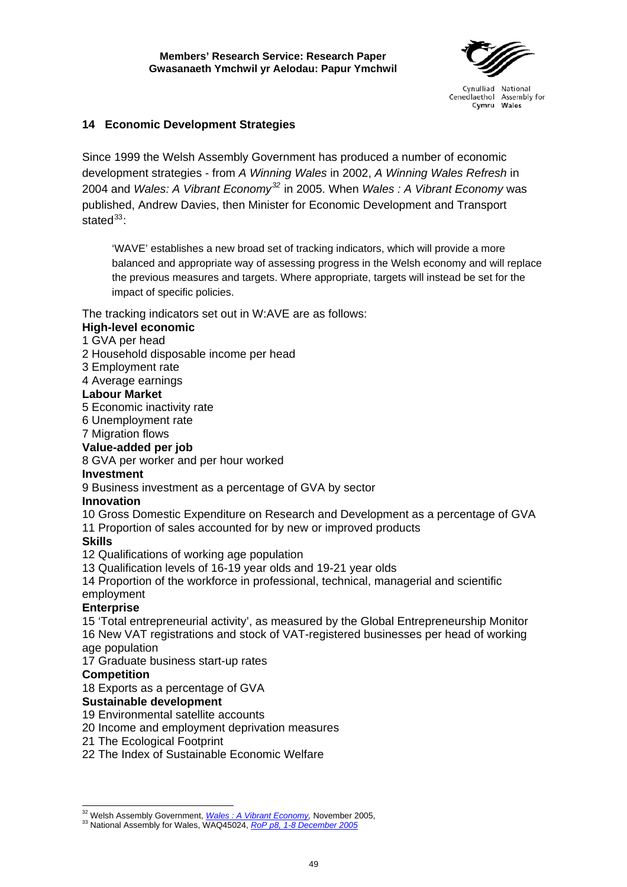## 14 Economic Development Strategies

Since 1999 the Welsh Assembly Government has produced a number of economic development strategies - from *A Winning Wales* in 2002, *A Winning Wales Refresh* in 2004 and *Wales: A Vibrant Economy*[32] in 2005. When *Wales : A Vibrant Economy* was published, Andrew Davies, then Minister for Economic Development and Transport stated[33]:

> 'WAVE' establishes a new broad set of tracking indicators, which will provide a more balanced and appropriate way of assessing progress in the Welsh economy and will replace the previous measures and targets. Where appropriate, targets will instead be set for the impact of specific policies.

The tracking indicators set out in W:AVE are as follows:

**High-level economic**

1 GVA per head
2 Household disposable income per head
3 Employment rate
4 Average earnings

**Labour Market**

5 Economic inactivity rate
6 Unemployment rate
7 Migration flows

**Value-added per job**

8 GVA per worker and per hour worked

**Investment**

9 Business investment as a percentage of GVA by sector

**Innovation**

10 Gross Domestic Expenditure on Research and Development as a percentage of GVA
11 Proportion of sales accounted for by new or improved products

**Skills**

12 Qualifications of working age population
13 Qualification levels of 16-19 year olds and 19-21 year olds
14 Proportion of the workforce in professional, technical, managerial and scientific employment

**Enterprise**

15 'Total entrepreneurial activity', as measured by the Global Entrepreneurship Monitor
16 New VAT registrations and stock of VAT-registered businesses per head of working age population
17 Graduate business start-up rates

**Competition**

18 Exports as a percentage of GVA

**Sustainable development**

19 Environmental satellite accounts
20 Income and employment deprivation measures
21 The Ecological Footprint
22 The Index of Sustainable Economic Welfare

---

[32] Welsh Assembly Government, *Wales : A Vibrant Economy,* November 2005,
[33] National Assembly for Wales, WAQ45024, *RoP p8, 1-8 December 2005*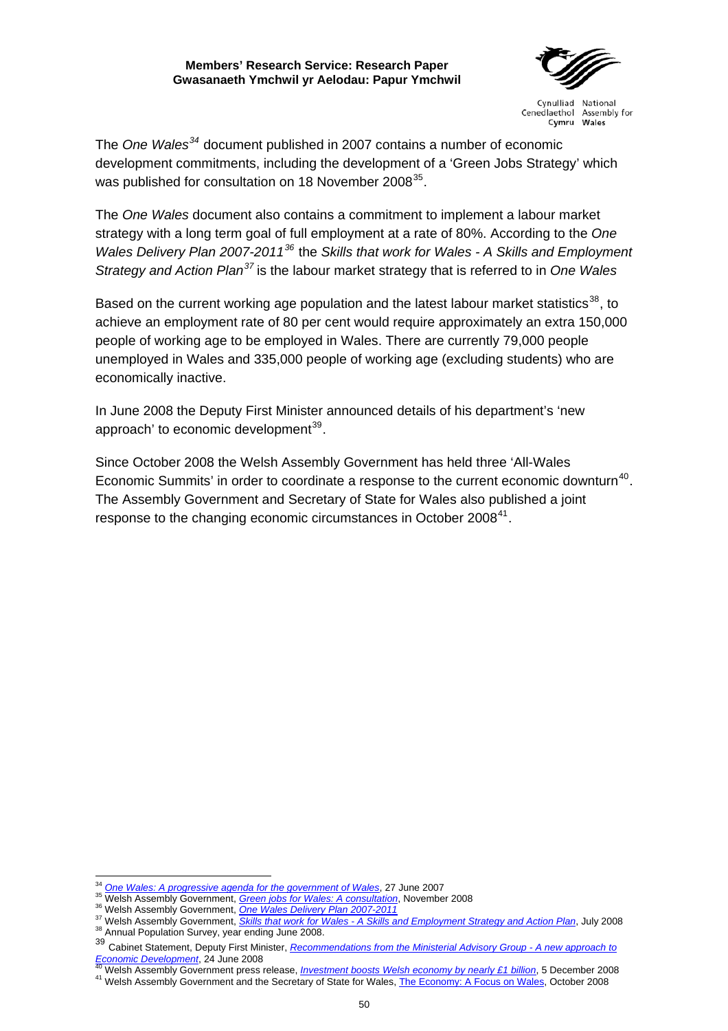The *One Wales*[34] document published in 2007 contains a number of economic development commitments, including the development of a 'Green Jobs Strategy' which was published for consultation on 18 November 2008[35].

The *One Wales* document also contains a commitment to implement a labour market strategy with a long term goal of full employment at a rate of 80%. According to the *One Wales Delivery Plan 2007-2011*[36] the *Skills that work for Wales - A Skills and Employment Strategy and Action Plan*[37] is the labour market strategy that is referred to in *One Wales*

Based on the current working age population and the latest labour market statistics[38], to achieve an employment rate of 80 per cent would require approximately an extra 150,000 people of working age to be employed in Wales. There are currently 79,000 people unemployed in Wales and 335,000 people of working age (excluding students) who are economically inactive.

In June 2008 the Deputy First Minister announced details of his department's 'new approach' to economic development[39].

Since October 2008 the Welsh Assembly Government has held three 'All-Wales Economic Summits' in order to coordinate a response to the current economic downturn[40]. The Assembly Government and Secretary of State for Wales also published a joint response to the changing economic circumstances in October 2008[41].

---

[34] *One Wales: A progressive agenda for the government of Wales*, 27 June 2007

[35] Welsh Assembly Government, *Green jobs for Wales: A consultation*, November 2008

[36] Welsh Assembly Government, *One Wales Delivery Plan 2007-2011*

[37] Welsh Assembly Government, *Skills that work for Wales - A Skills and Employment Strategy and Action Plan*, July 2008

[38] Annual Population Survey, year ending June 2008.

[39] Cabinet Statement, Deputy First Minister, *Recommendations from the Ministerial Advisory Group - A new approach to Economic Development*, 24 June 2008

[40] Welsh Assembly Government press release, *Investment boosts Welsh economy by nearly £1 billion*, 5 December 2008

[41] Welsh Assembly Government and the Secretary of State for Wales, The Economy: A Focus on Wales, October 2008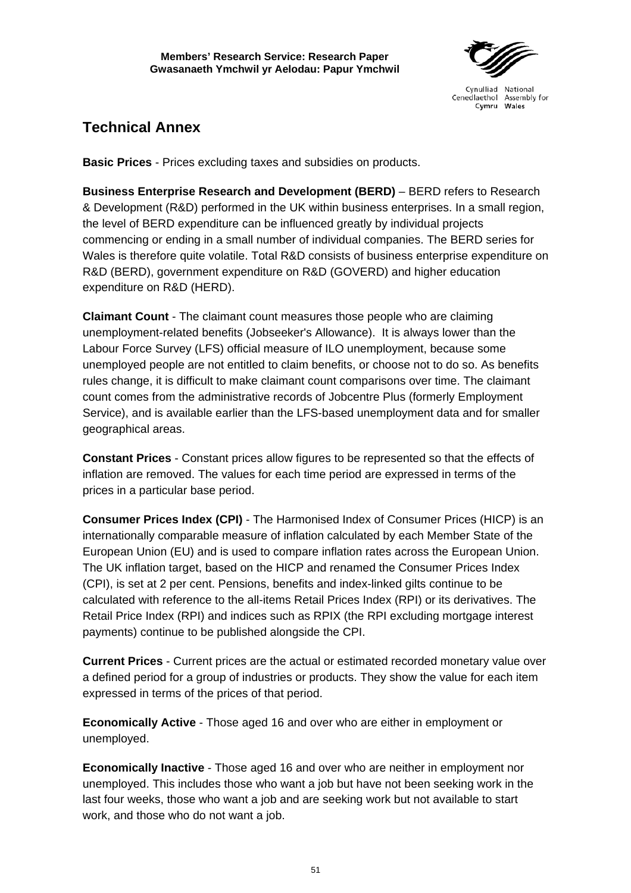## Technical Annex

**Basic Prices** - Prices excluding taxes and subsidies on products.

**Business Enterprise Research and Development (BERD)** – BERD refers to Research & Development (R&D) performed in the UK within business enterprises. In a small region, the level of BERD expenditure can be influenced greatly by individual projects commencing or ending in a small number of individual companies. The BERD series for Wales is therefore quite volatile. Total R&D consists of business enterprise expenditure on R&D (BERD), government expenditure on R&D (GOVERD) and higher education expenditure on R&D (HERD).

**Claimant Count** - The claimant count measures those people who are claiming unemployment-related benefits (Jobseeker's Allowance). It is always lower than the Labour Force Survey (LFS) official measure of ILO unemployment, because some unemployed people are not entitled to claim benefits, or choose not to do so. As benefits rules change, it is difficult to make claimant count comparisons over time. The claimant count comes from the administrative records of Jobcentre Plus (formerly Employment Service), and is available earlier than the LFS-based unemployment data and for smaller geographical areas.

**Constant Prices** - Constant prices allow figures to be represented so that the effects of inflation are removed. The values for each time period are expressed in terms of the prices in a particular base period.

**Consumer Prices Index (CPI)** - The Harmonised Index of Consumer Prices (HICP) is an internationally comparable measure of inflation calculated by each Member State of the European Union (EU) and is used to compare inflation rates across the European Union. The UK inflation target, based on the HICP and renamed the Consumer Prices Index (CPI), is set at 2 per cent. Pensions, benefits and index-linked gilts continue to be calculated with reference to the all-items Retail Prices Index (RPI) or its derivatives. The Retail Price Index (RPI) and indices such as RPIX (the RPI excluding mortgage interest payments) continue to be published alongside the CPI.

**Current Prices** - Current prices are the actual or estimated recorded monetary value over a defined period for a group of industries or products. They show the value for each item expressed in terms of the prices of that period.

**Economically Active** - Those aged 16 and over who are either in employment or unemployed.

**Economically Inactive** - Those aged 16 and over who are neither in employment nor unemployed. This includes those who want a job but have not been seeking work in the last four weeks, those who want a job and are seeking work but not available to start work, and those who do not want a job.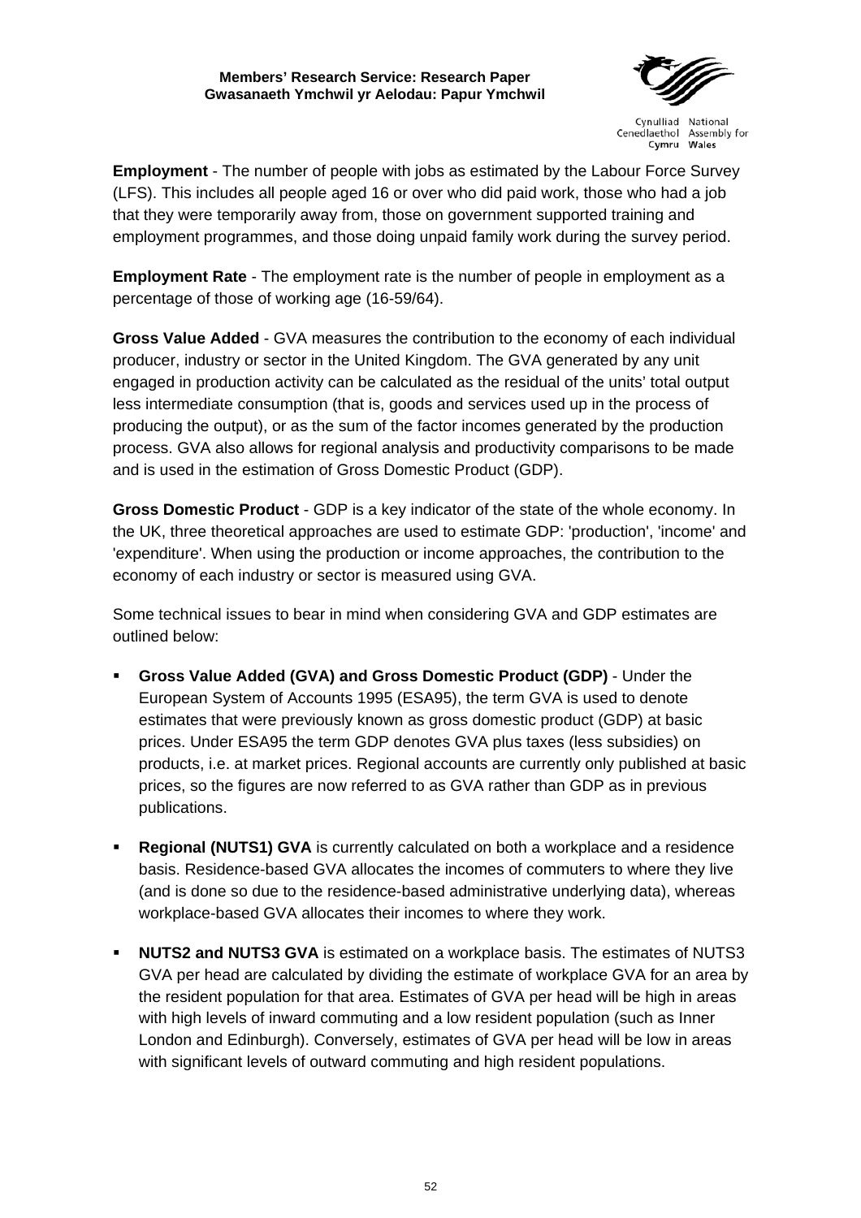**Employment** - The number of people with jobs as estimated by the Labour Force Survey (LFS). This includes all people aged 16 or over who did paid work, those who had a job that they were temporarily away from, those on government supported training and employment programmes, and those doing unpaid family work during the survey period.

**Employment Rate** - The employment rate is the number of people in employment as a percentage of those of working age (16-59/64).

**Gross Value Added** - GVA measures the contribution to the economy of each individual producer, industry or sector in the United Kingdom. The GVA generated by any unit engaged in production activity can be calculated as the residual of the units' total output less intermediate consumption (that is, goods and services used up in the process of producing the output), or as the sum of the factor incomes generated by the production process. GVA also allows for regional analysis and productivity comparisons to be made and is used in the estimation of Gross Domestic Product (GDP).

**Gross Domestic Product** - GDP is a key indicator of the state of the whole economy. In the UK, three theoretical approaches are used to estimate GDP: 'production', 'income' and 'expenditure'. When using the production or income approaches, the contribution to the economy of each industry or sector is measured using GVA.

Some technical issues to bear in mind when considering GVA and GDP estimates are outlined below:

- **Gross Value Added (GVA) and Gross Domestic Product (GDP)** - Under the European System of Accounts 1995 (ESA95), the term GVA is used to denote estimates that were previously known as gross domestic product (GDP) at basic prices. Under ESA95 the term GDP denotes GVA plus taxes (less subsidies) on products, i.e. at market prices. Regional accounts are currently only published at basic prices, so the figures are now referred to as GVA rather than GDP as in previous publications.

- **Regional (NUTS1) GVA** is currently calculated on both a workplace and a residence basis. Residence-based GVA allocates the incomes of commuters to where they live (and is done so due to the residence-based administrative underlying data), whereas workplace-based GVA allocates their incomes to where they work.

- **NUTS2 and NUTS3 GVA** is estimated on a workplace basis. The estimates of NUTS3 GVA per head are calculated by dividing the estimate of workplace GVA for an area by the resident population for that area. Estimates of GVA per head will be high in areas with high levels of inward commuting and a low resident population (such as Inner London and Edinburgh). Conversely, estimates of GVA per head will be low in areas with significant levels of outward commuting and high resident populations.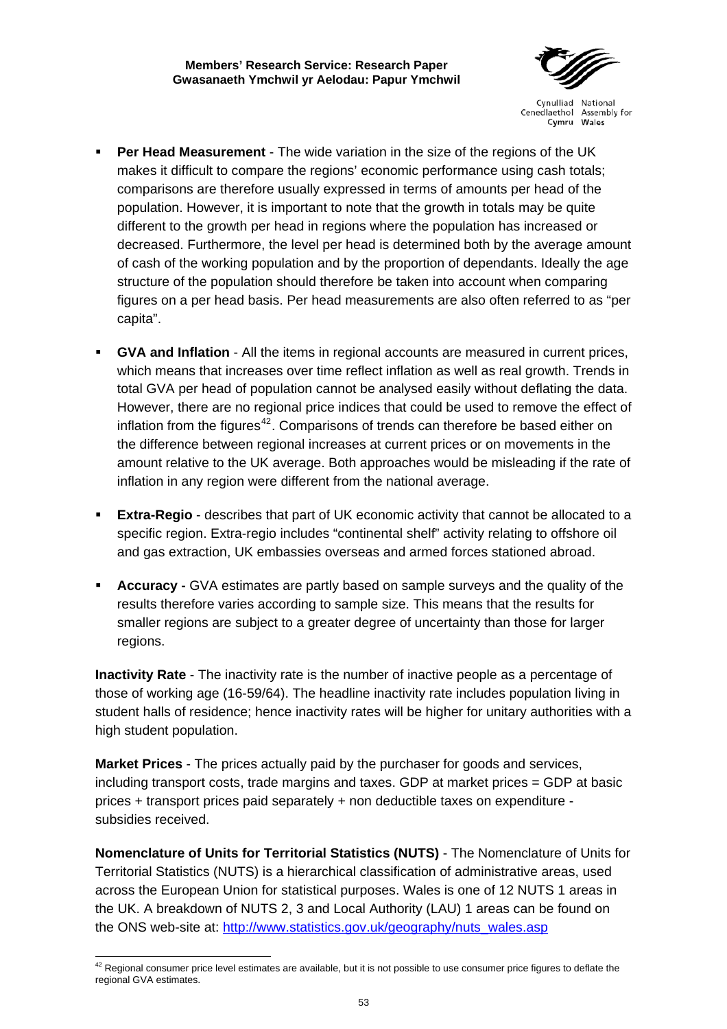- **Per Head Measurement** - The wide variation in the size of the regions of the UK makes it difficult to compare the regions' economic performance using cash totals; comparisons are therefore usually expressed in terms of amounts per head of the population. However, it is important to note that the growth in totals may be quite different to the growth per head in regions where the population has increased or decreased. Furthermore, the level per head is determined both by the average amount of cash of the working population and by the proportion of dependants. Ideally the age structure of the population should therefore be taken into account when comparing figures on a per head basis. Per head measurements are also often referred to as "per capita".

- **GVA and Inflation** - All the items in regional accounts are measured in current prices, which means that increases over time reflect inflation as well as real growth. Trends in total GVA per head of population cannot be analysed easily without deflating the data. However, there are no regional price indices that could be used to remove the effect of inflation from the figures[42]. Comparisons of trends can therefore be based either on the difference between regional increases at current prices or on movements in the amount relative to the UK average. Both approaches would be misleading if the rate of inflation in any region were different from the national average.

- **Extra-Regio** - describes that part of UK economic activity that cannot be allocated to a specific region. Extra-regio includes "continental shelf" activity relating to offshore oil and gas extraction, UK embassies overseas and armed forces stationed abroad.

- **Accuracy -** GVA estimates are partly based on sample surveys and the quality of the results therefore varies according to sample size. This means that the results for smaller regions are subject to a greater degree of uncertainty than those for larger regions.

**Inactivity Rate** - The inactivity rate is the number of inactive people as a percentage of those of working age (16-59/64). The headline inactivity rate includes population living in student halls of residence; hence inactivity rates will be higher for unitary authorities with a high student population.

**Market Prices** - The prices actually paid by the purchaser for goods and services, including transport costs, trade margins and taxes. GDP at market prices = GDP at basic prices + transport prices paid separately + non deductible taxes on expenditure - subsidies received.

**Nomenclature of Units for Territorial Statistics (NUTS)** - The Nomenclature of Units for Territorial Statistics (NUTS) is a hierarchical classification of administrative areas, used across the European Union for statistical purposes. Wales is one of 12 NUTS 1 areas in the UK. A breakdown of NUTS 2, 3 and Local Authority (LAU) 1 areas can be found on the ONS web-site at: http://www.statistics.gov.uk/geography/nuts_wales.asp

---

[42] Regional consumer price level estimates are available, but it is not possible to use consumer price figures to deflate the regional GVA estimates.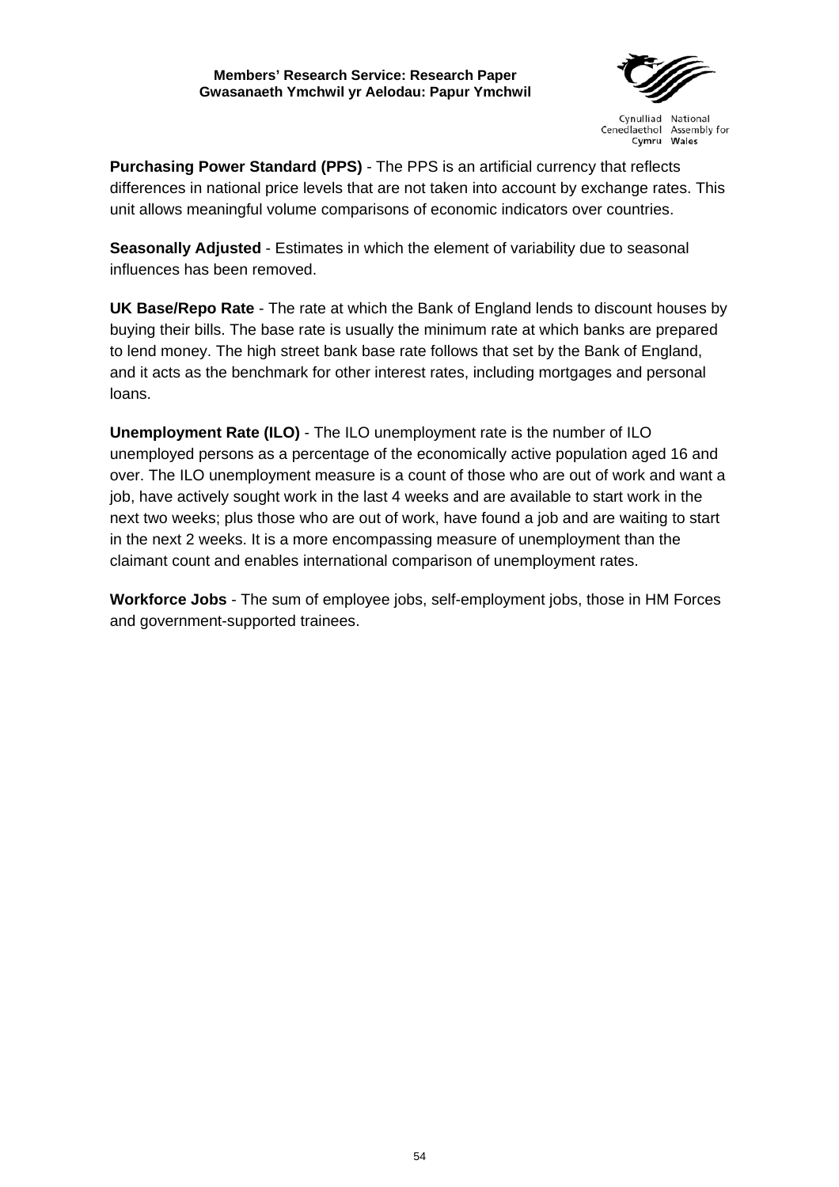**Purchasing Power Standard (PPS)** - The PPS is an artificial currency that reflects differences in national price levels that are not taken into account by exchange rates. This unit allows meaningful volume comparisons of economic indicators over countries.

**Seasonally Adjusted** - Estimates in which the element of variability due to seasonal influences has been removed.

**UK Base/Repo Rate** - The rate at which the Bank of England lends to discount houses by buying their bills. The base rate is usually the minimum rate at which banks are prepared to lend money. The high street bank base rate follows that set by the Bank of England, and it acts as the benchmark for other interest rates, including mortgages and personal loans.

**Unemployment Rate (ILO)** - The ILO unemployment rate is the number of ILO unemployed persons as a percentage of the economically active population aged 16 and over. The ILO unemployment measure is a count of those who are out of work and want a job, have actively sought work in the last 4 weeks and are available to start work in the next two weeks; plus those who are out of work, have found a job and are waiting to start in the next 2 weeks. It is a more encompassing measure of unemployment than the claimant count and enables international comparison of unemployment rates.

**Workforce Jobs** - The sum of employee jobs, self-employment jobs, those in HM Forces and government-supported trainees.